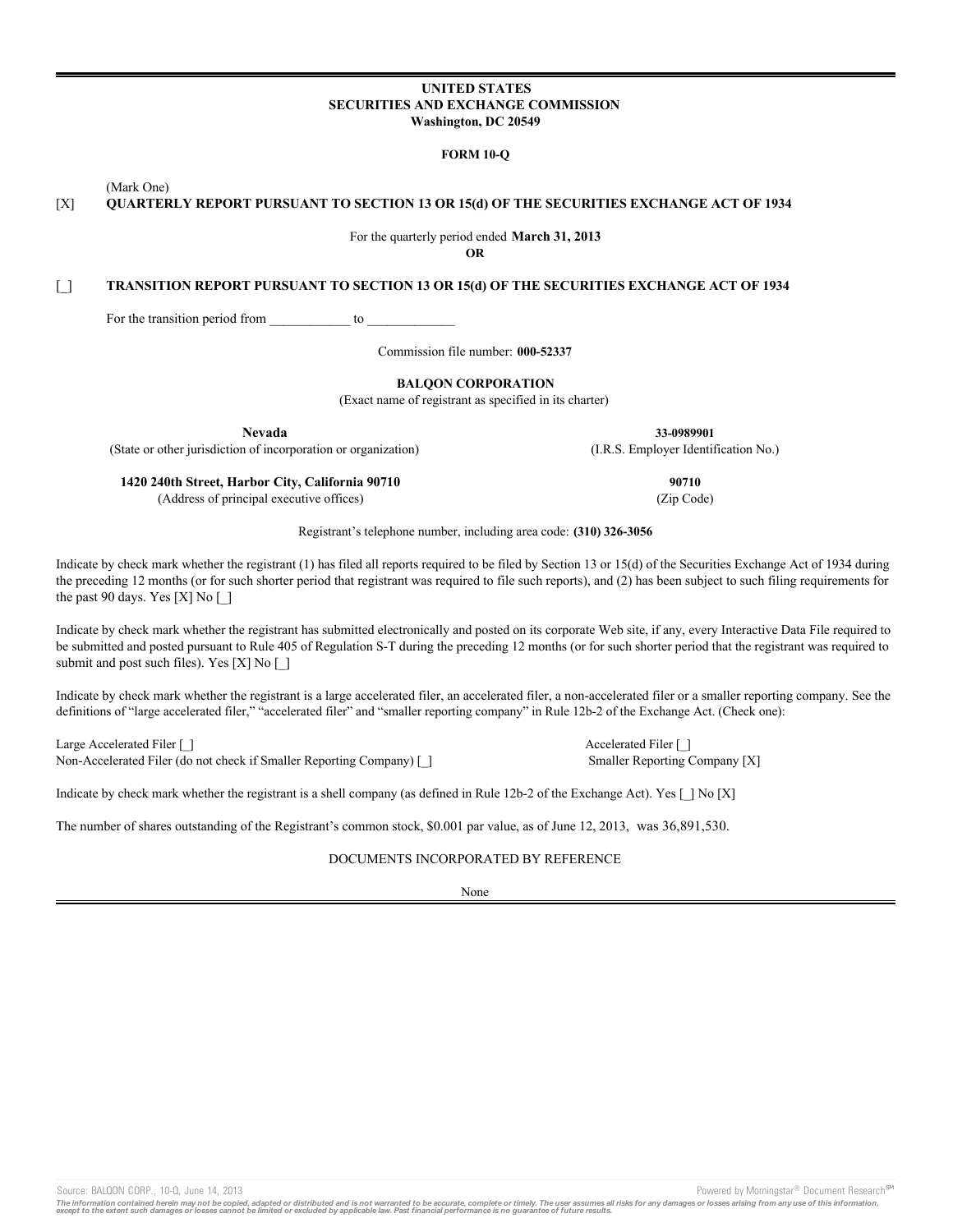**UNITED STATES**
**SECURITIES AND EXCHANGE COMMISSION**
**Washington, DC 20549**

**FORM 10-Q**

(Mark One)

[X] **QUARTERLY REPORT PURSUANT TO SECTION 13 OR 15(d) OF THE SECURITIES EXCHANGE ACT OF 1934**

For the quarterly period ended **March 31, 2013**

**OR**

[_] **TRANSITION REPORT PURSUANT TO SECTION 13 OR 15(d) OF THE SECURITIES EXCHANGE ACT OF 1934**

For the transition period from ____________ to _____________

Commission file number: **000-52337**

**BALQON CORPORATION**
(Exact name of registrant as specified in its charter)

| | |
|---|---|
| **Nevada** | **33-0989901** |
| (State or other jurisdiction of incorporation or organization) | (I.R.S. Employer Identification No.) |
| **1420 240th Street, Harbor City, California 90710** | **90710** |
| (Address of principal executive offices) | (Zip Code) |

Registrant's telephone number, including area code: **(310) 326-3056**

Indicate by check mark whether the registrant (1) has filed all reports required to be filed by Section 13 or 15(d) of the Securities Exchange Act of 1934 during the preceding 12 months (or for such shorter period that registrant was required to file such reports), and (2) has been subject to such filing requirements for the past 90 days. Yes [X] No [_]

Indicate by check mark whether the registrant has submitted electronically and posted on its corporate Web site, if any, every Interactive Data File required to be submitted and posted pursuant to Rule 405 of Regulation S-T during the preceding 12 months (or for such shorter period that the registrant was required to submit and post such files). Yes [X] No [_]

Indicate by check mark whether the registrant is a large accelerated filer, an accelerated filer, a non-accelerated filer or a smaller reporting company. See the definitions of "large accelerated filer," "accelerated filer" and "smaller reporting company" in Rule 12b-2 of the Exchange Act. (Check one):

| | |
|---|---|
| Large Accelerated Filer [_] | Accelerated Filer [_] |
| Non-Accelerated Filer (do not check if Smaller Reporting Company) [_] | Smaller Reporting Company [X] |

Indicate by check mark whether the registrant is a shell company (as defined in Rule 12b-2 of the Exchange Act). Yes [_] No [X]

The number of shares outstanding of the Registrant's common stock, $0.001 par value, as of June 12, 2013, was 36,891,530.

DOCUMENTS INCORPORATED BY REFERENCE

None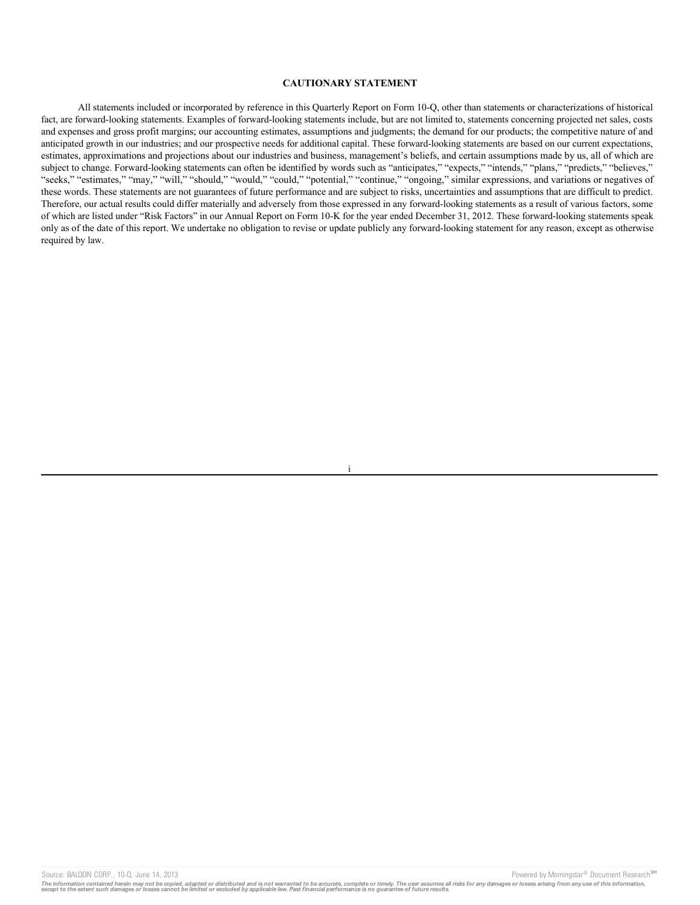## CAUTIONARY STATEMENT

All statements included or incorporated by reference in this Quarterly Report on Form 10-Q, other than statements or characterizations of historical fact, are forward-looking statements. Examples of forward-looking statements include, but are not limited to, statements concerning projected net sales, costs and expenses and gross profit margins; our accounting estimates, assumptions and judgments; the demand for our products; the competitive nature of and anticipated growth in our industries; and our prospective needs for additional capital. These forward-looking statements are based on our current expectations, estimates, approximations and projections about our industries and business, management's beliefs, and certain assumptions made by us, all of which are subject to change. Forward-looking statements can often be identified by words such as "anticipates," "expects," "intends," "plans," "predicts," "believes," "seeks," "estimates," "may," "will," "should," "would," "could," "potential," "continue," "ongoing," similar expressions, and variations or negatives of these words. These statements are not guarantees of future performance and are subject to risks, uncertainties and assumptions that are difficult to predict. Therefore, our actual results could differ materially and adversely from those expressed in any forward-looking statements as a result of various factors, some of which are listed under "Risk Factors" in our Annual Report on Form 10-K for the year ended December 31, 2012. These forward-looking statements speak only as of the date of this report. We undertake no obligation to revise or update publicly any forward-looking statement for any reason, except as otherwise required by law.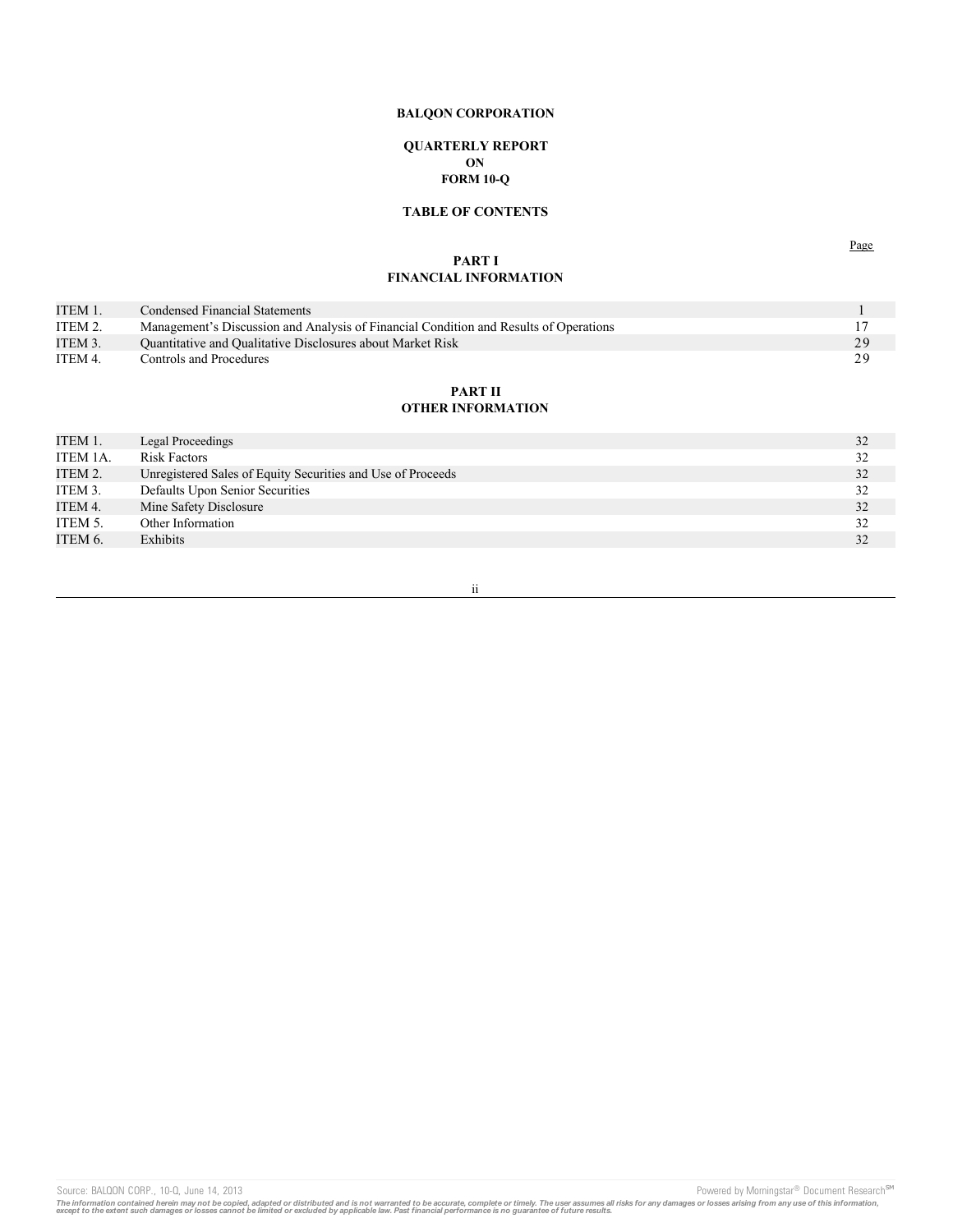**BALQON CORPORATION**

**QUARTERLY REPORT**
**ON**
**FORM 10-Q**

**TABLE OF CONTENTS**

| | | Page |
|---|---|---|

**PART I**
**FINANCIAL INFORMATION**

| | | |
|---|---|---|
| ITEM 1. | Condensed Financial Statements | 1 |
| ITEM 2. | Management's Discussion and Analysis of Financial Condition and Results of Operations | 17 |
| ITEM 3. | Quantitative and Qualitative Disclosures about Market Risk | 29 |
| ITEM 4. | Controls and Procedures | 29 |

**PART II**
**OTHER INFORMATION**

| | | |
|---|---|---|
| ITEM 1. | Legal Proceedings | 32 |
| ITEM 1A. | Risk Factors | 32 |
| ITEM 2. | Unregistered Sales of Equity Securities and Use of Proceeds | 32 |
| ITEM 3. | Defaults Upon Senior Securities | 32 |
| ITEM 4. | Mine Safety Disclosure | 32 |
| ITEM 5. | Other Information | 32 |
| ITEM 6. | Exhibits | 32 |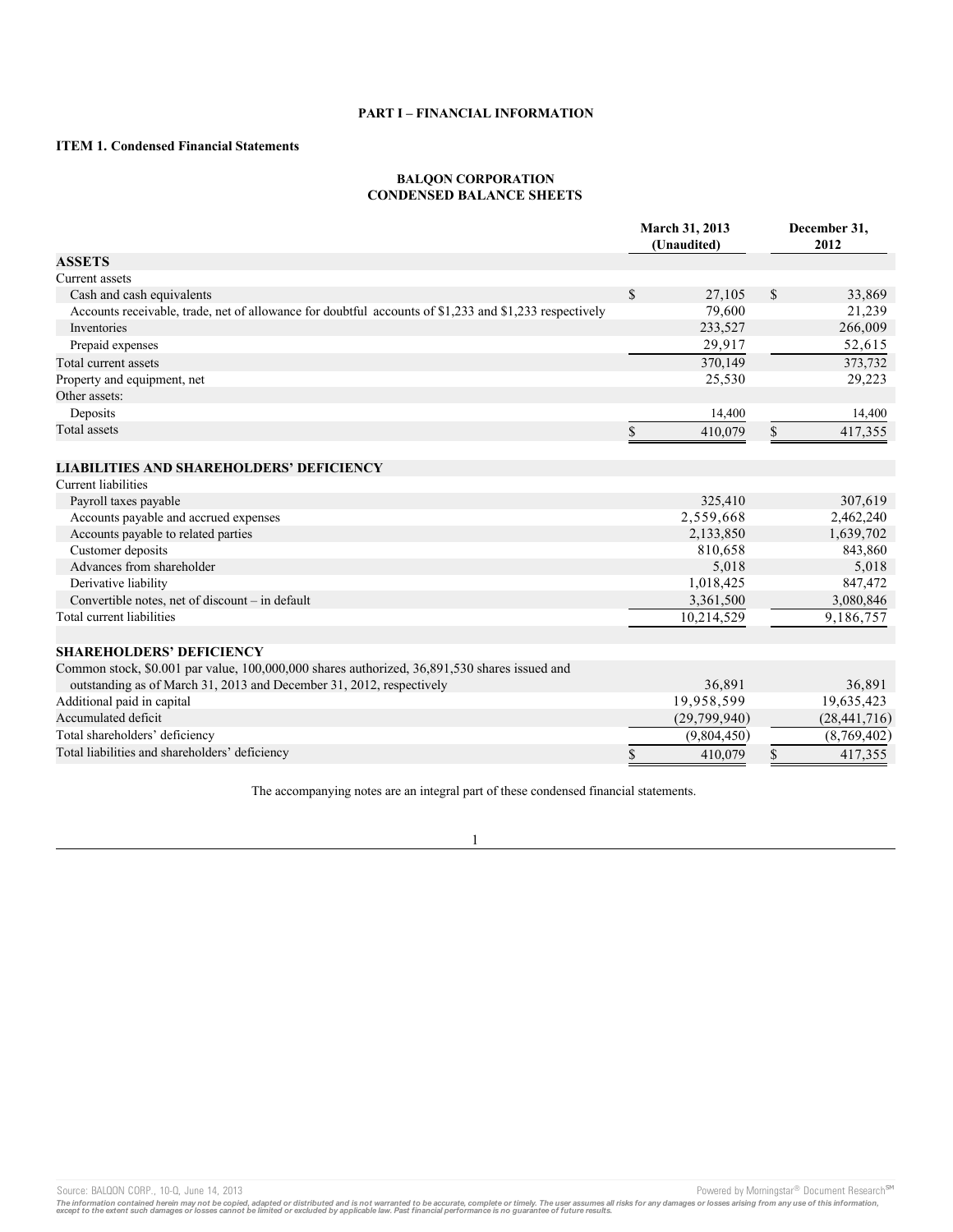**PART I – FINANCIAL INFORMATION**

**ITEM 1. Condensed Financial Statements**

**BALQON CORPORATION**
**CONDENSED BALANCE SHEETS**

| | March 31, 2013 (Unaudited) | December 31, 2012 |
|---|---|---|
| **ASSETS** | | |
| Current assets | | |
| Cash and cash equivalents | $ 27,105 | $ 33,869 |
| Accounts receivable, trade, net of allowance for doubtful accounts of $1,233 and $1,233 respectively | 79,600 | 21,239 |
| Inventories | 233,527 | 266,009 |
| Prepaid expenses | 29,917 | 52,615 |
| Total current assets | 370,149 | 373,732 |
| Property and equipment, net | 25,530 | 29,223 |
| Other assets: | | |
| Deposits | 14,400 | 14,400 |
| Total assets | $ 410,079 | $ 417,355 |
| | | |
| **LIABILITIES AND SHAREHOLDERS' DEFICIENCY** | | |
| Current liabilities | | |
| Payroll taxes payable | 325,410 | 307,619 |
| Accounts payable and accrued expenses | 2,559,668 | 2,462,240 |
| Accounts payable to related parties | 2,133,850 | 1,639,702 |
| Customer deposits | 810,658 | 843,860 |
| Advances from shareholder | 5,018 | 5,018 |
| Derivative liability | 1,018,425 | 847,472 |
| Convertible notes, net of discount – in default | 3,361,500 | 3,080,846 |
| Total current liabilities | 10,214,529 | 9,186,757 |
| | | |
| **SHAREHOLDERS' DEFICIENCY** | | |
| Common stock, $0.001 par value, 100,000,000 shares authorized, 36,891,530 shares issued and outstanding as of March 31, 2013 and December 31, 2012, respectively | 36,891 | 36,891 |
| Additional paid in capital | 19,958,599 | 19,635,423 |
| Accumulated deficit | (29,799,940) | (28,441,716) |
| Total shareholders' deficiency | (9,804,450) | (8,769,402) |
| Total liabilities and shareholders' deficiency | $ 410,079 | $ 417,355 |

The accompanying notes are an integral part of these condensed financial statements.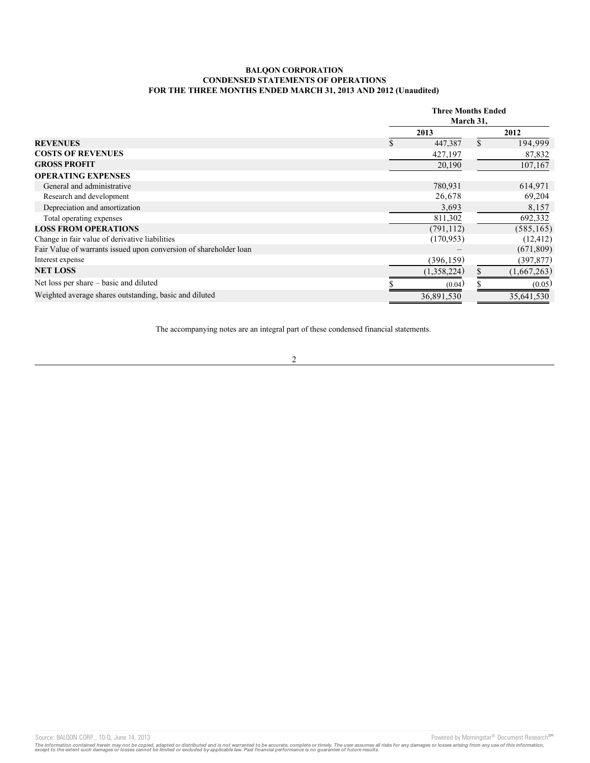**BALQON CORPORATION**
**CONDENSED STATEMENTS OF OPERATIONS**
**FOR THE THREE MONTHS ENDED MARCH 31, 2013 AND 2012 (Unaudited)**

| | Three Months Ended March 31, | |
|---|---|---|
| | 2013 | 2012 |
| **REVENUES** | $ 447,387 | $ 194,999 |
| **COSTS OF REVENUES** | 427,197 | 87,832 |
| **GROSS PROFIT** | 20,190 | 107,167 |
| **OPERATING EXPENSES** | | |
| General and administrative | 780,931 | 614,971 |
| Research and development | 26,678 | 69,204 |
| Depreciation and amortization | 3,693 | 8,157 |
| Total operating expenses | 811,302 | 692,332 |
| **LOSS FROM OPERATIONS** | (791,112) | (585,165) |
| Change in fair value of derivative liabilities | (170,953) | (12,412) |
| Fair Value of warrants issued upon conversion of shareholder loan | – | (671,809) |
| Interest expense | (396,159) | (397,877) |
| **NET LOSS** | (1,358,224) | $ (1,667,263) |
| Net loss per share – basic and diluted | $ (0.04) | $ (0.05) |
| Weighted average shares outstanding, basic and diluted | 36,891,530 | 35,641,530 |

The accompanying notes are an integral part of these condensed financial statements.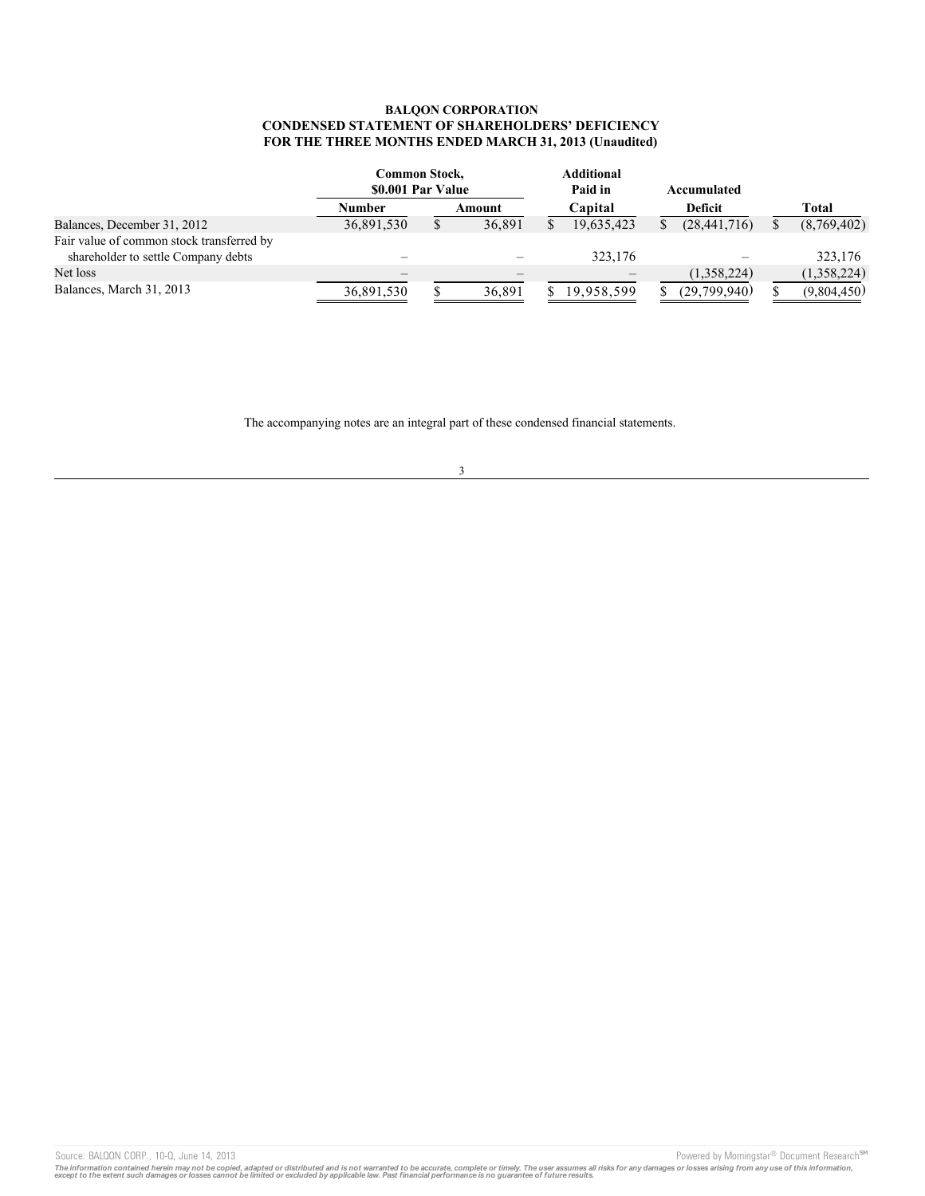**BALQON CORPORATION**
**CONDENSED STATEMENT OF SHAREHOLDERS' DEFICIENCY**
**FOR THE THREE MONTHS ENDED MARCH 31, 2013 (Unaudited)**

| | Common Stock, $0.001 Par Value | | Additional Paid in | Accumulated | |
|---|---|---|---|---|---|
| | Number | Amount | Capital | Deficit | Total |
| Balances, December 31, 2012 | 36,891,530 | $ 36,891 | $ 19,635,423 | $ (28,441,716) | $ (8,769,402) |
| Fair value of common stock transferred by shareholder to settle Company debts | – | – | 323,176 | – | 323,176 |
| Net loss | – | – | – | (1,358,224) | (1,358,224) |
| Balances, March 31, 2013 | 36,891,530 | $ 36,891 | $ 19,958,599 | $ (29,799,940) | $ (9,804,450) |

The accompanying notes are an integral part of these condensed financial statements.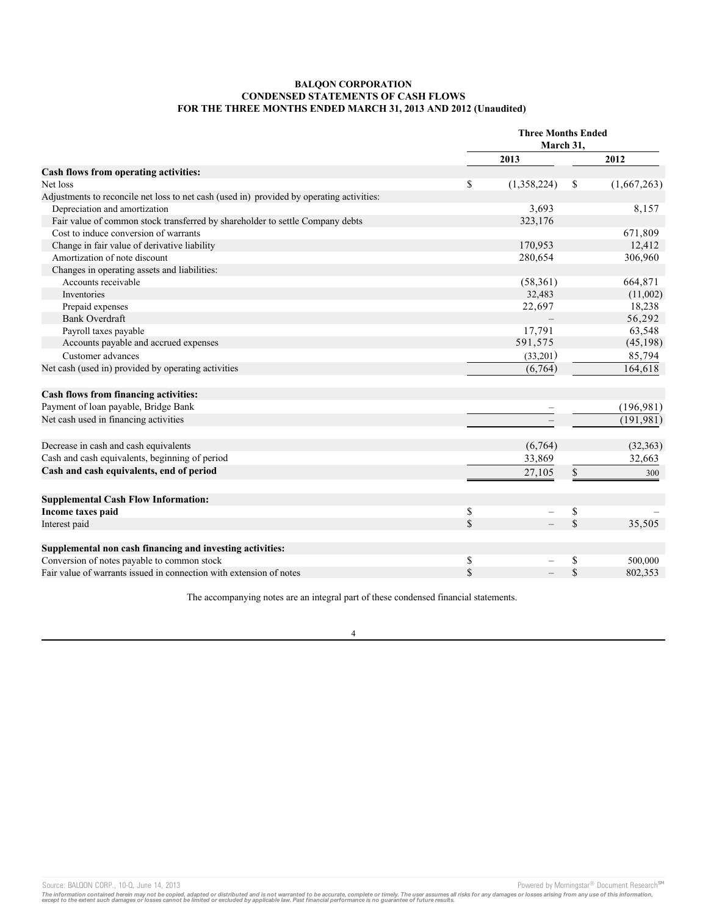**BALQON CORPORATION**
**CONDENSED STATEMENTS OF CASH FLOWS**
**FOR THE THREE MONTHS ENDED MARCH 31, 2013 AND 2012 (Unaudited)**

| | Three Months Ended March 31, | |
|---|---|---|
| | 2013 | 2012 |
| **Cash flows from operating activities:** | | |
| Net loss | $ (1,358,224) | $ (1,667,263) |
| Adjustments to reconcile net loss to net cash (used in) provided by operating activities: | | |
| Depreciation and amortization | 3,693 | 8,157 |
| Fair value of common stock transferred by shareholder to settle Company debts | 323,176 | |
| Cost to induce conversion of warrants | | 671,809 |
| Change in fair value of derivative liability | 170,953 | 12,412 |
| Amortization of note discount | 280,654 | 306,960 |
| Changes in operating assets and liabilities: | | |
| Accounts receivable | (58,361) | 664,871 |
| Inventories | 32,483 | (11,002) |
| Prepaid expenses | 22,697 | 18,238 |
| Bank Overdraft | – | 56,292 |
| Payroll taxes payable | 17,791 | 63,548 |
| Accounts payable and accrued expenses | 591,575 | (45,198) |
| Customer advances | (33,201) | 85,794 |
| Net cash (used in) provided by operating activities | (6,764) | 164,618 |
| **Cash flows from financing activities:** | | |
| Payment of loan payable, Bridge Bank | – | (196,981) |
| Net cash used in financing activities | – | (191,981) |
| Decrease in cash and cash equivalents | (6,764) | (32,363) |
| Cash and cash equivalents, beginning of period | 33,869 | 32,663 |
| **Cash and cash equivalents, end of period** | 27,105 | $ 300 |
| **Supplemental Cash Flow Information:** | | |
| **Income taxes paid** | $ – | $ – |
| Interest paid | $ – | $ 35,505 |
| **Supplemental non cash financing and investing activities:** | | |
| Conversion of notes payable to common stock | $ – | $ 500,000 |
| Fair value of warrants issued in connection with extension of notes | $ – | $ 802,353 |

The accompanying notes are an integral part of these condensed financial statements.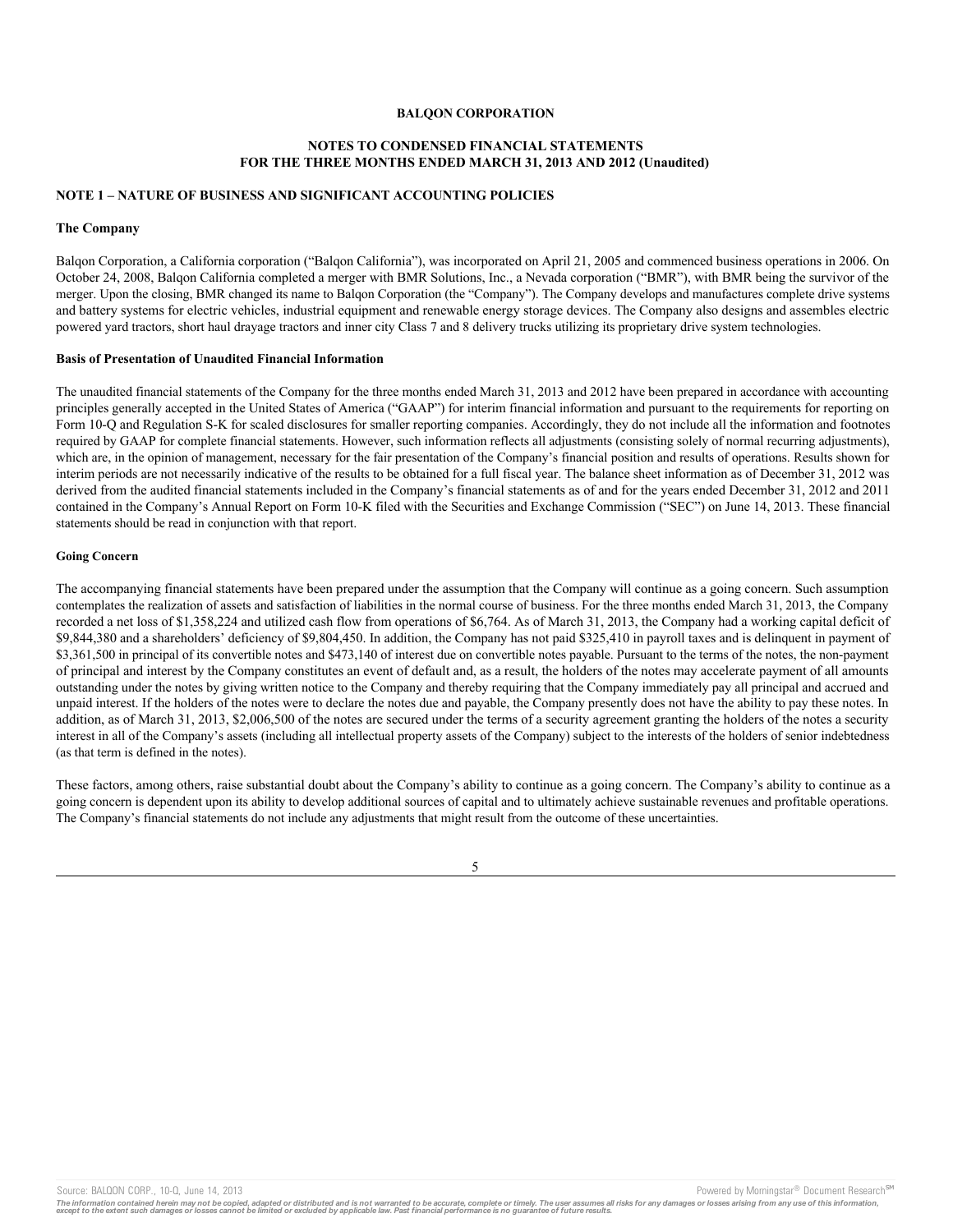**BALQON CORPORATION**

**NOTES TO CONDENSED FINANCIAL STATEMENTS**
**FOR THE THREE MONTHS ENDED MARCH 31, 2013 AND 2012 (Unaudited)**

**NOTE 1 – NATURE OF BUSINESS AND SIGNIFICANT ACCOUNTING POLICIES**

**The Company**

Balqon Corporation, a California corporation ("Balqon California"), was incorporated on April 21, 2005 and commenced business operations in 2006. On October 24, 2008, Balqon California completed a merger with BMR Solutions, Inc., a Nevada corporation ("BMR"), with BMR being the survivor of the merger. Upon the closing, BMR changed its name to Balqon Corporation (the "Company"). The Company develops and manufactures complete drive systems and battery systems for electric vehicles, industrial equipment and renewable energy storage devices. The Company also designs and assembles electric powered yard tractors, short haul drayage tractors and inner city Class 7 and 8 delivery trucks utilizing its proprietary drive system technologies.

**Basis of Presentation of Unaudited Financial Information**

The unaudited financial statements of the Company for the three months ended March 31, 2013 and 2012 have been prepared in accordance with accounting principles generally accepted in the United States of America ("GAAP") for interim financial information and pursuant to the requirements for reporting on Form 10-Q and Regulation S-K for scaled disclosures for smaller reporting companies. Accordingly, they do not include all the information and footnotes required by GAAP for complete financial statements. However, such information reflects all adjustments (consisting solely of normal recurring adjustments), which are, in the opinion of management, necessary for the fair presentation of the Company's financial position and results of operations. Results shown for interim periods are not necessarily indicative of the results to be obtained for a full fiscal year. The balance sheet information as of December 31, 2012 was derived from the audited financial statements included in the Company's financial statements as of and for the years ended December 31, 2012 and 2011 contained in the Company's Annual Report on Form 10-K filed with the Securities and Exchange Commission ("SEC") on June 14, 2013. These financial statements should be read in conjunction with that report.

**Going Concern**

The accompanying financial statements have been prepared under the assumption that the Company will continue as a going concern. Such assumption contemplates the realization of assets and satisfaction of liabilities in the normal course of business. For the three months ended March 31, 2013, the Company recorded a net loss of $1,358,224 and utilized cash flow from operations of $6,764. As of March 31, 2013, the Company had a working capital deficit of $9,844,380 and a shareholders' deficiency of $9,804,450. In addition, the Company has not paid $325,410 in payroll taxes and is delinquent in payment of $3,361,500 in principal of its convertible notes and $473,140 of interest due on convertible notes payable. Pursuant to the terms of the notes, the non-payment of principal and interest by the Company constitutes an event of default and, as a result, the holders of the notes may accelerate payment of all amounts outstanding under the notes by giving written notice to the Company and thereby requiring that the Company immediately pay all principal and accrued and unpaid interest. If the holders of the notes were to declare the notes due and payable, the Company presently does not have the ability to pay these notes. In addition, as of March 31, 2013, $2,006,500 of the notes are secured under the terms of a security agreement granting the holders of the notes a security interest in all of the Company's assets (including all intellectual property assets of the Company) subject to the interests of the holders of senior indebtedness (as that term is defined in the notes).

These factors, among others, raise substantial doubt about the Company's ability to continue as a going concern. The Company's ability to continue as a going concern is dependent upon its ability to develop additional sources of capital and to ultimately achieve sustainable revenues and profitable operations. The Company's financial statements do not include any adjustments that might result from the outcome of these uncertainties.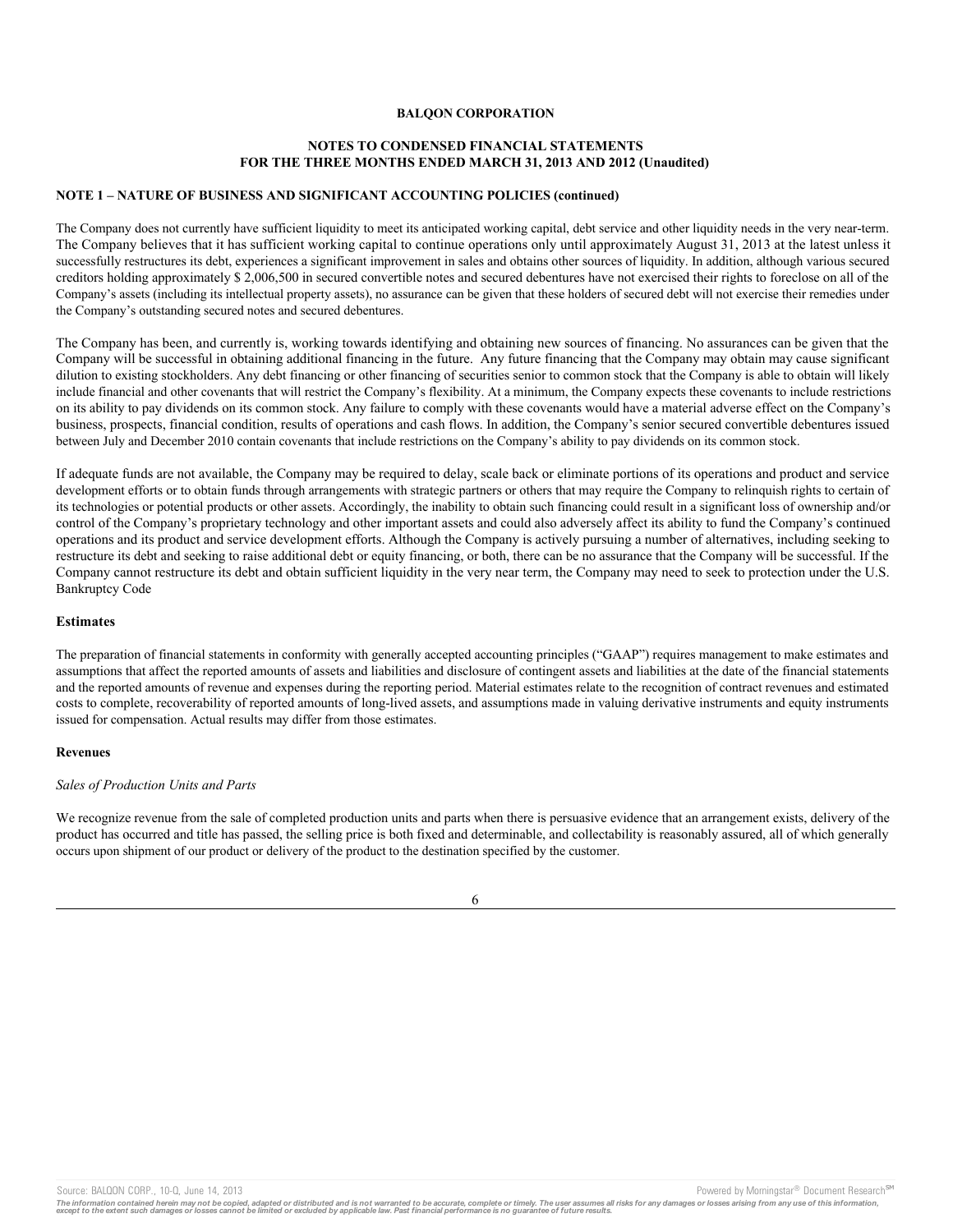**BALQON CORPORATION**

**NOTES TO CONDENSED FINANCIAL STATEMENTS FOR THE THREE MONTHS ENDED MARCH 31, 2013 AND 2012 (Unaudited)**

**NOTE 1 – NATURE OF BUSINESS AND SIGNIFICANT ACCOUNTING POLICIES (continued)**

The Company does not currently have sufficient liquidity to meet its anticipated working capital, debt service and other liquidity needs in the very near-term. The Company believes that it has sufficient working capital to continue operations only until approximately August 31, 2013 at the latest unless it successfully restructures its debt, experiences a significant improvement in sales and obtains other sources of liquidity. In addition, although various secured creditors holding approximately $ 2,006,500 in secured convertible notes and secured debentures have not exercised their rights to foreclose on all of the Company's assets (including its intellectual property assets), no assurance can be given that these holders of secured debt will not exercise their remedies under the Company's outstanding secured notes and secured debentures.

The Company has been, and currently is, working towards identifying and obtaining new sources of financing. No assurances can be given that the Company will be successful in obtaining additional financing in the future. Any future financing that the Company may obtain may cause significant dilution to existing stockholders. Any debt financing or other financing of securities senior to common stock that the Company is able to obtain will likely include financial and other covenants that will restrict the Company's flexibility. At a minimum, the Company expects these covenants to include restrictions on its ability to pay dividends on its common stock. Any failure to comply with these covenants would have a material adverse effect on the Company's business, prospects, financial condition, results of operations and cash flows. In addition, the Company's senior secured convertible debentures issued between July and December 2010 contain covenants that include restrictions on the Company's ability to pay dividends on its common stock.

If adequate funds are not available, the Company may be required to delay, scale back or eliminate portions of its operations and product and service development efforts or to obtain funds through arrangements with strategic partners or others that may require the Company to relinquish rights to certain of its technologies or potential products or other assets. Accordingly, the inability to obtain such financing could result in a significant loss of ownership and/or control of the Company's proprietary technology and other important assets and could also adversely affect its ability to fund the Company's continued operations and its product and service development efforts. Although the Company is actively pursuing a number of alternatives, including seeking to restructure its debt and seeking to raise additional debt or equity financing, or both, there can be no assurance that the Company will be successful. If the Company cannot restructure its debt and obtain sufficient liquidity in the very near term, the Company may need to seek to protection under the U.S. Bankruptcy Code

**Estimates**

The preparation of financial statements in conformity with generally accepted accounting principles ("GAAP") requires management to make estimates and assumptions that affect the reported amounts of assets and liabilities and disclosure of contingent assets and liabilities at the date of the financial statements and the reported amounts of revenue and expenses during the reporting period. Material estimates relate to the recognition of contract revenues and estimated costs to complete, recoverability of reported amounts of long-lived assets, and assumptions made in valuing derivative instruments and equity instruments issued for compensation. Actual results may differ from those estimates.

**Revenues**

*Sales of Production Units and Parts*

We recognize revenue from the sale of completed production units and parts when there is persuasive evidence that an arrangement exists, delivery of the product has occurred and title has passed, the selling price is both fixed and determinable, and collectability is reasonably assured, all of which generally occurs upon shipment of our product or delivery of the product to the destination specified by the customer.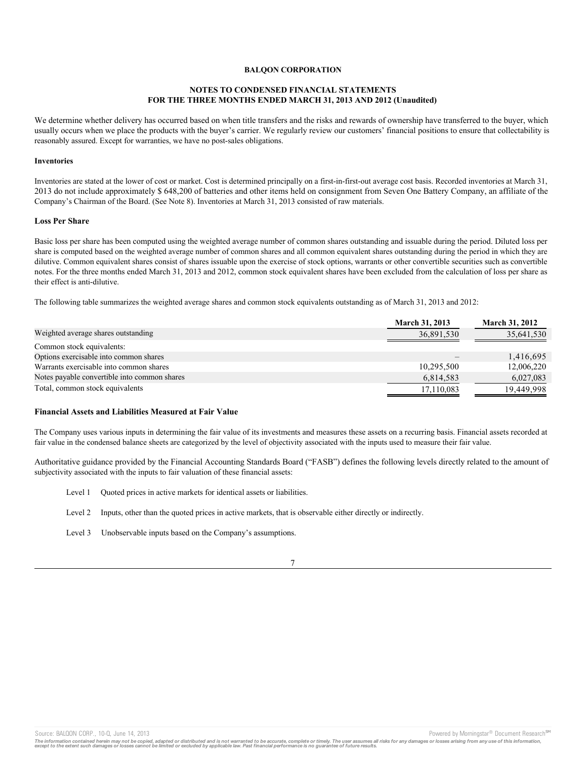**BALQON CORPORATION**

**NOTES TO CONDENSED FINANCIAL STATEMENTS FOR THE THREE MONTHS ENDED MARCH 31, 2013 AND 2012 (Unaudited)**

We determine whether delivery has occurred based on when title transfers and the risks and rewards of ownership have transferred to the buyer, which usually occurs when we place the products with the buyer's carrier. We regularly review our customers' financial positions to ensure that collectability is reasonably assured. Except for warranties, we have no post-sales obligations.

**Inventories**

Inventories are stated at the lower of cost or market. Cost is determined principally on a first-in-first-out average cost basis. Recorded inventories at March 31, 2013 do not include approximately $ 648,200 of batteries and other items held on consignment from Seven One Battery Company, an affiliate of the Company's Chairman of the Board. (See Note 8). Inventories at March 31, 2013 consisted of raw materials.

**Loss Per Share**

Basic loss per share has been computed using the weighted average number of common shares outstanding and issuable during the period. Diluted loss per share is computed based on the weighted average number of common shares and all common equivalent shares outstanding during the period in which they are dilutive. Common equivalent shares consist of shares issuable upon the exercise of stock options, warrants or other convertible securities such as convertible notes. For the three months ended March 31, 2013 and 2012, common stock equivalent shares have been excluded from the calculation of loss per share as their effect is anti-dilutive.

The following table summarizes the weighted average shares and common stock equivalents outstanding as of March 31, 2013 and 2012:

| | March 31, 2013 | March 31, 2012 |
|---|---|---|
| Weighted average shares outstanding | 36,891,530 | 35,641,530 |
| Common stock equivalents: | | |
| Options exercisable into common shares | – | 1,416,695 |
| Warrants exercisable into common shares | 10,295,500 | 12,006,220 |
| Notes payable convertible into common shares | 6,814,583 | 6,027,083 |
| Total, common stock equivalents | 17,110,083 | 19,449,998 |

**Financial Assets and Liabilities Measured at Fair Value**

The Company uses various inputs in determining the fair value of its investments and measures these assets on a recurring basis. Financial assets recorded at fair value in the condensed balance sheets are categorized by the level of objectivity associated with the inputs used to measure their fair value.

Authoritative guidance provided by the Financial Accounting Standards Board ("FASB") defines the following levels directly related to the amount of subjectivity associated with the inputs to fair valuation of these financial assets:

Level 1 Quoted prices in active markets for identical assets or liabilities.

Level 2 Inputs, other than the quoted prices in active markets, that is observable either directly or indirectly.

Level 3 Unobservable inputs based on the Company's assumptions.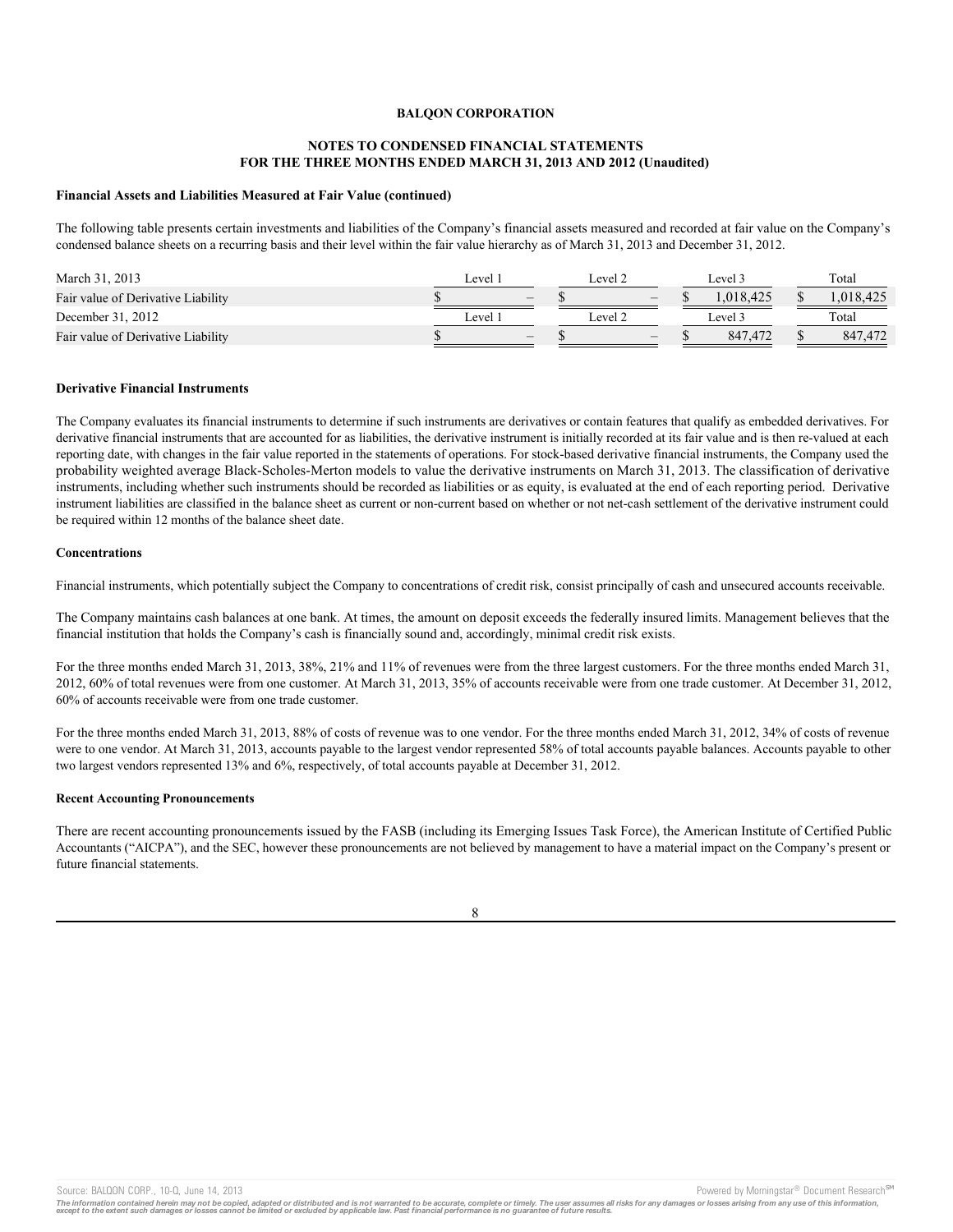**BALQON CORPORATION**

**NOTES TO CONDENSED FINANCIAL STATEMENTS**
**FOR THE THREE MONTHS ENDED MARCH 31, 2013 AND 2012 (Unaudited)**

**Financial Assets and Liabilities Measured at Fair Value (continued)**

The following table presents certain investments and liabilities of the Company's financial assets measured and recorded at fair value on the Company's condensed balance sheets on a recurring basis and their level within the fair value hierarchy as of March 31, 2013 and December 31, 2012.

| March 31, 2013 | Level 1 | Level 2 | Level 3 | Total |
|---|---|---|---|---|
| Fair value of Derivative Liability | $ – | $ – | $ 1,018,425 | $ 1,018,425 |
| December 31, 2012 | Level 1 | Level 2 | Level 3 | Total |
| Fair value of Derivative Liability | $ – | $ – | $ 847,472 | $ 847,472 |

**Derivative Financial Instruments**

The Company evaluates its financial instruments to determine if such instruments are derivatives or contain features that qualify as embedded derivatives. For derivative financial instruments that are accounted for as liabilities, the derivative instrument is initially recorded at its fair value and is then re-valued at each reporting date, with changes in the fair value reported in the statements of operations. For stock-based derivative financial instruments, the Company used the probability weighted average Black-Scholes-Merton models to value the derivative instruments on March 31, 2013. The classification of derivative instruments, including whether such instruments should be recorded as liabilities or as equity, is evaluated at the end of each reporting period. Derivative instrument liabilities are classified in the balance sheet as current or non-current based on whether or not net-cash settlement of the derivative instrument could be required within 12 months of the balance sheet date.

**Concentrations**

Financial instruments, which potentially subject the Company to concentrations of credit risk, consist principally of cash and unsecured accounts receivable.

The Company maintains cash balances at one bank. At times, the amount on deposit exceeds the federally insured limits. Management believes that the financial institution that holds the Company's cash is financially sound and, accordingly, minimal credit risk exists.

For the three months ended March 31, 2013, 38%, 21% and 11% of revenues were from the three largest customers. For the three months ended March 31, 2012, 60% of total revenues were from one customer. At March 31, 2013, 35% of accounts receivable were from one trade customer. At December 31, 2012, 60% of accounts receivable were from one trade customer.

For the three months ended March 31, 2013, 88% of costs of revenue was to one vendor. For the three months ended March 31, 2012, 34% of costs of revenue were to one vendor. At March 31, 2013, accounts payable to the largest vendor represented 58% of total accounts payable balances. Accounts payable to other two largest vendors represented 13% and 6%, respectively, of total accounts payable at December 31, 2012.

**Recent Accounting Pronouncements**

There are recent accounting pronouncements issued by the FASB (including its Emerging Issues Task Force), the American Institute of Certified Public Accountants ("AICPA"), and the SEC, however these pronouncements are not believed by management to have a material impact on the Company's present or future financial statements.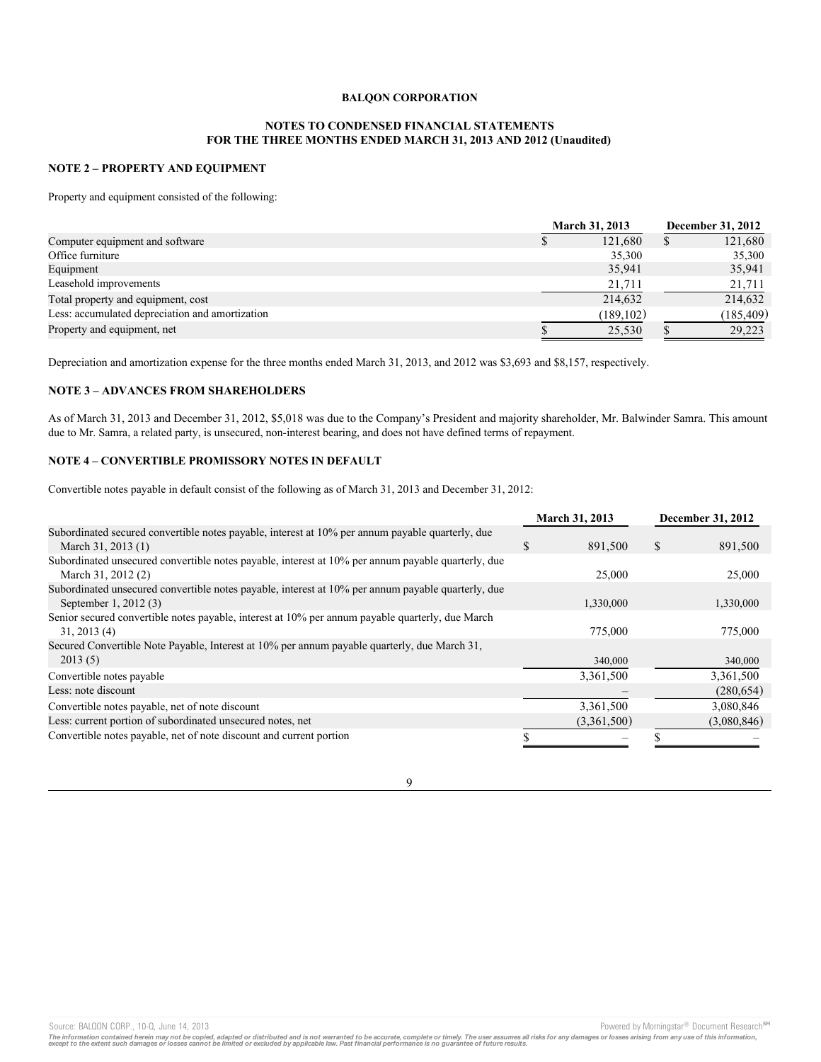**BALQON CORPORATION**

**NOTES TO CONDENSED FINANCIAL STATEMENTS**
**FOR THE THREE MONTHS ENDED MARCH 31, 2013 AND 2012 (Unaudited)**

**NOTE 2 – PROPERTY AND EQUIPMENT**

Property and equipment consisted of the following:

| | March 31, 2013 | December 31, 2012 |
|---|---|---|
| Computer equipment and software | $ 121,680 | $ 121,680 |
| Office furniture | 35,300 | 35,300 |
| Equipment | 35,941 | 35,941 |
| Leasehold improvements | 21,711 | 21,711 |
| Total property and equipment, cost | 214,632 | 214,632 |
| Less: accumulated depreciation and amortization | (189,102) | (185,409) |
| Property and equipment, net | $ 25,530 | $ 29,223 |

Depreciation and amortization expense for the three months ended March 31, 2013, and 2012 was $3,693 and $8,157, respectively.

**NOTE 3 – ADVANCES FROM SHAREHOLDERS**

As of March 31, 2013 and December 31, 2012, $5,018 was due to the Company's President and majority shareholder, Mr. Balwinder Samra. This amount due to Mr. Samra, a related party, is unsecured, non-interest bearing, and does not have defined terms of repayment.

**NOTE 4 – CONVERTIBLE PROMISSORY NOTES IN DEFAULT**

Convertible notes payable in default consist of the following as of March 31, 2013 and December 31, 2012:

| | March 31, 2013 | December 31, 2012 |
|---|---|---|
| Subordinated secured convertible notes payable, interest at 10% per annum payable quarterly, due March 31, 2013 (1) | $ 891,500 | $ 891,500 |
| Subordinated unsecured convertible notes payable, interest at 10% per annum payable quarterly, due March 31, 2012 (2) | 25,000 | 25,000 |
| Subordinated unsecured convertible notes payable, interest at 10% per annum payable quarterly, due September 1, 2012 (3) | 1,330,000 | 1,330,000 |
| Senior secured convertible notes payable, interest at 10% per annum payable quarterly, due March 31, 2013 (4) | 775,000 | 775,000 |
| Secured Convertible Note Payable, Interest at 10% per annum payable quarterly, due March 31, 2013 (5) | 340,000 | 340,000 |
| Convertible notes payable | 3,361,500 | 3,361,500 |
| Less: note discount | – | (280,654) |
| Convertible notes payable, net of note discount | 3,361,500 | 3,080,846 |
| Less: current portion of subordinated unsecured notes, net | (3,361,500) | (3,080,846) |
| Convertible notes payable, net of note discount and current portion | $ – | $ – |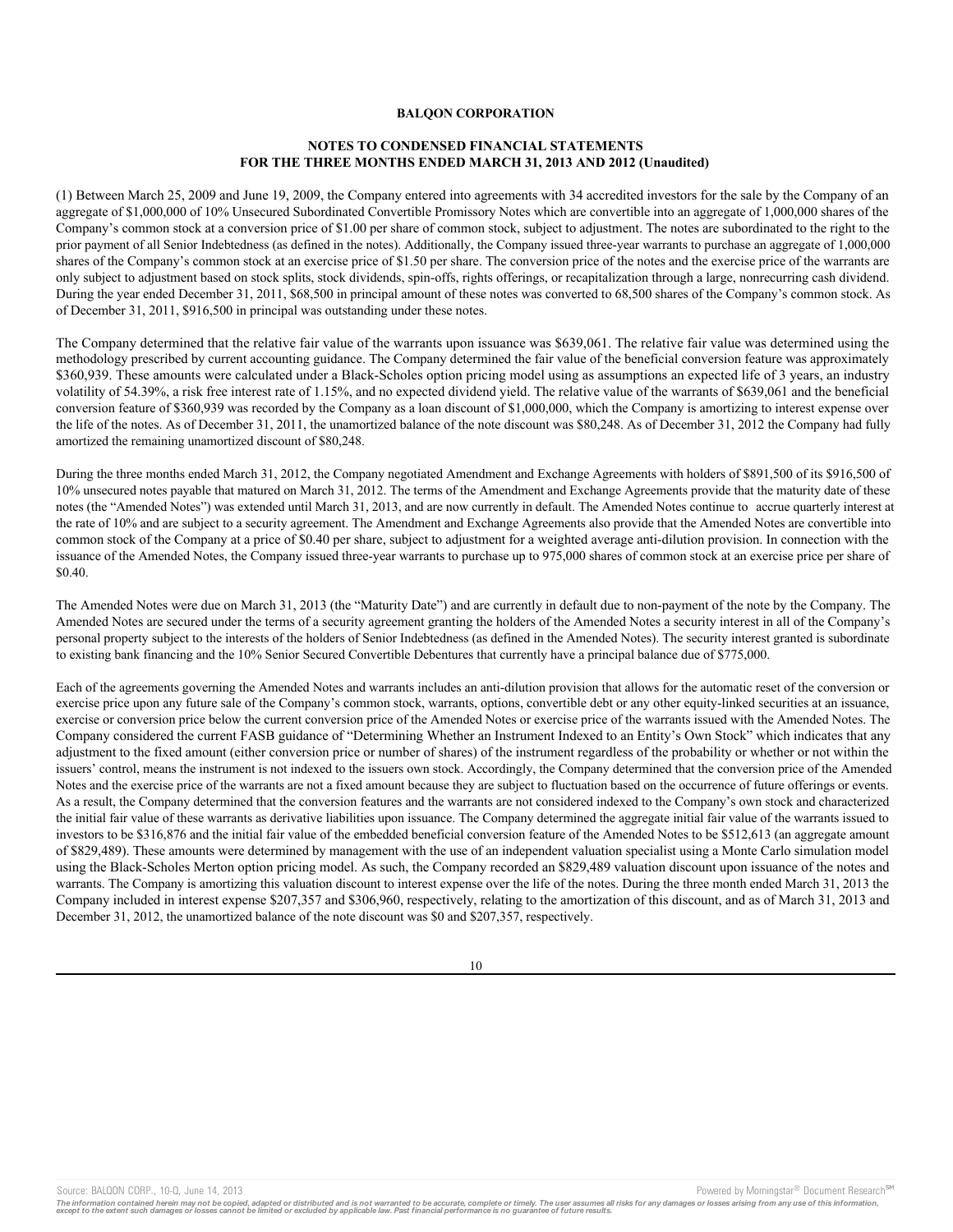**BALQON CORPORATION**

**NOTES TO CONDENSED FINANCIAL STATEMENTS**
**FOR THE THREE MONTHS ENDED MARCH 31, 2013 AND 2012 (Unaudited)**

(1) Between March 25, 2009 and June 19, 2009, the Company entered into agreements with 34 accredited investors for the sale by the Company of an aggregate of $1,000,000 of 10% Unsecured Subordinated Convertible Promissory Notes which are convertible into an aggregate of 1,000,000 shares of the Company's common stock at a conversion price of $1.00 per share of common stock, subject to adjustment. The notes are subordinated to the right to the prior payment of all Senior Indebtedness (as defined in the notes). Additionally, the Company issued three-year warrants to purchase an aggregate of 1,000,000 shares of the Company's common stock at an exercise price of $1.50 per share. The conversion price of the notes and the exercise price of the warrants are only subject to adjustment based on stock splits, stock dividends, spin-offs, rights offerings, or recapitalization through a large, nonrecurring cash dividend. During the year ended December 31, 2011, $68,500 in principal amount of these notes was converted to 68,500 shares of the Company's common stock. As of December 31, 2011, $916,500 in principal was outstanding under these notes.

The Company determined that the relative fair value of the warrants upon issuance was $639,061. The relative fair value was determined using the methodology prescribed by current accounting guidance. The Company determined the fair value of the beneficial conversion feature was approximately $360,939. These amounts were calculated under a Black-Scholes option pricing model using as assumptions an expected life of 3 years, an industry volatility of 54.39%, a risk free interest rate of 1.15%, and no expected dividend yield. The relative value of the warrants of $639,061 and the beneficial conversion feature of $360,939 was recorded by the Company as a loan discount of $1,000,000, which the Company is amortizing to interest expense over the life of the notes. As of December 31, 2011, the unamortized balance of the note discount was $80,248. As of December 31, 2012 the Company had fully amortized the remaining unamortized discount of $80,248.

During the three months ended March 31, 2012, the Company negotiated Amendment and Exchange Agreements with holders of $891,500 of its $916,500 of 10% unsecured notes payable that matured on March 31, 2012. The terms of the Amendment and Exchange Agreements provide that the maturity date of these notes (the "Amended Notes") was extended until March 31, 2013, and are now currently in default. The Amended Notes continue to accrue quarterly interest at the rate of 10% and are subject to a security agreement. The Amendment and Exchange Agreements also provide that the Amended Notes are convertible into common stock of the Company at a price of $0.40 per share, subject to adjustment for a weighted average anti-dilution provision. In connection with the issuance of the Amended Notes, the Company issued three-year warrants to purchase up to 975,000 shares of common stock at an exercise price per share of $0.40.

The Amended Notes were due on March 31, 2013 (the "Maturity Date") and are currently in default due to non-payment of the note by the Company. The Amended Notes are secured under the terms of a security agreement granting the holders of the Amended Notes a security interest in all of the Company's personal property subject to the interests of the holders of Senior Indebtedness (as defined in the Amended Notes). The security interest granted is subordinate to existing bank financing and the 10% Senior Secured Convertible Debentures that currently have a principal balance due of $775,000.

Each of the agreements governing the Amended Notes and warrants includes an anti-dilution provision that allows for the automatic reset of the conversion or exercise price upon any future sale of the Company's common stock, warrants, options, convertible debt or any other equity-linked securities at an issuance, exercise or conversion price below the current conversion price of the Amended Notes or exercise price of the warrants issued with the Amended Notes. The Company considered the current FASB guidance of "Determining Whether an Instrument Indexed to an Entity's Own Stock" which indicates that any adjustment to the fixed amount (either conversion price or number of shares) of the instrument regardless of the probability or whether or not within the issuers' control, means the instrument is not indexed to the issuers own stock. Accordingly, the Company determined that the conversion price of the Amended Notes and the exercise price of the warrants are not a fixed amount because they are subject to fluctuation based on the occurrence of future offerings or events. As a result, the Company determined that the conversion features and the warrants are not considered indexed to the Company's own stock and characterized the initial fair value of these warrants as derivative liabilities upon issuance. The Company determined the aggregate initial fair value of the warrants issued to investors to be $316,876 and the initial fair value of the embedded beneficial conversion feature of the Amended Notes to be $512,613 (an aggregate amount of $829,489). These amounts were determined by management with the use of an independent valuation specialist using a Monte Carlo simulation model using the Black-Scholes Merton option pricing model. As such, the Company recorded an $829,489 valuation discount upon issuance of the notes and warrants. The Company is amortizing this valuation discount to interest expense over the life of the notes. During the three month ended March 31, 2013 the Company included in interest expense $207,357 and $306,960, respectively, relating to the amortization of this discount, and as of March 31, 2013 and December 31, 2012, the unamortized balance of the note discount was $0 and $207,357, respectively.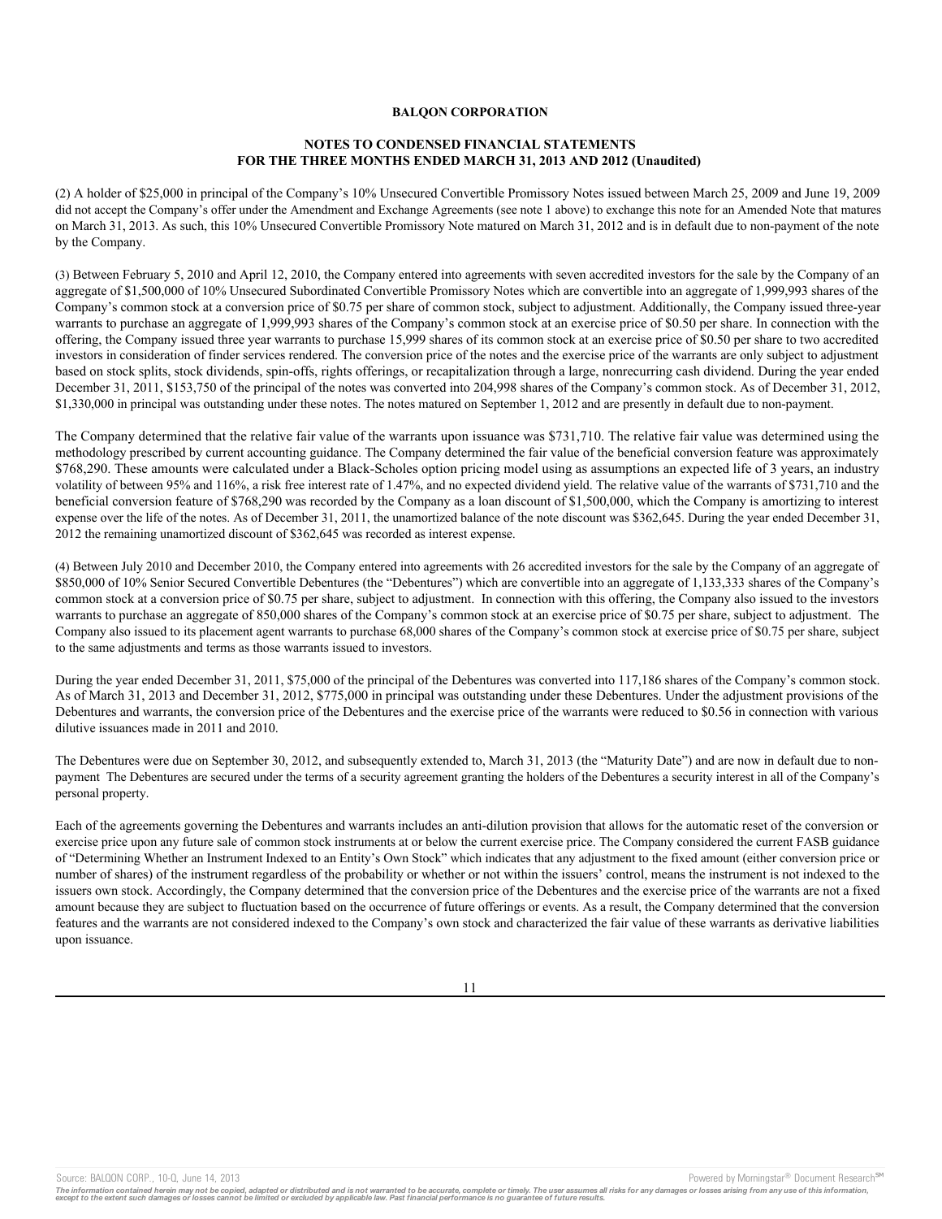**BALQON CORPORATION**

**NOTES TO CONDENSED FINANCIAL STATEMENTS**
**FOR THE THREE MONTHS ENDED MARCH 31, 2013 AND 2012 (Unaudited)**

(2) A holder of $25,000 in principal of the Company's 10% Unsecured Convertible Promissory Notes issued between March 25, 2009 and June 19, 2009 did not accept the Company's offer under the Amendment and Exchange Agreements (see note 1 above) to exchange this note for an Amended Note that matures on March 31, 2013. As such, this 10% Unsecured Convertible Promissory Note matured on March 31, 2012 and is in default due to non-payment of the note by the Company.

(3) Between February 5, 2010 and April 12, 2010, the Company entered into agreements with seven accredited investors for the sale by the Company of an aggregate of $1,500,000 of 10% Unsecured Subordinated Convertible Promissory Notes which are convertible into an aggregate of 1,999,993 shares of the Company's common stock at a conversion price of $0.75 per share of common stock, subject to adjustment. Additionally, the Company issued three-year warrants to purchase an aggregate of 1,999,993 shares of the Company's common stock at an exercise price of $0.50 per share. In connection with the offering, the Company issued three year warrants to purchase 15,999 shares of its common stock at an exercise price of $0.50 per share to two accredited investors in consideration of finder services rendered. The conversion price of the notes and the exercise price of the warrants are only subject to adjustment based on stock splits, stock dividends, spin-offs, rights offerings, or recapitalization through a large, nonrecurring cash dividend. During the year ended December 31, 2011, $153,750 of the principal of the notes was converted into 204,998 shares of the Company's common stock. As of December 31, 2012, $1,330,000 in principal was outstanding under these notes. The notes matured on September 1, 2012 and are presently in default due to non-payment.

The Company determined that the relative fair value of the warrants upon issuance was $731,710. The relative fair value was determined using the methodology prescribed by current accounting guidance. The Company determined the fair value of the beneficial conversion feature was approximately $768,290. These amounts were calculated under a Black-Scholes option pricing model using as assumptions an expected life of 3 years, an industry volatility of between 95% and 116%, a risk free interest rate of 1.47%, and no expected dividend yield. The relative value of the warrants of $731,710 and the beneficial conversion feature of $768,290 was recorded by the Company as a loan discount of $1,500,000, which the Company is amortizing to interest expense over the life of the notes. As of December 31, 2011, the unamortized balance of the note discount was $362,645. During the year ended December 31, 2012 the remaining unamortized discount of $362,645 was recorded as interest expense.

(4) Between July 2010 and December 2010, the Company entered into agreements with 26 accredited investors for the sale by the Company of an aggregate of $850,000 of 10% Senior Secured Convertible Debentures (the "Debentures") which are convertible into an aggregate of 1,133,333 shares of the Company's common stock at a conversion price of $0.75 per share, subject to adjustment. In connection with this offering, the Company also issued to the investors warrants to purchase an aggregate of 850,000 shares of the Company's common stock at an exercise price of $0.75 per share, subject to adjustment. The Company also issued to its placement agent warrants to purchase 68,000 shares of the Company's common stock at exercise price of $0.75 per share, subject to the same adjustments and terms as those warrants issued to investors.

During the year ended December 31, 2011, $75,000 of the principal of the Debentures was converted into 117,186 shares of the Company's common stock. As of March 31, 2013 and December 31, 2012, $775,000 in principal was outstanding under these Debentures. Under the adjustment provisions of the Debentures and warrants, the conversion price of the Debentures and the exercise price of the warrants were reduced to $0.56 in connection with various dilutive issuances made in 2011 and 2010.

The Debentures were due on September 30, 2012, and subsequently extended to, March 31, 2013 (the "Maturity Date") and are now in default due to non-payment The Debentures are secured under the terms of a security agreement granting the holders of the Debentures a security interest in all of the Company's personal property.

Each of the agreements governing the Debentures and warrants includes an anti-dilution provision that allows for the automatic reset of the conversion or exercise price upon any future sale of common stock instruments at or below the current exercise price. The Company considered the current FASB guidance of "Determining Whether an Instrument Indexed to an Entity's Own Stock" which indicates that any adjustment to the fixed amount (either conversion price or number of shares) of the instrument regardless of the probability or whether or not within the issuers' control, means the instrument is not indexed to the issuers own stock. Accordingly, the Company determined that the conversion price of the Debentures and the exercise price of the warrants are not a fixed amount because they are subject to fluctuation based on the occurrence of future offerings or events. As a result, the Company determined that the conversion features and the warrants are not considered indexed to the Company's own stock and characterized the fair value of these warrants as derivative liabilities upon issuance.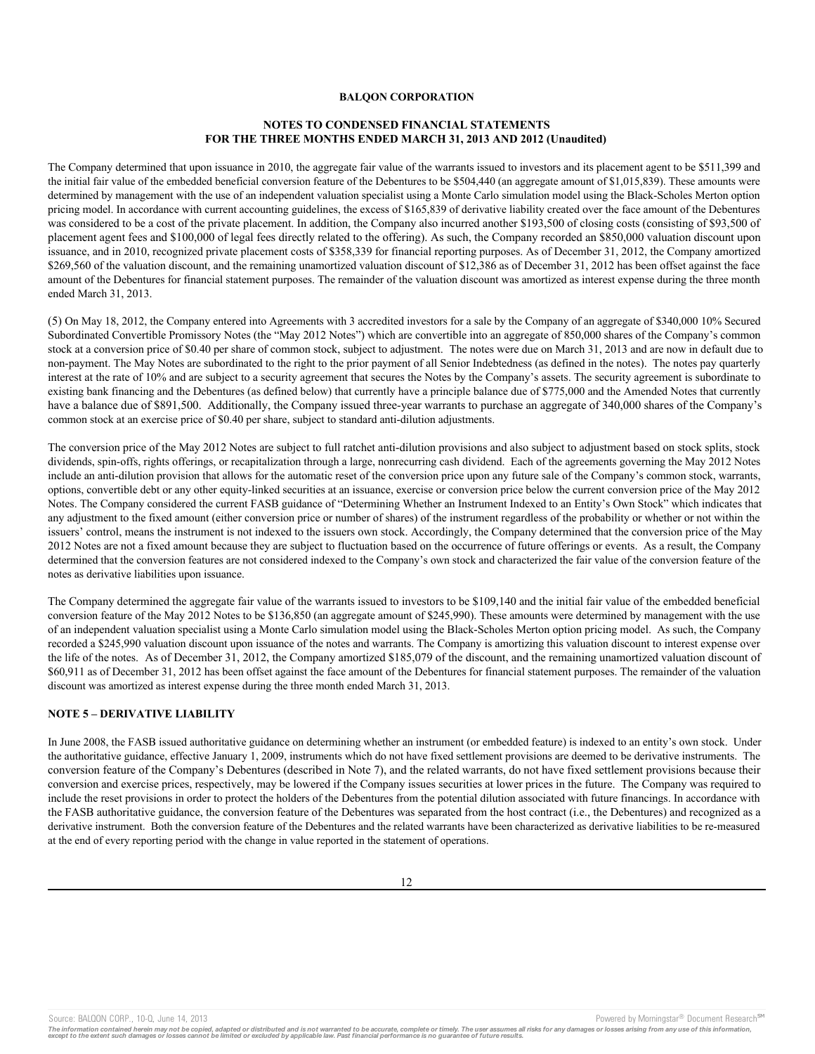**BALQON CORPORATION**

**NOTES TO CONDENSED FINANCIAL STATEMENTS**
**FOR THE THREE MONTHS ENDED MARCH 31, 2013 AND 2012 (Unaudited)**

The Company determined that upon issuance in 2010, the aggregate fair value of the warrants issued to investors and its placement agent to be $511,399 and the initial fair value of the embedded beneficial conversion feature of the Debentures to be $504,440 (an aggregate amount of $1,015,839). These amounts were determined by management with the use of an independent valuation specialist using a Monte Carlo simulation model using the Black-Scholes Merton option pricing model. In accordance with current accounting guidelines, the excess of $165,839 of derivative liability created over the face amount of the Debentures was considered to be a cost of the private placement. In addition, the Company also incurred another $193,500 of closing costs (consisting of $93,500 of placement agent fees and $100,000 of legal fees directly related to the offering). As such, the Company recorded an $850,000 valuation discount upon issuance, and in 2010, recognized private placement costs of $358,339 for financial reporting purposes. As of December 31, 2012, the Company amortized $269,560 of the valuation discount, and the remaining unamortized valuation discount of $12,386 as of December 31, 2012 has been offset against the face amount of the Debentures for financial statement purposes. The remainder of the valuation discount was amortized as interest expense during the three month ended March 31, 2013.

(5) On May 18, 2012, the Company entered into Agreements with 3 accredited investors for a sale by the Company of an aggregate of $340,000 10% Secured Subordinated Convertible Promissory Notes (the "May 2012 Notes") which are convertible into an aggregate of 850,000 shares of the Company's common stock at a conversion price of $0.40 per share of common stock, subject to adjustment. The notes were due on March 31, 2013 and are now in default due to non-payment. The May Notes are subordinated to the right to the prior payment of all Senior Indebtedness (as defined in the notes). The notes pay quarterly interest at the rate of 10% and are subject to a security agreement that secures the Notes by the Company's assets. The security agreement is subordinate to existing bank financing and the Debentures (as defined below) that currently have a principle balance due of $775,000 and the Amended Notes that currently have a balance due of $891,500. Additionally, the Company issued three-year warrants to purchase an aggregate of 340,000 shares of the Company's common stock at an exercise price of $0.40 per share, subject to standard anti-dilution adjustments.

The conversion price of the May 2012 Notes are subject to full ratchet anti-dilution provisions and also subject to adjustment based on stock splits, stock dividends, spin-offs, rights offerings, or recapitalization through a large, nonrecurring cash dividend. Each of the agreements governing the May 2012 Notes include an anti-dilution provision that allows for the automatic reset of the conversion price upon any future sale of the Company's common stock, warrants, options, convertible debt or any other equity-linked securities at an issuance, exercise or conversion price below the current conversion price of the May 2012 Notes. The Company considered the current FASB guidance of "Determining Whether an Instrument Indexed to an Entity's Own Stock" which indicates that any adjustment to the fixed amount (either conversion price or number of shares) of the instrument regardless of the probability or whether or not within the issuers' control, means the instrument is not indexed to the issuers own stock. Accordingly, the Company determined that the conversion price of the May 2012 Notes are not a fixed amount because they are subject to fluctuation based on the occurrence of future offerings or events. As a result, the Company determined that the conversion features are not considered indexed to the Company's own stock and characterized the fair value of the conversion feature of the notes as derivative liabilities upon issuance.

The Company determined the aggregate fair value of the warrants issued to investors to be $109,140 and the initial fair value of the embedded beneficial conversion feature of the May 2012 Notes to be $136,850 (an aggregate amount of $245,990). These amounts were determined by management with the use of an independent valuation specialist using a Monte Carlo simulation model using the Black-Scholes Merton option pricing model. As such, the Company recorded a $245,990 valuation discount upon issuance of the notes and warrants. The Company is amortizing this valuation discount to interest expense over the life of the notes. As of December 31, 2012, the Company amortized $185,079 of the discount, and the remaining unamortized valuation discount of $60,911 as of December 31, 2012 has been offset against the face amount of the Debentures for financial statement purposes. The remainder of the valuation discount was amortized as interest expense during the three month ended March 31, 2013.

## NOTE 5 – DERIVATIVE LIABILITY

In June 2008, the FASB issued authoritative guidance on determining whether an instrument (or embedded feature) is indexed to an entity's own stock. Under the authoritative guidance, effective January 1, 2009, instruments which do not have fixed settlement provisions are deemed to be derivative instruments. The conversion feature of the Company's Debentures (described in Note 7), and the related warrants, do not have fixed settlement provisions because their conversion and exercise prices, respectively, may be lowered if the Company issues securities at lower prices in the future. The Company was required to include the reset provisions in order to protect the holders of the Debentures from the potential dilution associated with future financings. In accordance with the FASB authoritative guidance, the conversion feature of the Debentures was separated from the host contract (i.e., the Debentures) and recognized as a derivative instrument. Both the conversion feature of the Debentures and the related warrants have been characterized as derivative liabilities to be re-measured at the end of every reporting period with the change in value reported in the statement of operations.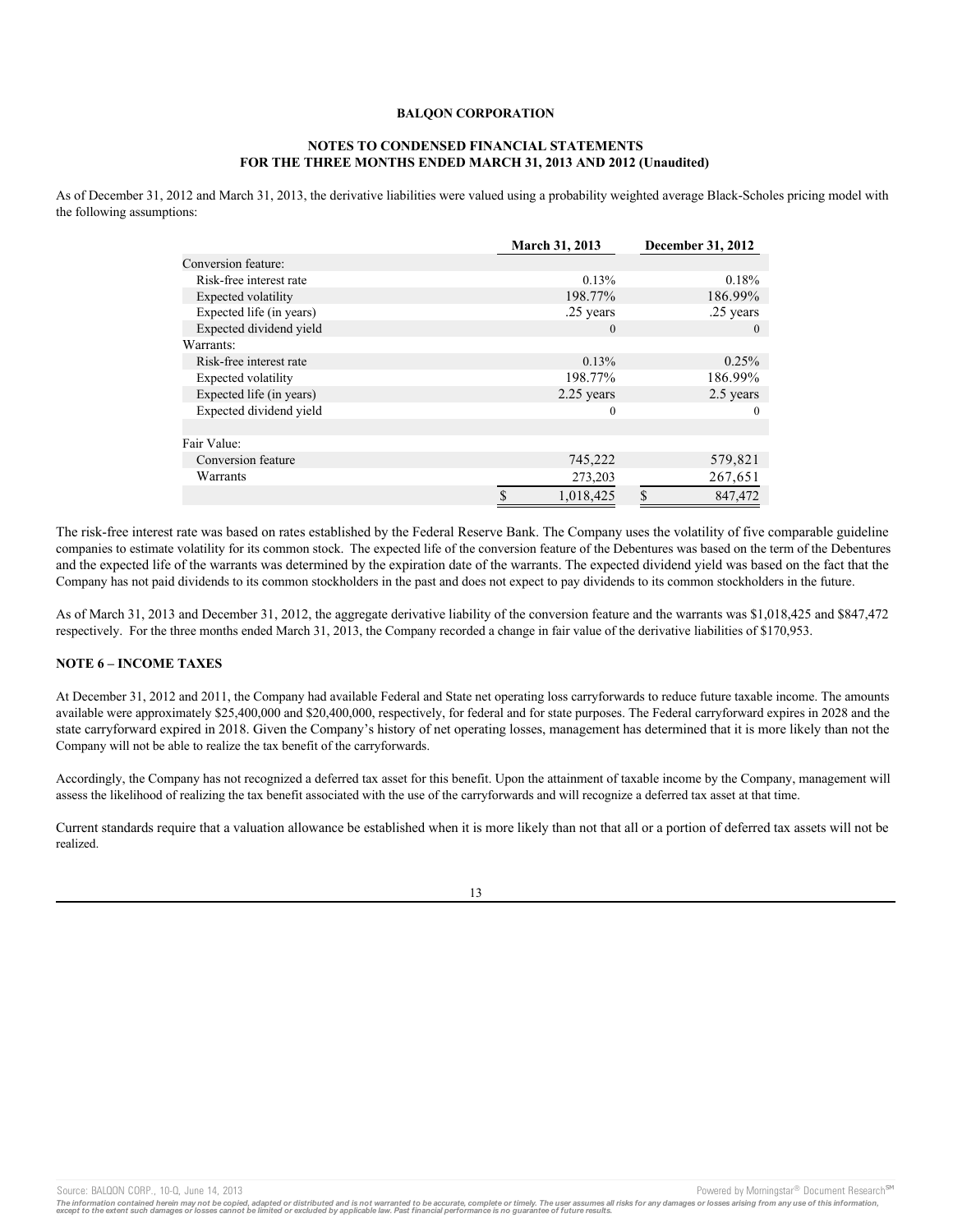**BALQON CORPORATION**

**NOTES TO CONDENSED FINANCIAL STATEMENTS**
**FOR THE THREE MONTHS ENDED MARCH 31, 2013 AND 2012 (Unaudited)**

As of December 31, 2012 and March 31, 2013, the derivative liabilities were valued using a probability weighted average Black-Scholes pricing model with the following assumptions:

| | March 31, 2013 | December 31, 2012 |
|---|---|---|
| Conversion feature: | | |
| Risk-free interest rate | 0.13% | 0.18% |
| Expected volatility | 198.77% | 186.99% |
| Expected life (in years) | .25 years | .25 years |
| Expected dividend yield | 0 | 0 |
| Warrants: | | |
| Risk-free interest rate | 0.13% | 0.25% |
| Expected volatility | 198.77% | 186.99% |
| Expected life (in years) | 2.25 years | 2.5 years |
| Expected dividend yield | 0 | 0 |
| | | |
| Fair Value: | | |
| Conversion feature | 745,222 | 579,821 |
| Warrants | 273,203 | 267,651 |
| | $ 1,018,425 | $ 847,472 |

The risk-free interest rate was based on rates established by the Federal Reserve Bank. The Company uses the volatility of five comparable guideline companies to estimate volatility for its common stock. The expected life of the conversion feature of the Debentures was based on the term of the Debentures and the expected life of the warrants was determined by the expiration date of the warrants. The expected dividend yield was based on the fact that the Company has not paid dividends to its common stockholders in the past and does not expect to pay dividends to its common stockholders in the future.

As of March 31, 2013 and December 31, 2012, the aggregate derivative liability of the conversion feature and the warrants was $1,018,425 and $847,472 respectively. For the three months ended March 31, 2013, the Company recorded a change in fair value of the derivative liabilities of $170,953.

**NOTE 6 – INCOME TAXES**

At December 31, 2012 and 2011, the Company had available Federal and State net operating loss carryforwards to reduce future taxable income. The amounts available were approximately $25,400,000 and $20,400,000, respectively, for federal and for state purposes. The Federal carryforward expires in 2028 and the state carryforward expired in 2018. Given the Company's history of net operating losses, management has determined that it is more likely than not the Company will not be able to realize the tax benefit of the carryforwards.

Accordingly, the Company has not recognized a deferred tax asset for this benefit. Upon the attainment of taxable income by the Company, management will assess the likelihood of realizing the tax benefit associated with the use of the carryforwards and will recognize a deferred tax asset at that time.

Current standards require that a valuation allowance be established when it is more likely than not that all or a portion of deferred tax assets will not be realized.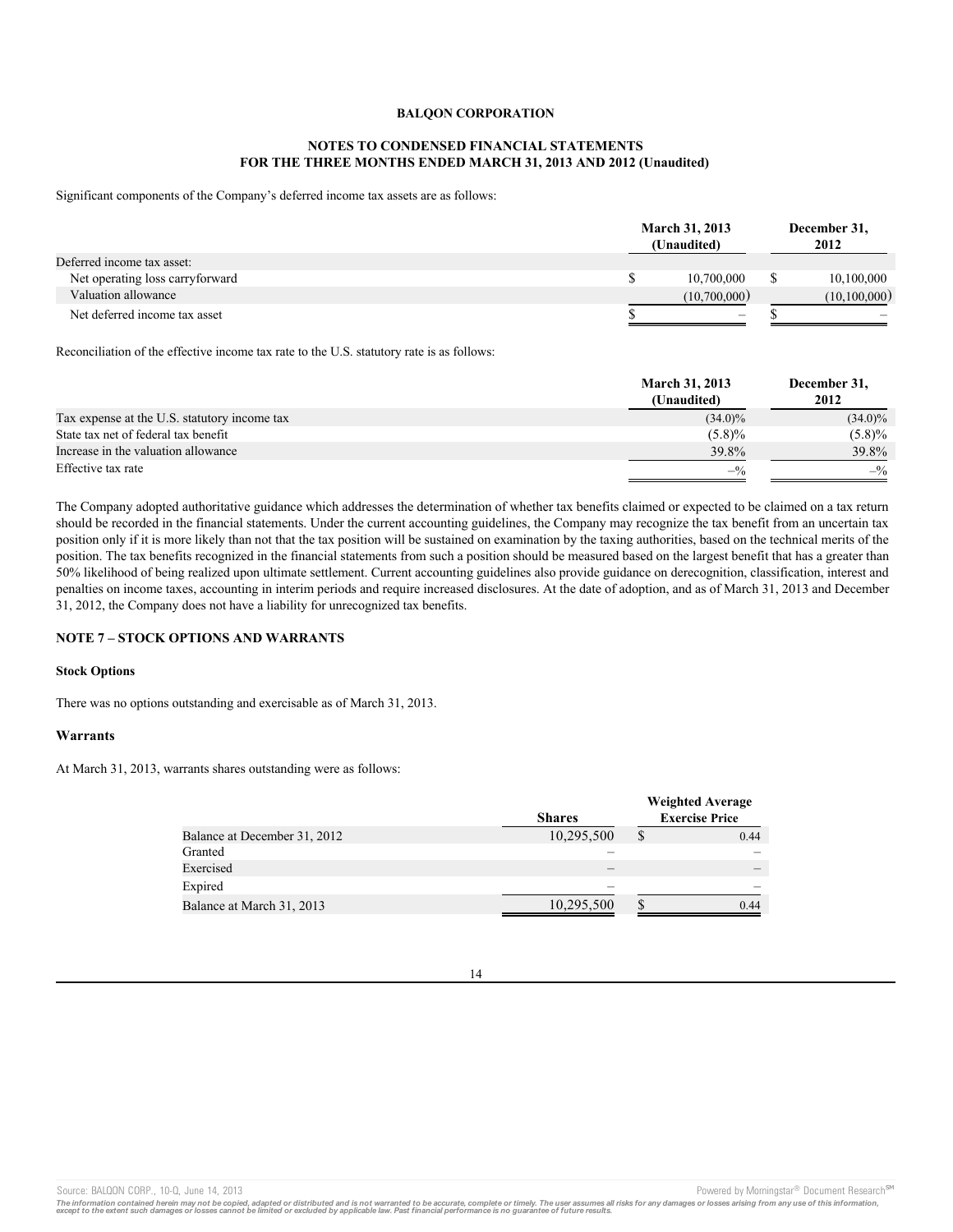**BALQON CORPORATION**

**NOTES TO CONDENSED FINANCIAL STATEMENTS**
**FOR THE THREE MONTHS ENDED MARCH 31, 2013 AND 2012 (Unaudited)**

Significant components of the Company's deferred income tax assets are as follows:

| | March 31, 2013 (Unaudited) | December 31, 2012 |
|---|---|---|
| Deferred income tax asset: | | |
| Net operating loss carryforward | $ 10,700,000 | $ 10,100,000 |
| Valuation allowance | (10,700,000) | (10,100,000) |
| Net deferred income tax asset | $ – | $ – |

Reconciliation of the effective income tax rate to the U.S. statutory rate is as follows:

| | March 31, 2013 (Unaudited) | December 31, 2012 |
|---|---|---|
| Tax expense at the U.S. statutory income tax | (34.0)% | (34.0)% |
| State tax net of federal tax benefit | (5.8)% | (5.8)% |
| Increase in the valuation allowance | 39.8% | 39.8% |
| Effective tax rate | –% | –% |

The Company adopted authoritative guidance which addresses the determination of whether tax benefits claimed or expected to be claimed on a tax return should be recorded in the financial statements. Under the current accounting guidelines, the Company may recognize the tax benefit from an uncertain tax position only if it is more likely than not that the tax position will be sustained on examination by the taxing authorities, based on the technical merits of the position. The tax benefits recognized in the financial statements from such a position should be measured based on the largest benefit that has a greater than 50% likelihood of being realized upon ultimate settlement. Current accounting guidelines also provide guidance on derecognition, classification, interest and penalties on income taxes, accounting in interim periods and require increased disclosures. At the date of adoption, and as of March 31, 2013 and December 31, 2012, the Company does not have a liability for unrecognized tax benefits.

**NOTE 7 – STOCK OPTIONS AND WARRANTS**

**Stock Options**

There was no options outstanding and exercisable as of March 31, 2013.

**Warrants**

At March 31, 2013, warrants shares outstanding were as follows:

| | Shares | Weighted Average Exercise Price |
|---|---|---|
| Balance at December 31, 2012 | 10,295,500 | $ 0.44 |
| Granted | – | – |
| Exercised | – | – |
| Expired | – | – |
| Balance at March 31, 2013 | 10,295,500 | $ 0.44 |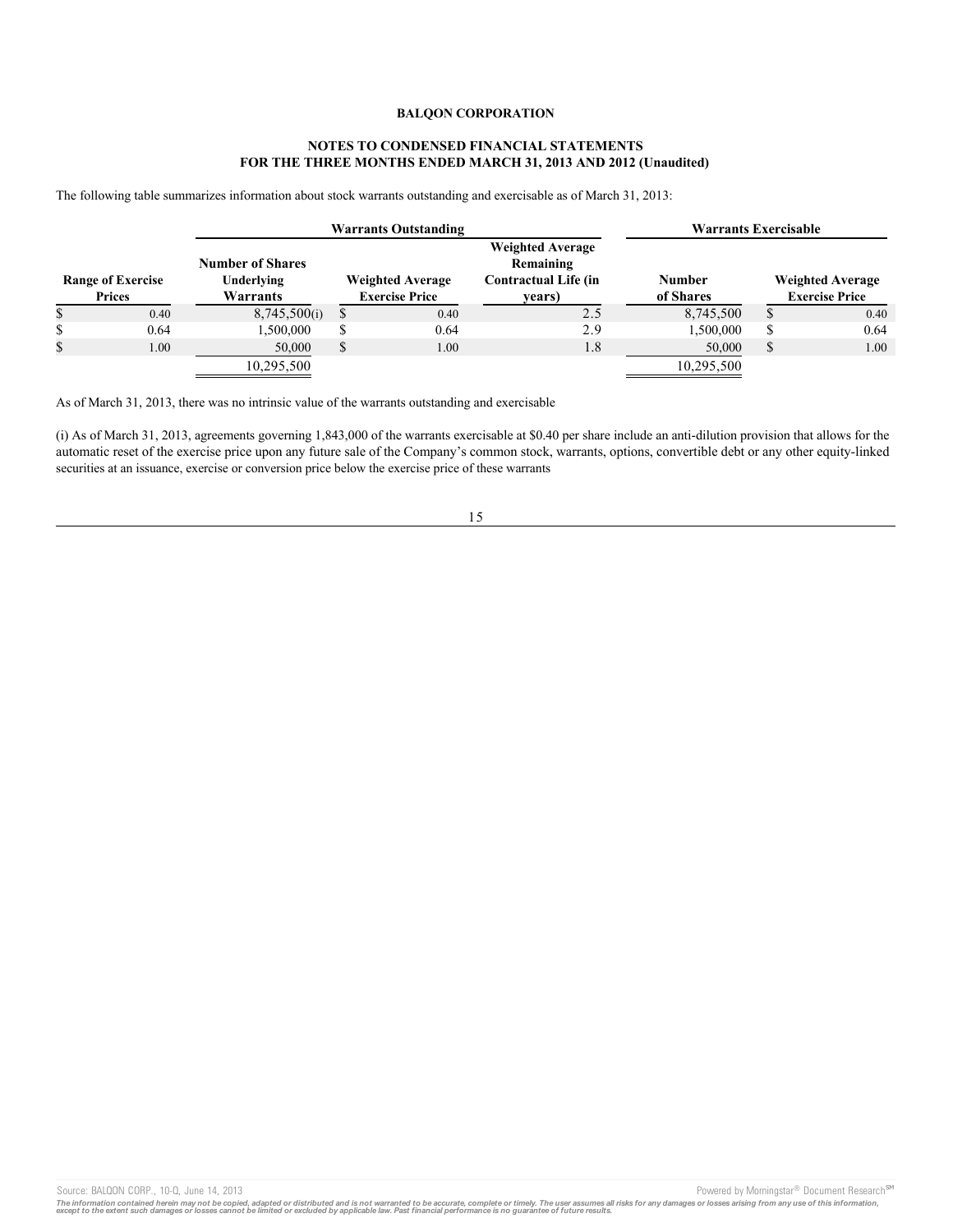**BALQON CORPORATION**

**NOTES TO CONDENSED FINANCIAL STATEMENTS**
**FOR THE THREE MONTHS ENDED MARCH 31, 2013 AND 2012 (Unaudited)**

The following table summarizes information about stock warrants outstanding and exercisable as of March 31, 2013:

| | Warrants Outstanding | | | Warrants Exercisable | |
|---|---|---|---|---|---|
| **Range of Exercise Prices** | **Number of Shares Underlying Warrants** | **Weighted Average Exercise Price** | **Weighted Average Remaining Contractual Life (in years)** | **Number of Shares** | **Weighted Average Exercise Price** |
| $ 0.40 | 8,745,500(i) | $ 0.40 | 2.5 | 8,745,500 | $ 0.40 |
| $ 0.64 | 1,500,000 | $ 0.64 | 2.9 | 1,500,000 | $ 0.64 |
| $ 1.00 | 50,000 | $ 1.00 | 1.8 | 50,000 | $ 1.00 |
| | 10,295,500 | | | 10,295,500 | |

As of March 31, 2013, there was no intrinsic value of the warrants outstanding and exercisable

(i) As of March 31, 2013, agreements governing 1,843,000 of the warrants exercisable at $0.40 per share include an anti-dilution provision that allows for the automatic reset of the exercise price upon any future sale of the Company's common stock, warrants, options, convertible debt or any other equity-linked securities at an issuance, exercise or conversion price below the exercise price of these warrants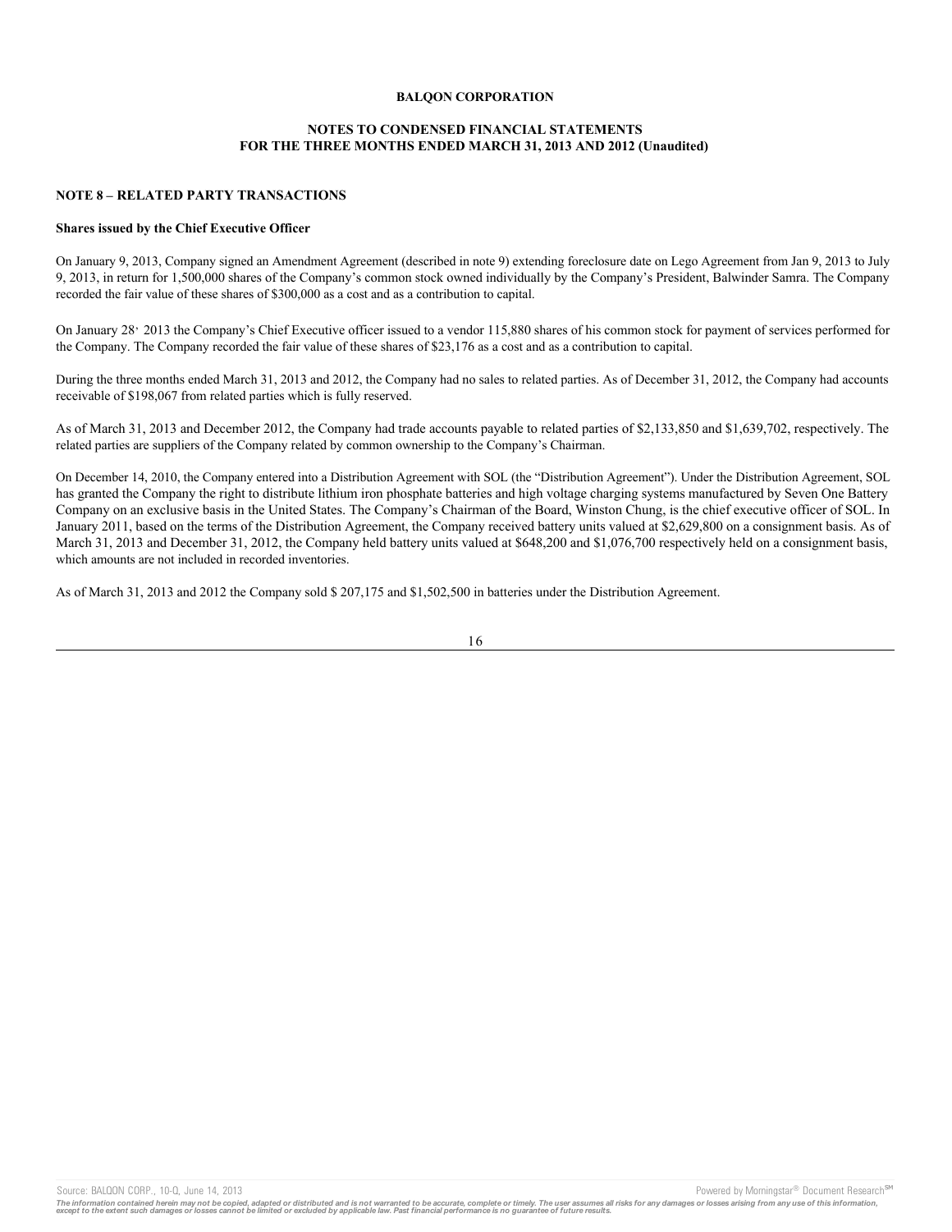**BALQON CORPORATION**

**NOTES TO CONDENSED FINANCIAL STATEMENTS**
**FOR THE THREE MONTHS ENDED MARCH 31, 2013 AND 2012 (Unaudited)**

**NOTE 8 – RELATED PARTY TRANSACTIONS**

**Shares issued by the Chief Executive Officer**

On January 9, 2013, Company signed an Amendment Agreement (described in note 9) extending foreclosure date on Lego Agreement from Jan 9, 2013 to July 9, 2013, in return for 1,500,000 shares of the Company's common stock owned individually by the Company's President, Balwinder Samra. The Company recorded the fair value of these shares of $300,000 as a cost and as a contribution to capital.

On January 28, 2013 the Company's Chief Executive officer issued to a vendor 115,880 shares of his common stock for payment of services performed for the Company. The Company recorded the fair value of these shares of $23,176 as a cost and as a contribution to capital.

During the three months ended March 31, 2013 and 2012, the Company had no sales to related parties. As of December 31, 2012, the Company had accounts receivable of $198,067 from related parties which is fully reserved.

As of March 31, 2013 and December 2012, the Company had trade accounts payable to related parties of $2,133,850 and $1,639,702, respectively. The related parties are suppliers of the Company related by common ownership to the Company's Chairman.

On December 14, 2010, the Company entered into a Distribution Agreement with SOL (the "Distribution Agreement"). Under the Distribution Agreement, SOL has granted the Company the right to distribute lithium iron phosphate batteries and high voltage charging systems manufactured by Seven One Battery Company on an exclusive basis in the United States. The Company's Chairman of the Board, Winston Chung, is the chief executive officer of SOL. In January 2011, based on the terms of the Distribution Agreement, the Company received battery units valued at $2,629,800 on a consignment basis. As of March 31, 2013 and December 31, 2012, the Company held battery units valued at $648,200 and $1,076,700 respectively held on a consignment basis, which amounts are not included in recorded inventories.

As of March 31, 2013 and 2012 the Company sold $ 207,175 and $1,502,500 in batteries under the Distribution Agreement.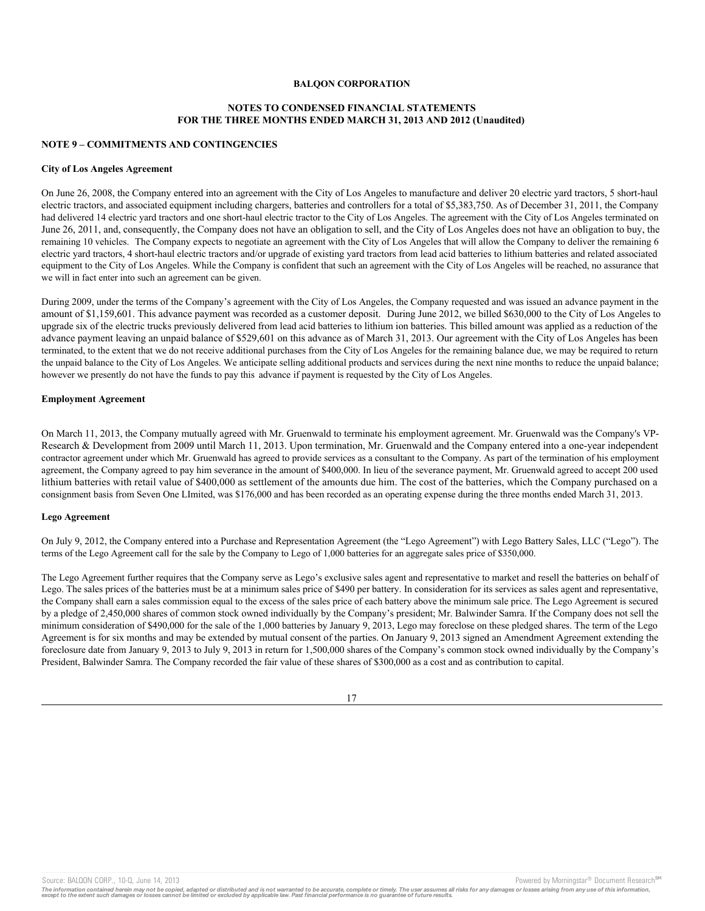**BALQON CORPORATION**

**NOTES TO CONDENSED FINANCIAL STATEMENTS**
**FOR THE THREE MONTHS ENDED MARCH 31, 2013 AND 2012 (Unaudited)**

**NOTE 9 – COMMITMENTS AND CONTINGENCIES**

**City of Los Angeles Agreement**

On June 26, 2008, the Company entered into an agreement with the City of Los Angeles to manufacture and deliver 20 electric yard tractors, 5 short-haul electric tractors, and associated equipment including chargers, batteries and controllers for a total of $5,383,750. As of December 31, 2011, the Company had delivered 14 electric yard tractors and one short-haul electric tractor to the City of Los Angeles. The agreement with the City of Los Angeles terminated on June 26, 2011, and, consequently, the Company does not have an obligation to sell, and the City of Los Angeles does not have an obligation to buy, the remaining 10 vehicles. The Company expects to negotiate an agreement with the City of Los Angeles that will allow the Company to deliver the remaining 6 electric yard tractors, 4 short-haul electric tractors and/or upgrade of existing yard tractors from lead acid batteries to lithium batteries and related associated equipment to the City of Los Angeles. While the Company is confident that such an agreement with the City of Los Angeles will be reached, no assurance that we will in fact enter into such an agreement can be given.

During 2009, under the terms of the Company's agreement with the City of Los Angeles, the Company requested and was issued an advance payment in the amount of $1,159,601. This advance payment was recorded as a customer deposit. During June 2012, we billed $630,000 to the City of Los Angeles to upgrade six of the electric trucks previously delivered from lead acid batteries to lithium ion batteries. This billed amount was applied as a reduction of the advance payment leaving an unpaid balance of $529,601 on this advance as of March 31, 2013. Our agreement with the City of Los Angeles has been terminated, to the extent that we do not receive additional purchases from the City of Los Angeles for the remaining balance due, we may be required to return the unpaid balance to the City of Los Angeles. We anticipate selling additional products and services during the next nine months to reduce the unpaid balance; however we presently do not have the funds to pay this advance if payment is requested by the City of Los Angeles.

**Employment Agreement**

On March 11, 2013, the Company mutually agreed with Mr. Gruenwald to terminate his employment agreement. Mr. Gruenwald was the Company's VP-Research & Development from 2009 until March 11, 2013. Upon termination, Mr. Gruenwald and the Company entered into a one-year independent contractor agreement under which Mr. Gruenwald has agreed to provide services as a consultant to the Company. As part of the termination of his employment agreement, the Company agreed to pay him severance in the amount of $400,000. In lieu of the severance payment, Mr. Gruenwald agreed to accept 200 used lithium batteries with retail value of $400,000 as settlement of the amounts due him. The cost of the batteries, which the Company purchased on a consignment basis from Seven One LImited, was $176,000 and has been recorded as an operating expense during the three months ended March 31, 2013.

**Lego Agreement**

On July 9, 2012, the Company entered into a Purchase and Representation Agreement (the "Lego Agreement") with Lego Battery Sales, LLC ("Lego"). The terms of the Lego Agreement call for the sale by the Company to Lego of 1,000 batteries for an aggregate sales price of $350,000.

The Lego Agreement further requires that the Company serve as Lego's exclusive sales agent and representative to market and resell the batteries on behalf of Lego. The sales prices of the batteries must be at a minimum sales price of $490 per battery. In consideration for its services as sales agent and representative, the Company shall earn a sales commission equal to the excess of the sales price of each battery above the minimum sale price. The Lego Agreement is secured by a pledge of 2,450,000 shares of common stock owned individually by the Company's president; Mr. Balwinder Samra. If the Company does not sell the minimum consideration of $490,000 for the sale of the 1,000 batteries by January 9, 2013, Lego may foreclose on these pledged shares. The term of the Lego Agreement is for six months and may be extended by mutual consent of the parties. On January 9, 2013 signed an Amendment Agreement extending the foreclosure date from January 9, 2013 to July 9, 2013 in return for 1,500,000 shares of the Company's common stock owned individually by the Company's President, Balwinder Samra. The Company recorded the fair value of these shares of $300,000 as a cost and as contribution to capital.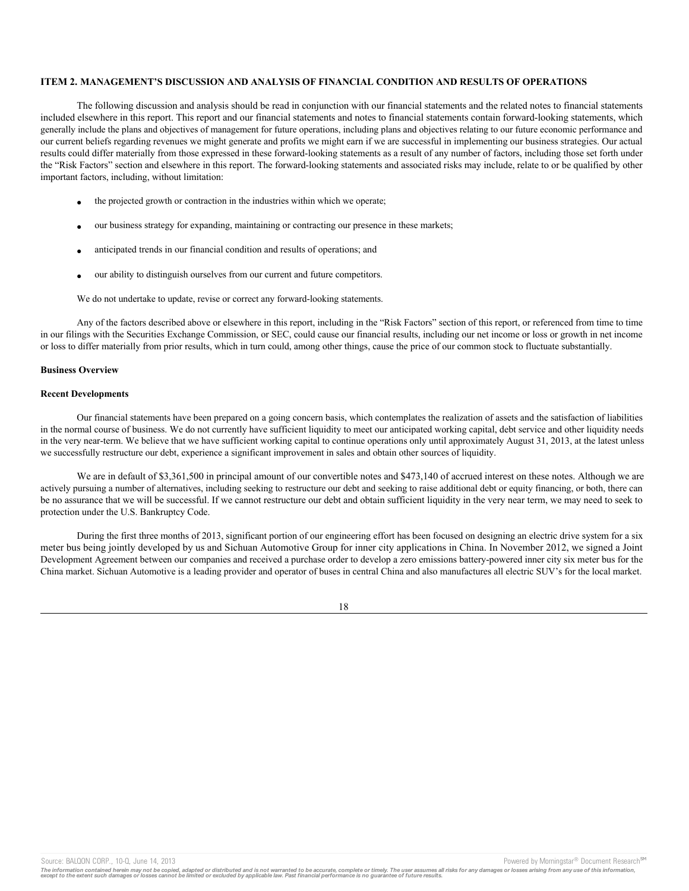### ITEM 2. MANAGEMENT'S DISCUSSION AND ANALYSIS OF FINANCIAL CONDITION AND RESULTS OF OPERATIONS

The following discussion and analysis should be read in conjunction with our financial statements and the related notes to financial statements included elsewhere in this report. This report and our financial statements and notes to financial statements contain forward-looking statements, which generally include the plans and objectives of management for future operations, including plans and objectives relating to our future economic performance and our current beliefs regarding revenues we might generate and profits we might earn if we are successful in implementing our business strategies. Our actual results could differ materially from those expressed in these forward-looking statements as a result of any number of factors, including those set forth under the "Risk Factors" section and elsewhere in this report. The forward-looking statements and associated risks may include, relate to or be qualified by other important factors, including, without limitation:

- the projected growth or contraction in the industries within which we operate;
- our business strategy for expanding, maintaining or contracting our presence in these markets;
- anticipated trends in our financial condition and results of operations; and
- our ability to distinguish ourselves from our current and future competitors.

We do not undertake to update, revise or correct any forward-looking statements.

Any of the factors described above or elsewhere in this report, including in the "Risk Factors" section of this report, or referenced from time to time in our filings with the Securities Exchange Commission, or SEC, could cause our financial results, including our net income or loss or growth in net income or loss to differ materially from prior results, which in turn could, among other things, cause the price of our common stock to fluctuate substantially.

**Business Overview**

**Recent Developments**

Our financial statements have been prepared on a going concern basis, which contemplates the realization of assets and the satisfaction of liabilities in the normal course of business. We do not currently have sufficient liquidity to meet our anticipated working capital, debt service and other liquidity needs in the very near-term. We believe that we have sufficient working capital to continue operations only until approximately August 31, 2013, at the latest unless we successfully restructure our debt, experience a significant improvement in sales and obtain other sources of liquidity.

We are in default of $3,361,500 in principal amount of our convertible notes and $473,140 of accrued interest on these notes. Although we are actively pursuing a number of alternatives, including seeking to restructure our debt and seeking to raise additional debt or equity financing, or both, there can be no assurance that we will be successful. If we cannot restructure our debt and obtain sufficient liquidity in the very near term, we may need to seek to protection under the U.S. Bankruptcy Code.

During the first three months of 2013, significant portion of our engineering effort has been focused on designing an electric drive system for a six meter bus being jointly developed by us and Sichuan Automotive Group for inner city applications in China. In November 2012, we signed a Joint Development Agreement between our companies and received a purchase order to develop a zero emissions battery-powered inner city six meter bus for the China market. Sichuan Automotive is a leading provider and operator of buses in central China and also manufactures all electric SUV's for the local market.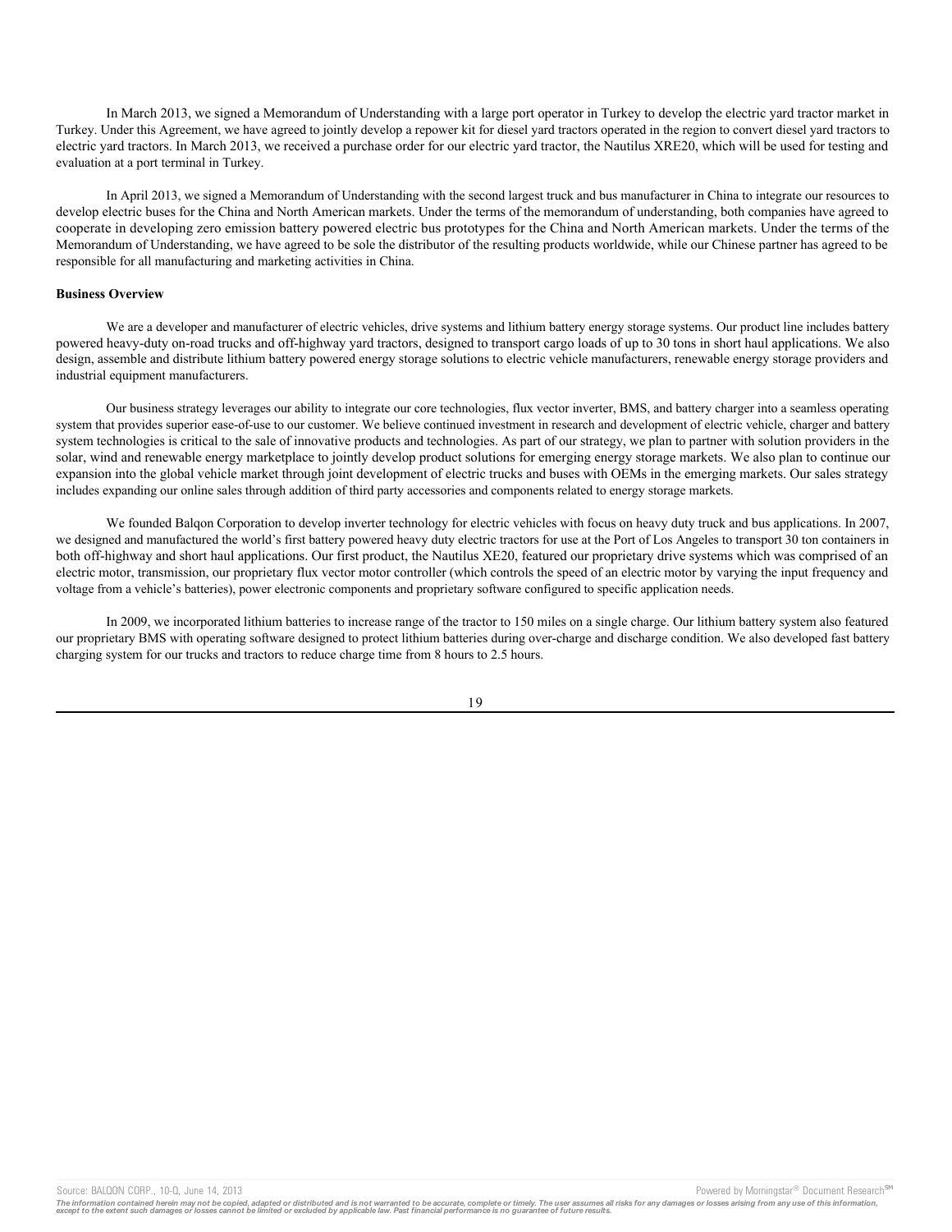In March 2013, we signed a Memorandum of Understanding with a large port operator in Turkey to develop the electric yard tractor market in Turkey. Under this Agreement, we have agreed to jointly develop a repower kit for diesel yard tractors operated in the region to convert diesel yard tractors to electric yard tractors. In March 2013, we received a purchase order for our electric yard tractor, the Nautilus XRE20, which will be used for testing and evaluation at a port terminal in Turkey.

In April 2013, we signed a Memorandum of Understanding with the second largest truck and bus manufacturer in China to integrate our resources to develop electric buses for the China and North American markets. Under the terms of the memorandum of understanding, both companies have agreed to cooperate in developing zero emission battery powered electric bus prototypes for the China and North American markets. Under the terms of the Memorandum of Understanding, we have agreed to be sole the distributor of the resulting products worldwide, while our Chinese partner has agreed to be responsible for all manufacturing and marketing activities in China.

**Business Overview**

We are a developer and manufacturer of electric vehicles, drive systems and lithium battery energy storage systems. Our product line includes battery powered heavy-duty on-road trucks and off-highway yard tractors, designed to transport cargo loads of up to 30 tons in short haul applications. We also design, assemble and distribute lithium battery powered energy storage solutions to electric vehicle manufacturers, renewable energy storage providers and industrial equipment manufacturers.

Our business strategy leverages our ability to integrate our core technologies, flux vector inverter, BMS, and battery charger into a seamless operating system that provides superior ease-of-use to our customer. We believe continued investment in research and development of electric vehicle, charger and battery system technologies is critical to the sale of innovative products and technologies. As part of our strategy, we plan to partner with solution providers in the solar, wind and renewable energy marketplace to jointly develop product solutions for emerging energy storage markets. We also plan to continue our expansion into the global vehicle market through joint development of electric trucks and buses with OEMs in the emerging markets. Our sales strategy includes expanding our online sales through addition of third party accessories and components related to energy storage markets.

We founded Balqon Corporation to develop inverter technology for electric vehicles with focus on heavy duty truck and bus applications. In 2007, we designed and manufactured the world's first battery powered heavy duty electric tractors for use at the Port of Los Angeles to transport 30 ton containers in both off-highway and short haul applications. Our first product, the Nautilus XE20, featured our proprietary drive systems which was comprised of an electric motor, transmission, our proprietary flux vector motor controller (which controls the speed of an electric motor by varying the input frequency and voltage from a vehicle's batteries), power electronic components and proprietary software configured to specific application needs.

In 2009, we incorporated lithium batteries to increase range of the tractor to 150 miles on a single charge. Our lithium battery system also featured our proprietary BMS with operating software designed to protect lithium batteries during over-charge and discharge condition. We also developed fast battery charging system for our trucks and tractors to reduce charge time from 8 hours to 2.5 hours.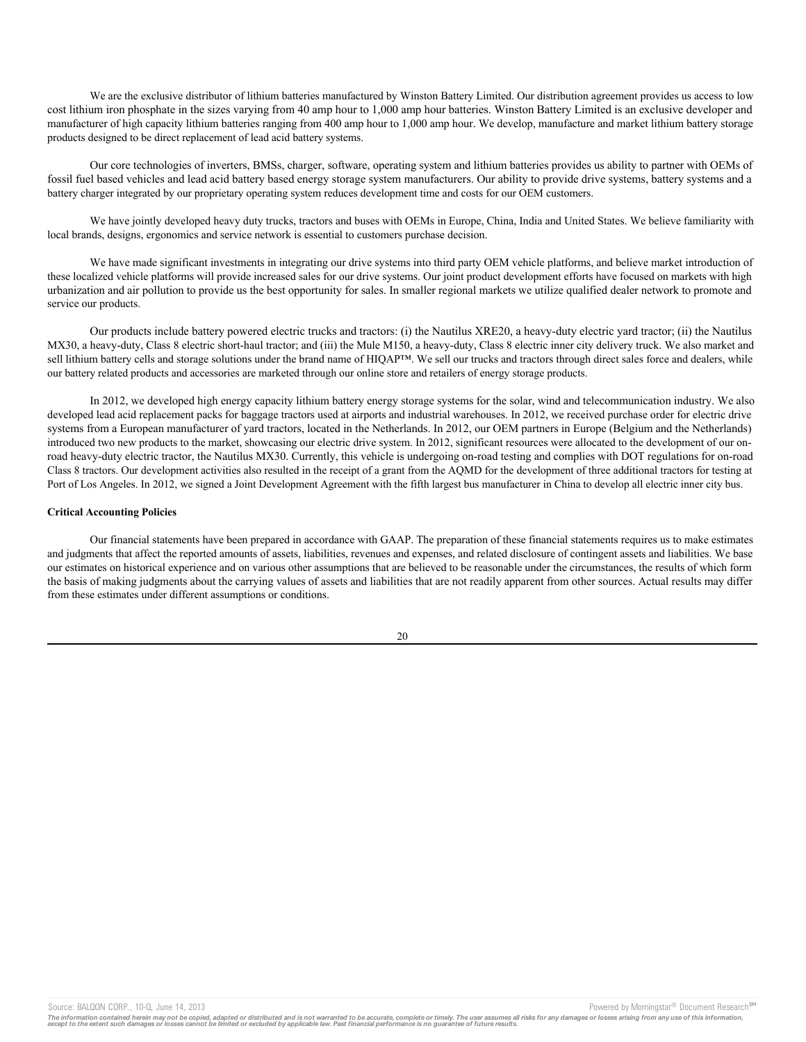We are the exclusive distributor of lithium batteries manufactured by Winston Battery Limited. Our distribution agreement provides us access to low cost lithium iron phosphate in the sizes varying from 40 amp hour to 1,000 amp hour batteries. Winston Battery Limited is an exclusive developer and manufacturer of high capacity lithium batteries ranging from 400 amp hour to 1,000 amp hour. We develop, manufacture and market lithium battery storage products designed to be direct replacement of lead acid battery systems.

Our core technologies of inverters, BMSs, charger, software, operating system and lithium batteries provides us ability to partner with OEMs of fossil fuel based vehicles and lead acid battery based energy storage system manufacturers. Our ability to provide drive systems, battery systems and a battery charger integrated by our proprietary operating system reduces development time and costs for our OEM customers.

We have jointly developed heavy duty trucks, tractors and buses with OEMs in Europe, China, India and United States. We believe familiarity with local brands, designs, ergonomics and service network is essential to customers purchase decision.

We have made significant investments in integrating our drive systems into third party OEM vehicle platforms, and believe market introduction of these localized vehicle platforms will provide increased sales for our drive systems. Our joint product development efforts have focused on markets with high urbanization and air pollution to provide us the best opportunity for sales. In smaller regional markets we utilize qualified dealer network to promote and service our products.

Our products include battery powered electric trucks and tractors: (i) the Nautilus XRE20, a heavy-duty electric yard tractor; (ii) the Nautilus MX30, a heavy-duty, Class 8 electric short-haul tractor; and (iii) the Mule M150, a heavy-duty, Class 8 electric inner city delivery truck. We also market and sell lithium battery cells and storage solutions under the brand name of HIQAP™. We sell our trucks and tractors through direct sales force and dealers, while our battery related products and accessories are marketed through our online store and retailers of energy storage products.

In 2012, we developed high energy capacity lithium battery energy storage systems for the solar, wind and telecommunication industry. We also developed lead acid replacement packs for baggage tractors used at airports and industrial warehouses. In 2012, we received purchase order for electric drive systems from a European manufacturer of yard tractors, located in the Netherlands. In 2012, our OEM partners in Europe (Belgium and the Netherlands) introduced two new products to the market, showcasing our electric drive system. In 2012, significant resources were allocated to the development of our on-road heavy-duty electric tractor, the Nautilus MX30. Currently, this vehicle is undergoing on-road testing and complies with DOT regulations for on-road Class 8 tractors. Our development activities also resulted in the receipt of a grant from the AQMD for the development of three additional tractors for testing at Port of Los Angeles. In 2012, we signed a Joint Development Agreement with the fifth largest bus manufacturer in China to develop all electric inner city bus.

**Critical Accounting Policies**

Our financial statements have been prepared in accordance with GAAP. The preparation of these financial statements requires us to make estimates and judgments that affect the reported amounts of assets, liabilities, revenues and expenses, and related disclosure of contingent assets and liabilities. We base our estimates on historical experience and on various other assumptions that are believed to be reasonable under the circumstances, the results of which form the basis of making judgments about the carrying values of assets and liabilities that are not readily apparent from other sources. Actual results may differ from these estimates under different assumptions or conditions.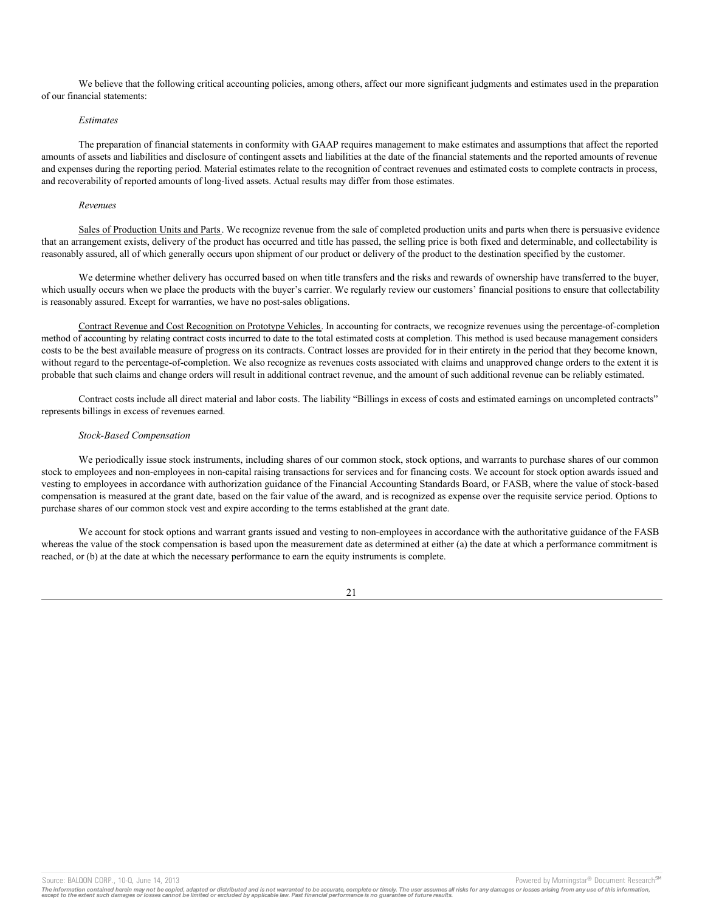We believe that the following critical accounting policies, among others, affect our more significant judgments and estimates used in the preparation of our financial statements:

*Estimates*

The preparation of financial statements in conformity with GAAP requires management to make estimates and assumptions that affect the reported amounts of assets and liabilities and disclosure of contingent assets and liabilities at the date of the financial statements and the reported amounts of revenue and expenses during the reporting period. Material estimates relate to the recognition of contract revenues and estimated costs to complete contracts in process, and recoverability of reported amounts of long-lived assets. Actual results may differ from those estimates.

*Revenues*

Sales of Production Units and Parts. We recognize revenue from the sale of completed production units and parts when there is persuasive evidence that an arrangement exists, delivery of the product has occurred and title has passed, the selling price is both fixed and determinable, and collectability is reasonably assured, all of which generally occurs upon shipment of our product or delivery of the product to the destination specified by the customer.

We determine whether delivery has occurred based on when title transfers and the risks and rewards of ownership have transferred to the buyer, which usually occurs when we place the products with the buyer's carrier. We regularly review our customers' financial positions to ensure that collectability is reasonably assured. Except for warranties, we have no post-sales obligations.

Contract Revenue and Cost Recognition on Prototype Vehicles. In accounting for contracts, we recognize revenues using the percentage-of-completion method of accounting by relating contract costs incurred to date to the total estimated costs at completion. This method is used because management considers costs to be the best available measure of progress on its contracts. Contract losses are provided for in their entirety in the period that they become known, without regard to the percentage-of-completion. We also recognize as revenues costs associated with claims and unapproved change orders to the extent it is probable that such claims and change orders will result in additional contract revenue, and the amount of such additional revenue can be reliably estimated.

Contract costs include all direct material and labor costs. The liability "Billings in excess of costs and estimated earnings on uncompleted contracts" represents billings in excess of revenues earned.

*Stock-Based Compensation*

We periodically issue stock instruments, including shares of our common stock, stock options, and warrants to purchase shares of our common stock to employees and non-employees in non-capital raising transactions for services and for financing costs. We account for stock option awards issued and vesting to employees in accordance with authorization guidance of the Financial Accounting Standards Board, or FASB, where the value of stock-based compensation is measured at the grant date, based on the fair value of the award, and is recognized as expense over the requisite service period. Options to purchase shares of our common stock vest and expire according to the terms established at the grant date.

We account for stock options and warrant grants issued and vesting to non-employees in accordance with the authoritative guidance of the FASB whereas the value of the stock compensation is based upon the measurement date as determined at either (a) the date at which a performance commitment is reached, or (b) at the date at which the necessary performance to earn the equity instruments is complete.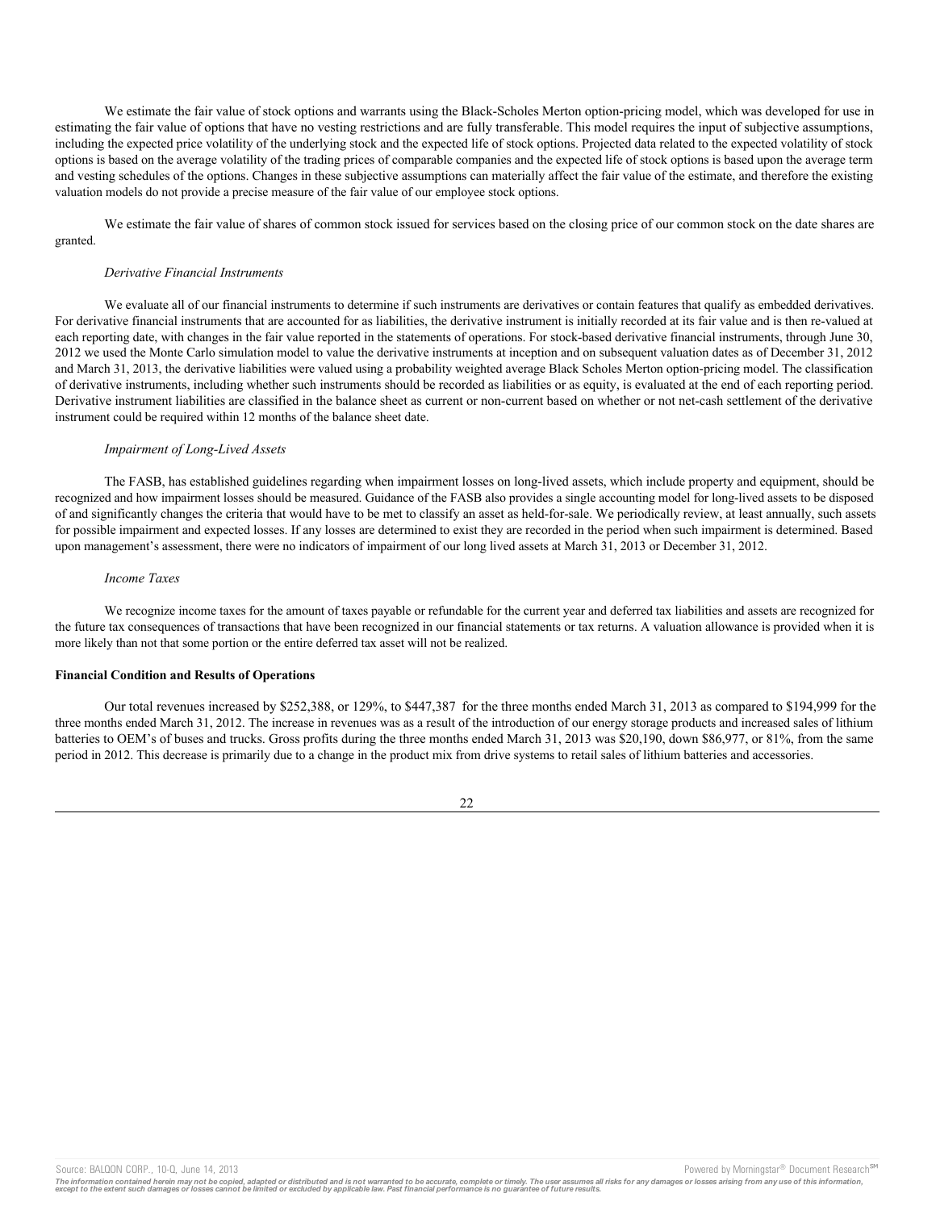We estimate the fair value of stock options and warrants using the Black-Scholes Merton option-pricing model, which was developed for use in estimating the fair value of options that have no vesting restrictions and are fully transferable. This model requires the input of subjective assumptions, including the expected price volatility of the underlying stock and the expected life of stock options. Projected data related to the expected volatility of stock options is based on the average volatility of the trading prices of comparable companies and the expected life of stock options is based upon the average term and vesting schedules of the options. Changes in these subjective assumptions can materially affect the fair value of the estimate, and therefore the existing valuation models do not provide a precise measure of the fair value of our employee stock options.

We estimate the fair value of shares of common stock issued for services based on the closing price of our common stock on the date shares are granted.

*Derivative Financial Instruments*

We evaluate all of our financial instruments to determine if such instruments are derivatives or contain features that qualify as embedded derivatives. For derivative financial instruments that are accounted for as liabilities, the derivative instrument is initially recorded at its fair value and is then re-valued at each reporting date, with changes in the fair value reported in the statements of operations. For stock-based derivative financial instruments, through June 30, 2012 we used the Monte Carlo simulation model to value the derivative instruments at inception and on subsequent valuation dates as of December 31, 2012 and March 31, 2013, the derivative liabilities were valued using a probability weighted average Black Scholes Merton option-pricing model. The classification of derivative instruments, including whether such instruments should be recorded as liabilities or as equity, is evaluated at the end of each reporting period. Derivative instrument liabilities are classified in the balance sheet as current or non-current based on whether or not net-cash settlement of the derivative instrument could be required within 12 months of the balance sheet date.

*Impairment of Long-Lived Assets*

The FASB, has established guidelines regarding when impairment losses on long-lived assets, which include property and equipment, should be recognized and how impairment losses should be measured. Guidance of the FASB also provides a single accounting model for long-lived assets to be disposed of and significantly changes the criteria that would have to be met to classify an asset as held-for-sale. We periodically review, at least annually, such assets for possible impairment and expected losses. If any losses are determined to exist they are recorded in the period when such impairment is determined. Based upon management's assessment, there were no indicators of impairment of our long lived assets at March 31, 2013 or December 31, 2012.

*Income Taxes*

We recognize income taxes for the amount of taxes payable or refundable for the current year and deferred tax liabilities and assets are recognized for the future tax consequences of transactions that have been recognized in our financial statements or tax returns. A valuation allowance is provided when it is more likely than not that some portion or the entire deferred tax asset will not be realized.

**Financial Condition and Results of Operations**

Our total revenues increased by $252,388, or 129%, to $447,387 for the three months ended March 31, 2013 as compared to $194,999 for the three months ended March 31, 2012. The increase in revenues was as a result of the introduction of our energy storage products and increased sales of lithium batteries to OEM's of buses and trucks. Gross profits during the three months ended March 31, 2013 was $20,190, down $86,977, or 81%, from the same period in 2012. This decrease is primarily due to a change in the product mix from drive systems to retail sales of lithium batteries and accessories.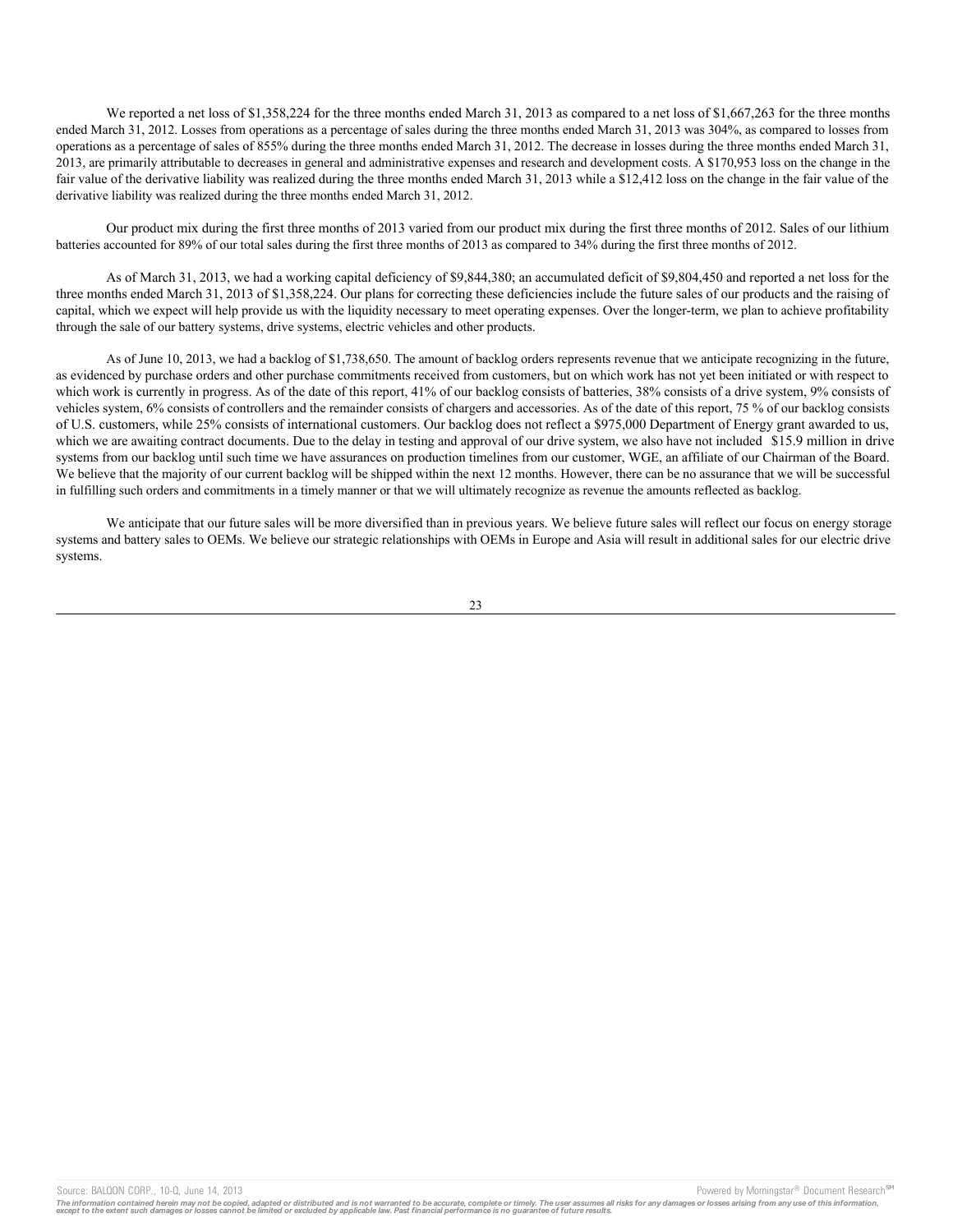We reported a net loss of $1,358,224 for the three months ended March 31, 2013 as compared to a net loss of $1,667,263 for the three months ended March 31, 2012. Losses from operations as a percentage of sales during the three months ended March 31, 2013 was 304%, as compared to losses from operations as a percentage of sales of 855% during the three months ended March 31, 2012. The decrease in losses during the three months ended March 31, 2013, are primarily attributable to decreases in general and administrative expenses and research and development costs. A $170,953 loss on the change in the fair value of the derivative liability was realized during the three months ended March 31, 2013 while a $12,412 loss on the change in the fair value of the derivative liability was realized during the three months ended March 31, 2012.

Our product mix during the first three months of 2013 varied from our product mix during the first three months of 2012. Sales of our lithium batteries accounted for 89% of our total sales during the first three months of 2013 as compared to 34% during the first three months of 2012.

As of March 31, 2013, we had a working capital deficiency of $9,844,380; an accumulated deficit of $9,804,450 and reported a net loss for the three months ended March 31, 2013 of $1,358,224. Our plans for correcting these deficiencies include the future sales of our products and the raising of capital, which we expect will help provide us with the liquidity necessary to meet operating expenses. Over the longer-term, we plan to achieve profitability through the sale of our battery systems, drive systems, electric vehicles and other products.

As of June 10, 2013, we had a backlog of $1,738,650. The amount of backlog orders represents revenue that we anticipate recognizing in the future, as evidenced by purchase orders and other purchase commitments received from customers, but on which work has not yet been initiated or with respect to which work is currently in progress. As of the date of this report, 41% of our backlog consists of batteries, 38% consists of a drive system, 9% consists of vehicles system, 6% consists of controllers and the remainder consists of chargers and accessories. As of the date of this report, 75 % of our backlog consists of U.S. customers, while 25% consists of international customers. Our backlog does not reflect a $975,000 Department of Energy grant awarded to us, which we are awaiting contract documents. Due to the delay in testing and approval of our drive system, we also have not included $15.9 million in drive systems from our backlog until such time we have assurances on production timelines from our customer, WGE, an affiliate of our Chairman of the Board. We believe that the majority of our current backlog will be shipped within the next 12 months. However, there can be no assurance that we will be successful in fulfilling such orders and commitments in a timely manner or that we will ultimately recognize as revenue the amounts reflected as backlog.

We anticipate that our future sales will be more diversified than in previous years. We believe future sales will reflect our focus on energy storage systems and battery sales to OEMs. We believe our strategic relationships with OEMs in Europe and Asia will result in additional sales for our electric drive systems.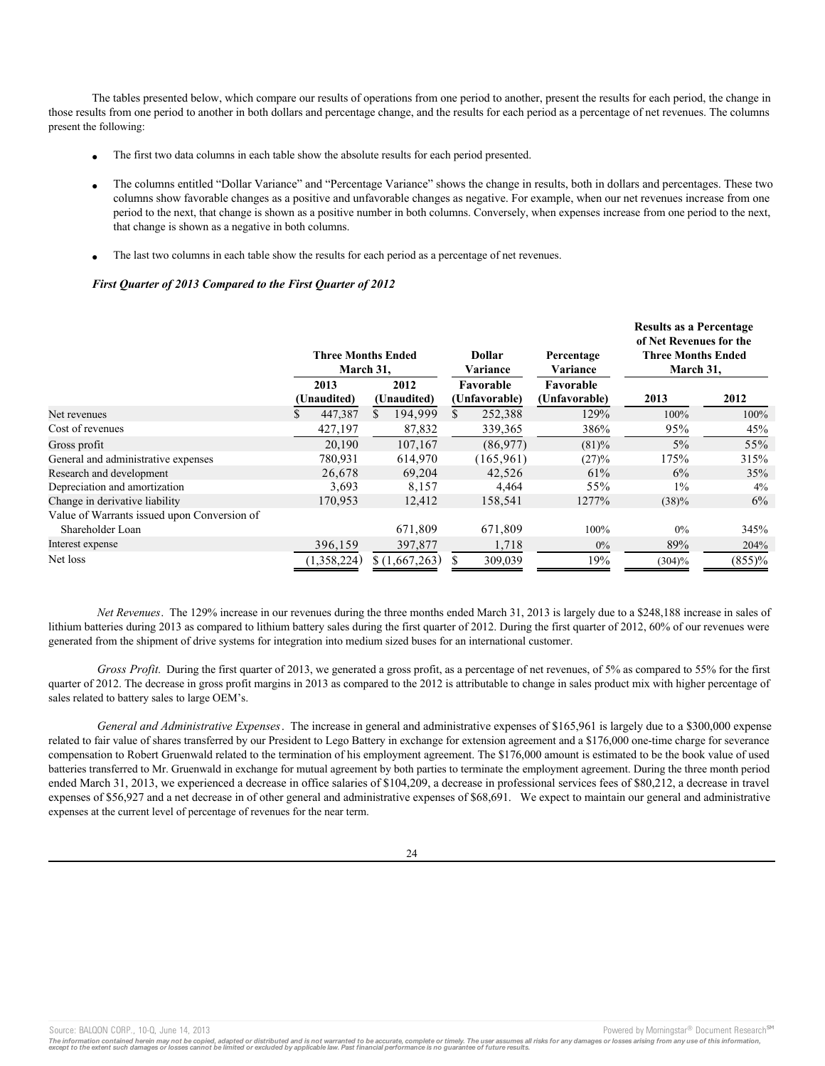The tables presented below, which compare our results of operations from one period to another, present the results for each period, the change in those results from one period to another in both dollars and percentage change, and the results for each period as a percentage of net revenues. The columns present the following:

- The first two data columns in each table show the absolute results for each period presented.
- The columns entitled "Dollar Variance" and "Percentage Variance" shows the change in results, both in dollars and percentages. These two columns show favorable changes as a positive and unfavorable changes as negative. For example, when our net revenues increase from one period to the next, that change is shown as a positive number in both columns. Conversely, when expenses increase from one period to the next, that change is shown as a negative in both columns.
- The last two columns in each table show the results for each period as a percentage of net revenues.

***First Quarter of 2013 Compared to the First Quarter of 2012***

| | Three Months Ended March 31, | | Dollar Variance | Percentage Variance | Results as a Percentage of Net Revenues for the Three Months Ended March 31, | |
|---|---|---|---|---|---|---|
| | 2013 (Unaudited) | 2012 (Unaudited) | Favorable (Unfavorable) | Favorable (Unfavorable) | 2013 | 2012 |
| Net revenues | $ 447,387 | $ 194,999 | $ 252,388 | 129% | 100% | 100% |
| Cost of revenues | 427,197 | 87,832 | 339,365 | 386% | 95% | 45% |
| Gross profit | 20,190 | 107,167 | (86,977) | (81)% | 5% | 55% |
| General and administrative expenses | 780,931 | 614,970 | (165,961) | (27)% | 175% | 315% |
| Research and development | 26,678 | 69,204 | 42,526 | 61% | 6% | 35% |
| Depreciation and amortization | 3,693 | 8,157 | 4,464 | 55% | 1% | 4% |
| Change in derivative liability | 170,953 | 12,412 | 158,541 | 1277% | (38)% | 6% |
| Value of Warrants issued upon Conversion of Shareholder Loan | | 671,809 | 671,809 | 100% | 0% | 345% |
| Interest expense | 396,159 | 397,877 | 1,718 | 0% | 89% | 204% |
| Net loss | (1,358,224) | $ (1,667,263) | $ 309,039 | 19% | (304)% | (855)% |

*Net Revenues*. The 129% increase in our revenues during the three months ended March 31, 2013 is largely due to a $248,188 increase in sales of lithium batteries during 2013 as compared to lithium battery sales during the first quarter of 2012. During the first quarter of 2012, 60% of our revenues were generated from the shipment of drive systems for integration into medium sized buses for an international customer.

*Gross Profit.* During the first quarter of 2013, we generated a gross profit, as a percentage of net revenues, of 5% as compared to 55% for the first quarter of 2012. The decrease in gross profit margins in 2013 as compared to the 2012 is attributable to change in sales product mix with higher percentage of sales related to battery sales to large OEM's.

*General and Administrative Expenses*. The increase in general and administrative expenses of $165,961 is largely due to a $300,000 expense related to fair value of shares transferred by our President to Lego Battery in exchange for extension agreement and a $176,000 one-time charge for severance compensation to Robert Gruenwald related to the termination of his employment agreement. The $176,000 amount is estimated to be the book value of used batteries transferred to Mr. Gruenwald in exchange for mutual agreement by both parties to terminate the employment agreement. During the three month period ended March 31, 2013, we experienced a decrease in office salaries of $104,209, a decrease in professional services fees of $80,212, a decrease in travel expenses of $56,927 and a net decrease in of other general and administrative expenses of $68,691. We expect to maintain our general and administrative expenses at the current level of percentage of revenues for the near term.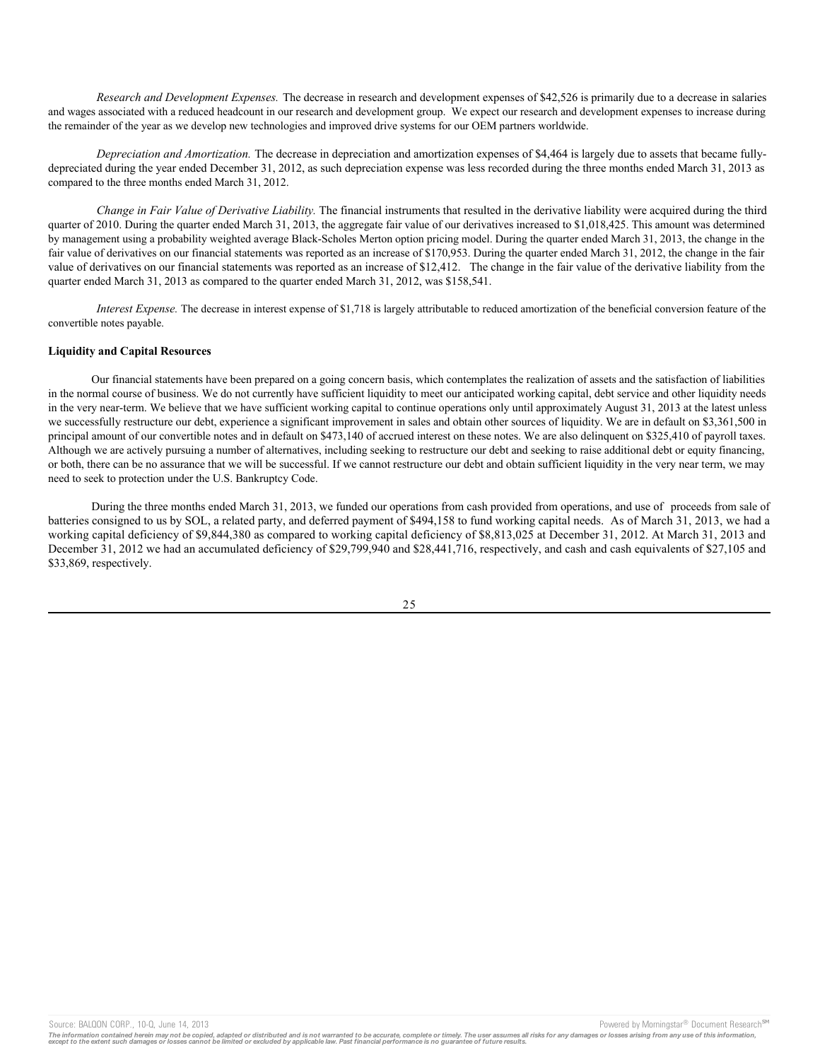*Research and Development Expenses.* The decrease in research and development expenses of $42,526 is primarily due to a decrease in salaries and wages associated with a reduced headcount in our research and development group. We expect our research and development expenses to increase during the remainder of the year as we develop new technologies and improved drive systems for our OEM partners worldwide.

*Depreciation and Amortization.* The decrease in depreciation and amortization expenses of $4,464 is largely due to assets that became fully-depreciated during the year ended December 31, 2012, as such depreciation expense was less recorded during the three months ended March 31, 2013 as compared to the three months ended March 31, 2012.

*Change in Fair Value of Derivative Liability.* The financial instruments that resulted in the derivative liability were acquired during the third quarter of 2010. During the quarter ended March 31, 2013, the aggregate fair value of our derivatives increased to $1,018,425. This amount was determined by management using a probability weighted average Black-Scholes Merton option pricing model. During the quarter ended March 31, 2013, the change in the fair value of derivatives on our financial statements was reported as an increase of $170,953. During the quarter ended March 31, 2012, the change in the fair value of derivatives on our financial statements was reported as an increase of $12,412. The change in the fair value of the derivative liability from the quarter ended March 31, 2013 as compared to the quarter ended March 31, 2012, was $158,541.

*Interest Expense.* The decrease in interest expense of $1,718 is largely attributable to reduced amortization of the beneficial conversion feature of the convertible notes payable.

**Liquidity and Capital Resources**

Our financial statements have been prepared on a going concern basis, which contemplates the realization of assets and the satisfaction of liabilities in the normal course of business. We do not currently have sufficient liquidity to meet our anticipated working capital, debt service and other liquidity needs in the very near-term. We believe that we have sufficient working capital to continue operations only until approximately August 31, 2013 at the latest unless we successfully restructure our debt, experience a significant improvement in sales and obtain other sources of liquidity. We are in default on $3,361,500 in principal amount of our convertible notes and in default on $473,140 of accrued interest on these notes. We are also delinquent on $325,410 of payroll taxes. Although we are actively pursuing a number of alternatives, including seeking to restructure our debt and seeking to raise additional debt or equity financing, or both, there can be no assurance that we will be successful. If we cannot restructure our debt and obtain sufficient liquidity in the very near term, we may need to seek to protection under the U.S. Bankruptcy Code.

During the three months ended March 31, 2013, we funded our operations from cash provided from operations, and use of proceeds from sale of batteries consigned to us by SOL, a related party, and deferred payment of $494,158 to fund working capital needs. As of March 31, 2013, we had a working capital deficiency of $9,844,380 as compared to working capital deficiency of $8,813,025 at December 31, 2012. At March 31, 2013 and December 31, 2012 we had an accumulated deficiency of $29,799,940 and $28,441,716, respectively, and cash and cash equivalents of $27,105 and $33,869, respectively.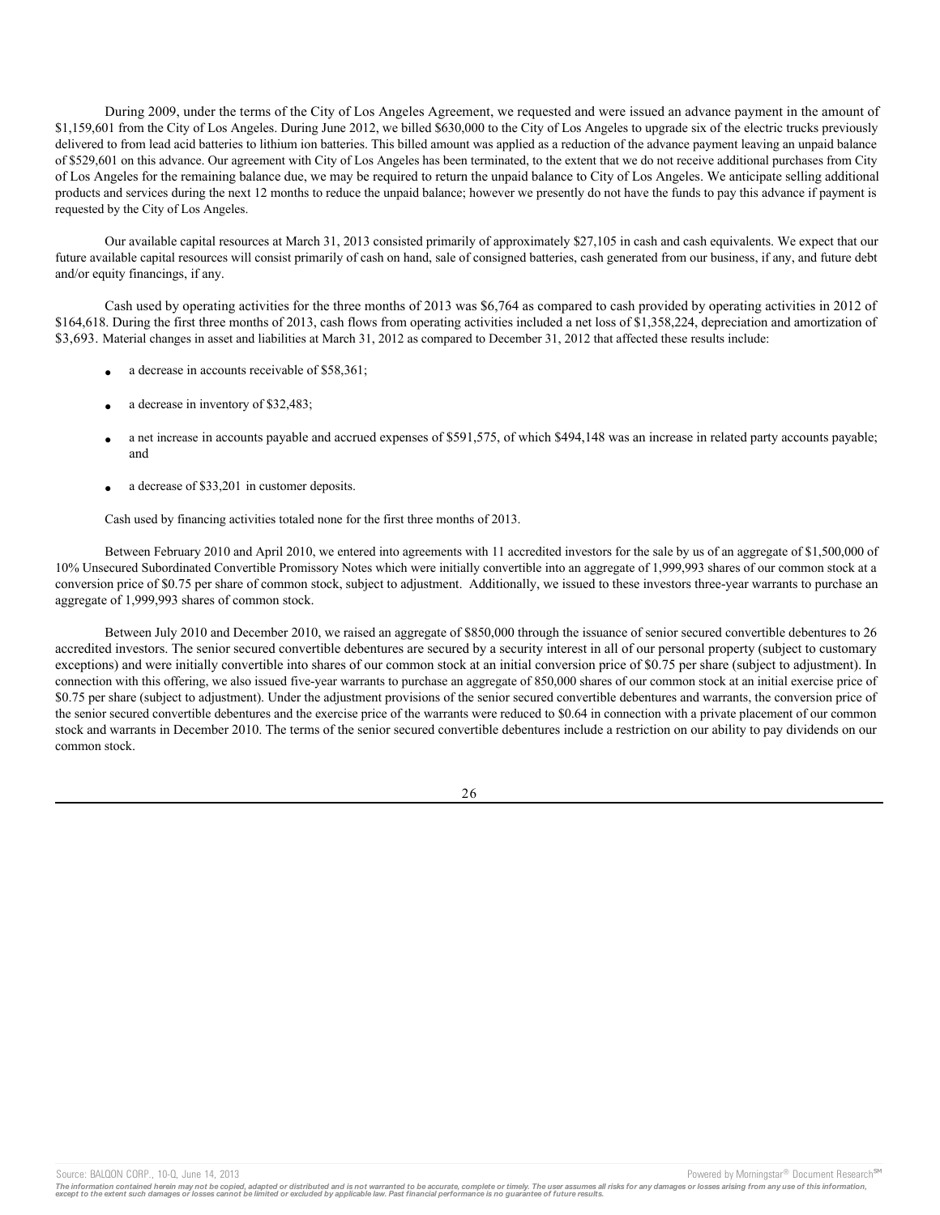During 2009, under the terms of the City of Los Angeles Agreement, we requested and were issued an advance payment in the amount of $1,159,601 from the City of Los Angeles. During June 2012, we billed $630,000 to the City of Los Angeles to upgrade six of the electric trucks previously delivered to from lead acid batteries to lithium ion batteries. This billed amount was applied as a reduction of the advance payment leaving an unpaid balance of $529,601 on this advance. Our agreement with City of Los Angeles has been terminated, to the extent that we do not receive additional purchases from City of Los Angeles for the remaining balance due, we may be required to return the unpaid balance to City of Los Angeles. We anticipate selling additional products and services during the next 12 months to reduce the unpaid balance; however we presently do not have the funds to pay this advance if payment is requested by the City of Los Angeles.

Our available capital resources at March 31, 2013 consisted primarily of approximately $27,105 in cash and cash equivalents. We expect that our future available capital resources will consist primarily of cash on hand, sale of consigned batteries, cash generated from our business, if any, and future debt and/or equity financings, if any.

Cash used by operating activities for the three months of 2013 was $6,764 as compared to cash provided by operating activities in 2012 of $164,618. During the first three months of 2013, cash flows from operating activities included a net loss of $1,358,224, depreciation and amortization of $3,693. Material changes in asset and liabilities at March 31, 2012 as compared to December 31, 2012 that affected these results include:

- a decrease in accounts receivable of $58,361;
- a decrease in inventory of $32,483;
- a net increase in accounts payable and accrued expenses of $591,575, of which $494,148 was an increase in related party accounts payable; and
- a decrease of $33,201 in customer deposits.

Cash used by financing activities totaled none for the first three months of 2013.

Between February 2010 and April 2010, we entered into agreements with 11 accredited investors for the sale by us of an aggregate of $1,500,000 of 10% Unsecured Subordinated Convertible Promissory Notes which were initially convertible into an aggregate of 1,999,993 shares of our common stock at a conversion price of $0.75 per share of common stock, subject to adjustment. Additionally, we issued to these investors three-year warrants to purchase an aggregate of 1,999,993 shares of common stock.

Between July 2010 and December 2010, we raised an aggregate of $850,000 through the issuance of senior secured convertible debentures to 26 accredited investors. The senior secured convertible debentures are secured by a security interest in all of our personal property (subject to customary exceptions) and were initially convertible into shares of our common stock at an initial conversion price of $0.75 per share (subject to adjustment). In connection with this offering, we also issued five-year warrants to purchase an aggregate of 850,000 shares of our common stock at an initial exercise price of $0.75 per share (subject to adjustment). Under the adjustment provisions of the senior secured convertible debentures and warrants, the conversion price of the senior secured convertible debentures and the exercise price of the warrants were reduced to $0.64 in connection with a private placement of our common stock and warrants in December 2010. The terms of the senior secured convertible debentures include a restriction on our ability to pay dividends on our common stock.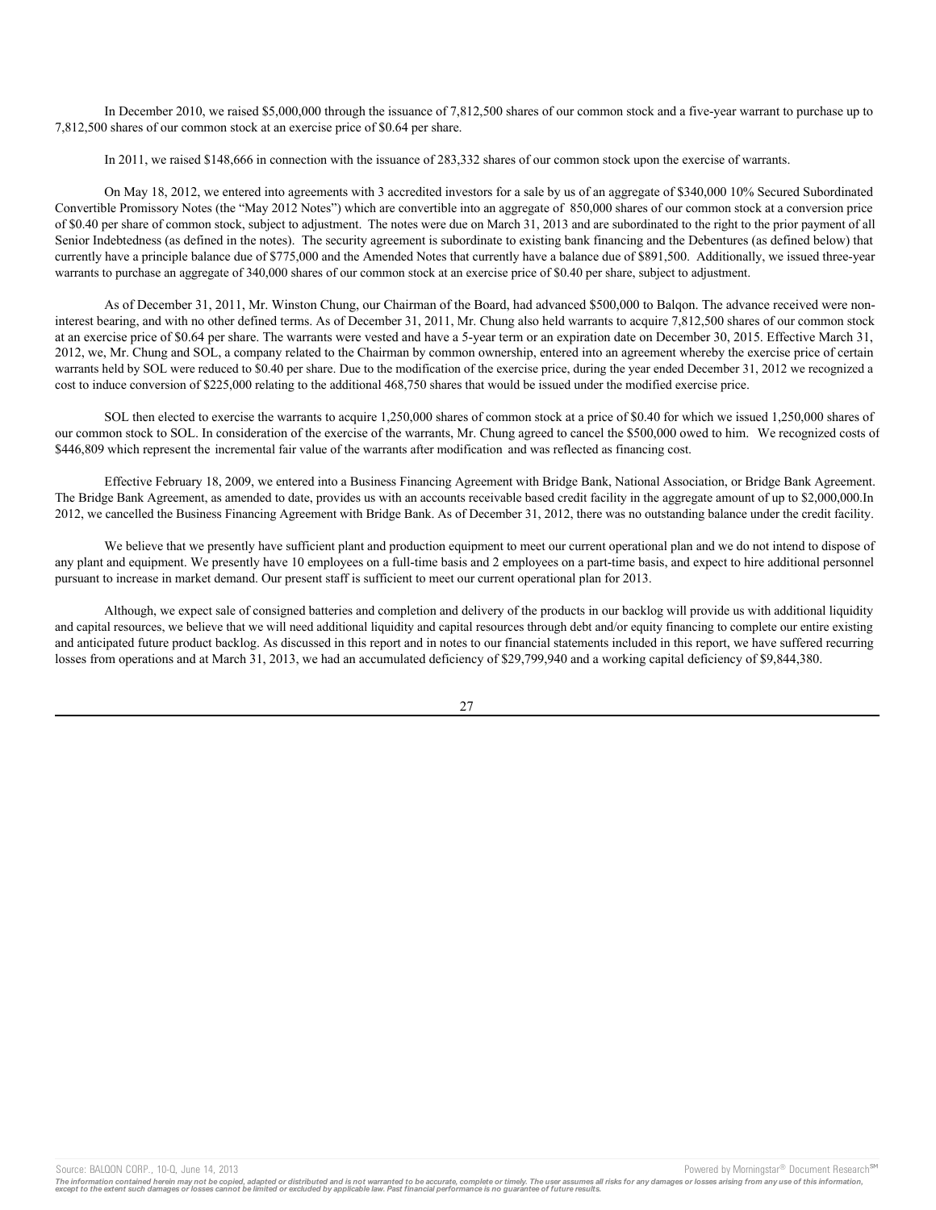In December 2010, we raised $5,000,000 through the issuance of 7,812,500 shares of our common stock and a five-year warrant to purchase up to 7,812,500 shares of our common stock at an exercise price of $0.64 per share.

In 2011, we raised $148,666 in connection with the issuance of 283,332 shares of our common stock upon the exercise of warrants.

On May 18, 2012, we entered into agreements with 3 accredited investors for a sale by us of an aggregate of $340,000 10% Secured Subordinated Convertible Promissory Notes (the "May 2012 Notes") which are convertible into an aggregate of 850,000 shares of our common stock at a conversion price of $0.40 per share of common stock, subject to adjustment. The notes were due on March 31, 2013 and are subordinated to the right to the prior payment of all Senior Indebtedness (as defined in the notes). The security agreement is subordinate to existing bank financing and the Debentures (as defined below) that currently have a principle balance due of $775,000 and the Amended Notes that currently have a balance due of $891,500. Additionally, we issued three-year warrants to purchase an aggregate of 340,000 shares of our common stock at an exercise price of $0.40 per share, subject to adjustment.

As of December 31, 2011, Mr. Winston Chung, our Chairman of the Board, had advanced $500,000 to Balqon. The advance received were non-interest bearing, and with no other defined terms. As of December 31, 2011, Mr. Chung also held warrants to acquire 7,812,500 shares of our common stock at an exercise price of $0.64 per share. The warrants were vested and have a 5-year term or an expiration date on December 30, 2015. Effective March 31, 2012, we, Mr. Chung and SOL, a company related to the Chairman by common ownership, entered into an agreement whereby the exercise price of certain warrants held by SOL were reduced to $0.40 per share. Due to the modification of the exercise price, during the year ended December 31, 2012 we recognized a cost to induce conversion of $225,000 relating to the additional 468,750 shares that would be issued under the modified exercise price.

SOL then elected to exercise the warrants to acquire 1,250,000 shares of common stock at a price of $0.40 for which we issued 1,250,000 shares of our common stock to SOL. In consideration of the exercise of the warrants, Mr. Chung agreed to cancel the $500,000 owed to him. We recognized costs of $446,809 which represent the incremental fair value of the warrants after modification and was reflected as financing cost.

Effective February 18, 2009, we entered into a Business Financing Agreement with Bridge Bank, National Association, or Bridge Bank Agreement. The Bridge Bank Agreement, as amended to date, provides us with an accounts receivable based credit facility in the aggregate amount of up to $2,000,000.In 2012, we cancelled the Business Financing Agreement with Bridge Bank. As of December 31, 2012, there was no outstanding balance under the credit facility.

We believe that we presently have sufficient plant and production equipment to meet our current operational plan and we do not intend to dispose of any plant and equipment. We presently have 10 employees on a full-time basis and 2 employees on a part-time basis, and expect to hire additional personnel pursuant to increase in market demand. Our present staff is sufficient to meet our current operational plan for 2013.

Although, we expect sale of consigned batteries and completion and delivery of the products in our backlog will provide us with additional liquidity and capital resources, we believe that we will need additional liquidity and capital resources through debt and/or equity financing to complete our entire existing and anticipated future product backlog. As discussed in this report and in notes to our financial statements included in this report, we have suffered recurring losses from operations and at March 31, 2013, we had an accumulated deficiency of $29,799,940 and a working capital deficiency of $9,844,380.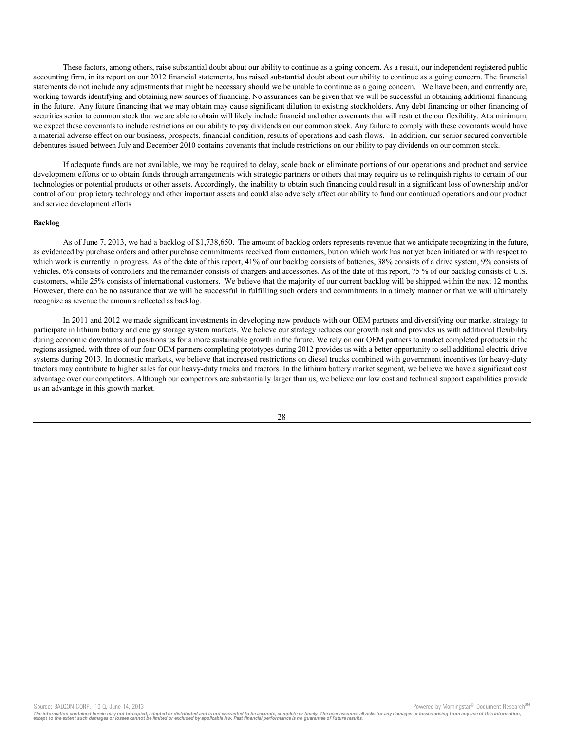These factors, among others, raise substantial doubt about our ability to continue as a going concern. As a result, our independent registered public accounting firm, in its report on our 2012 financial statements, has raised substantial doubt about our ability to continue as a going concern. The financial statements do not include any adjustments that might be necessary should we be unable to continue as a going concern. We have been, and currently are, working towards identifying and obtaining new sources of financing. No assurances can be given that we will be successful in obtaining additional financing in the future. Any future financing that we may obtain may cause significant dilution to existing stockholders. Any debt financing or other financing of securities senior to common stock that we are able to obtain will likely include financial and other covenants that will restrict the our flexibility. At a minimum, we expect these covenants to include restrictions on our ability to pay dividends on our common stock. Any failure to comply with these covenants would have a material adverse effect on our business, prospects, financial condition, results of operations and cash flows. In addition, our senior secured convertible debentures issued between July and December 2010 contains covenants that include restrictions on our ability to pay dividends on our common stock.

If adequate funds are not available, we may be required to delay, scale back or eliminate portions of our operations and product and service development efforts or to obtain funds through arrangements with strategic partners or others that may require us to relinquish rights to certain of our technologies or potential products or other assets. Accordingly, the inability to obtain such financing could result in a significant loss of ownership and/or control of our proprietary technology and other important assets and could also adversely affect our ability to fund our continued operations and our product and service development efforts.

**Backlog**

As of June 7, 2013, we had a backlog of $1,738,650. The amount of backlog orders represents revenue that we anticipate recognizing in the future, as evidenced by purchase orders and other purchase commitments received from customers, but on which work has not yet been initiated or with respect to which work is currently in progress. As of the date of this report, 41% of our backlog consists of batteries, 38% consists of a drive system, 9% consists of vehicles, 6% consists of controllers and the remainder consists of chargers and accessories. As of the date of this report, 75 % of our backlog consists of U.S. customers, while 25% consists of international customers. We believe that the majority of our current backlog will be shipped within the next 12 months. However, there can be no assurance that we will be successful in fulfilling such orders and commitments in a timely manner or that we will ultimately recognize as revenue the amounts reflected as backlog.

In 2011 and 2012 we made significant investments in developing new products with our OEM partners and diversifying our market strategy to participate in lithium battery and energy storage system markets. We believe our strategy reduces our growth risk and provides us with additional flexibility during economic downturns and positions us for a more sustainable growth in the future. We rely on our OEM partners to market completed products in the regions assigned, with three of our four OEM partners completing prototypes during 2012 provides us with a better opportunity to sell additional electric drive systems during 2013. In domestic markets, we believe that increased restrictions on diesel trucks combined with government incentives for heavy-duty tractors may contribute to higher sales for our heavy-duty trucks and tractors. In the lithium battery market segment, we believe we have a significant cost advantage over our competitors. Although our competitors are substantially larger than us, we believe our low cost and technical support capabilities provide us an advantage in this growth market.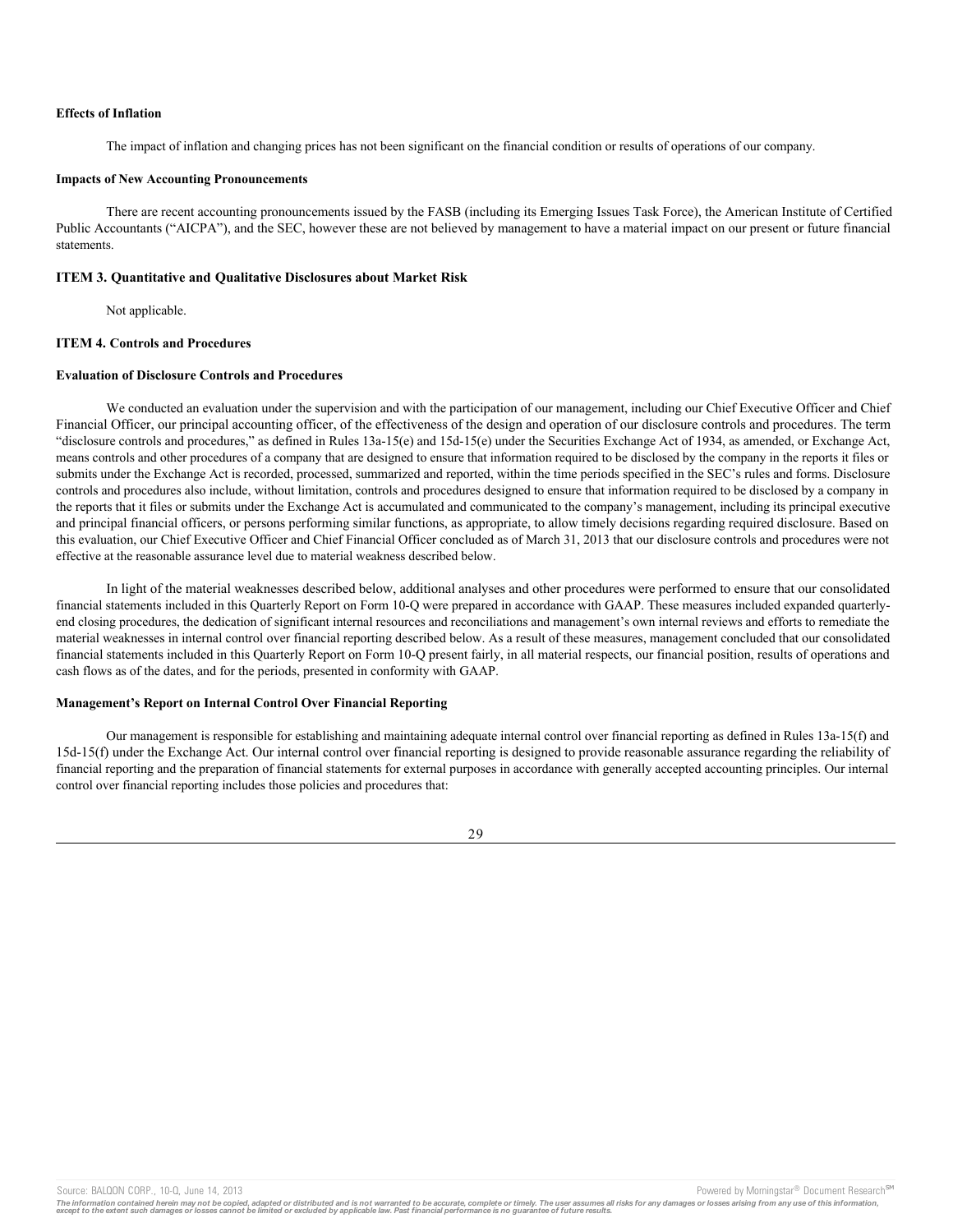**Effects of Inflation**

The impact of inflation and changing prices has not been significant on the financial condition or results of operations of our company.

**Impacts of New Accounting Pronouncements**

There are recent accounting pronouncements issued by the FASB (including its Emerging Issues Task Force), the American Institute of Certified Public Accountants ("AICPA"), and the SEC, however these are not believed by management to have a material impact on our present or future financial statements.

**ITEM 3. Quantitative and Qualitative Disclosures about Market Risk**

Not applicable.

**ITEM 4. Controls and Procedures**

**Evaluation of Disclosure Controls and Procedures**

We conducted an evaluation under the supervision and with the participation of our management, including our Chief Executive Officer and Chief Financial Officer, our principal accounting officer, of the effectiveness of the design and operation of our disclosure controls and procedures. The term "disclosure controls and procedures," as defined in Rules 13a-15(e) and 15d-15(e) under the Securities Exchange Act of 1934, as amended, or Exchange Act, means controls and other procedures of a company that are designed to ensure that information required to be disclosed by the company in the reports it files or submits under the Exchange Act is recorded, processed, summarized and reported, within the time periods specified in the SEC's rules and forms. Disclosure controls and procedures also include, without limitation, controls and procedures designed to ensure that information required to be disclosed by a company in the reports that it files or submits under the Exchange Act is accumulated and communicated to the company's management, including its principal executive and principal financial officers, or persons performing similar functions, as appropriate, to allow timely decisions regarding required disclosure. Based on this evaluation, our Chief Executive Officer and Chief Financial Officer concluded as of March 31, 2013 that our disclosure controls and procedures were not effective at the reasonable assurance level due to material weakness described below.

In light of the material weaknesses described below, additional analyses and other procedures were performed to ensure that our consolidated financial statements included in this Quarterly Report on Form 10-Q were prepared in accordance with GAAP. These measures included expanded quarterly-end closing procedures, the dedication of significant internal resources and reconciliations and management's own internal reviews and efforts to remediate the material weaknesses in internal control over financial reporting described below. As a result of these measures, management concluded that our consolidated financial statements included in this Quarterly Report on Form 10-Q present fairly, in all material respects, our financial position, results of operations and cash flows as of the dates, and for the periods, presented in conformity with GAAP.

**Management's Report on Internal Control Over Financial Reporting**

Our management is responsible for establishing and maintaining adequate internal control over financial reporting as defined in Rules 13a-15(f) and 15d-15(f) under the Exchange Act. Our internal control over financial reporting is designed to provide reasonable assurance regarding the reliability of financial reporting and the preparation of financial statements for external purposes in accordance with generally accepted accounting principles. Our internal control over financial reporting includes those policies and procedures that: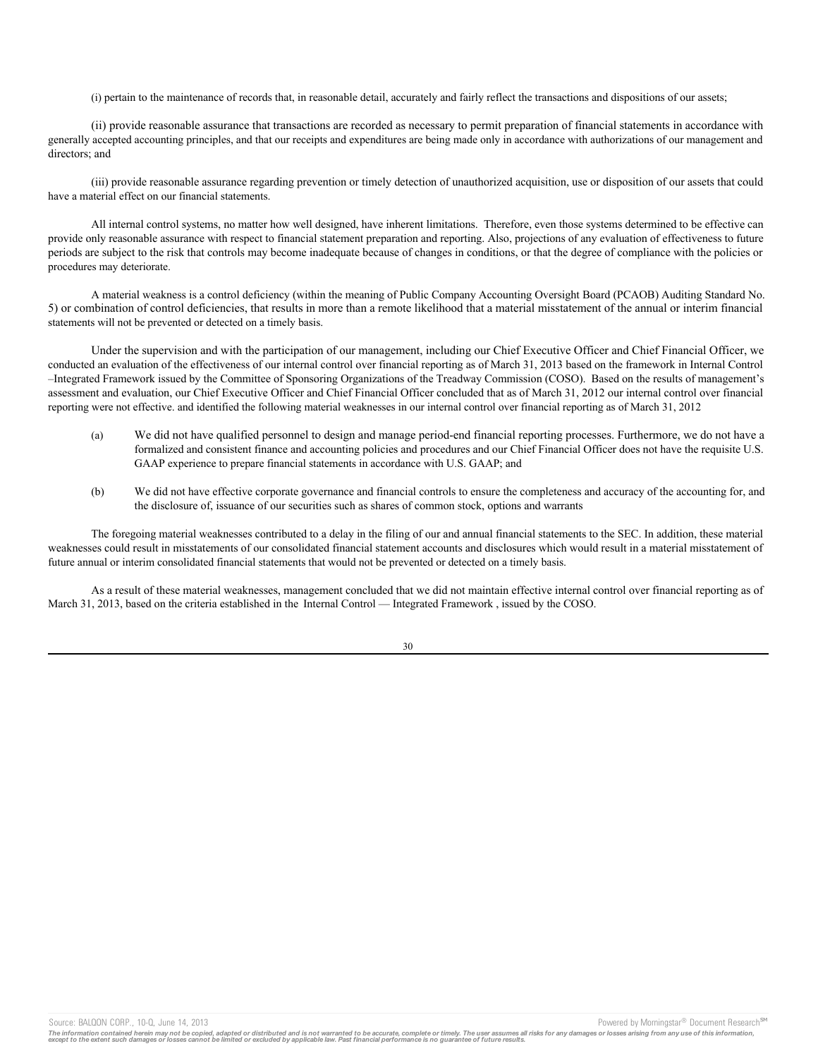(i) pertain to the maintenance of records that, in reasonable detail, accurately and fairly reflect the transactions and dispositions of our assets;

(ii) provide reasonable assurance that transactions are recorded as necessary to permit preparation of financial statements in accordance with generally accepted accounting principles, and that our receipts and expenditures are being made only in accordance with authorizations of our management and directors; and

(iii) provide reasonable assurance regarding prevention or timely detection of unauthorized acquisition, use or disposition of our assets that could have a material effect on our financial statements.

All internal control systems, no matter how well designed, have inherent limitations. Therefore, even those systems determined to be effective can provide only reasonable assurance with respect to financial statement preparation and reporting. Also, projections of any evaluation of effectiveness to future periods are subject to the risk that controls may become inadequate because of changes in conditions, or that the degree of compliance with the policies or procedures may deteriorate.

A material weakness is a control deficiency (within the meaning of Public Company Accounting Oversight Board (PCAOB) Auditing Standard No. 5) or combination of control deficiencies, that results in more than a remote likelihood that a material misstatement of the annual or interim financial statements will not be prevented or detected on a timely basis.

Under the supervision and with the participation of our management, including our Chief Executive Officer and Chief Financial Officer, we conducted an evaluation of the effectiveness of our internal control over financial reporting as of March 31, 2013 based on the framework in Internal Control –Integrated Framework issued by the Committee of Sponsoring Organizations of the Treadway Commission (COSO). Based on the results of management's assessment and evaluation, our Chief Executive Officer and Chief Financial Officer concluded that as of March 31, 2012 our internal control over financial reporting were not effective. and identified the following material weaknesses in our internal control over financial reporting as of March 31, 2012

(a) We did not have qualified personnel to design and manage period-end financial reporting processes. Furthermore, we do not have a formalized and consistent finance and accounting policies and procedures and our Chief Financial Officer does not have the requisite U.S. GAAP experience to prepare financial statements in accordance with U.S. GAAP; and

(b) We did not have effective corporate governance and financial controls to ensure the completeness and accuracy of the accounting for, and the disclosure of, issuance of our securities such as shares of common stock, options and warrants

The foregoing material weaknesses contributed to a delay in the filing of our and annual financial statements to the SEC. In addition, these material weaknesses could result in misstatements of our consolidated financial statement accounts and disclosures which would result in a material misstatement of future annual or interim consolidated financial statements that would not be prevented or detected on a timely basis.

As a result of these material weaknesses, management concluded that we did not maintain effective internal control over financial reporting as of March 31, 2013, based on the criteria established in the Internal Control — Integrated Framework , issued by the COSO.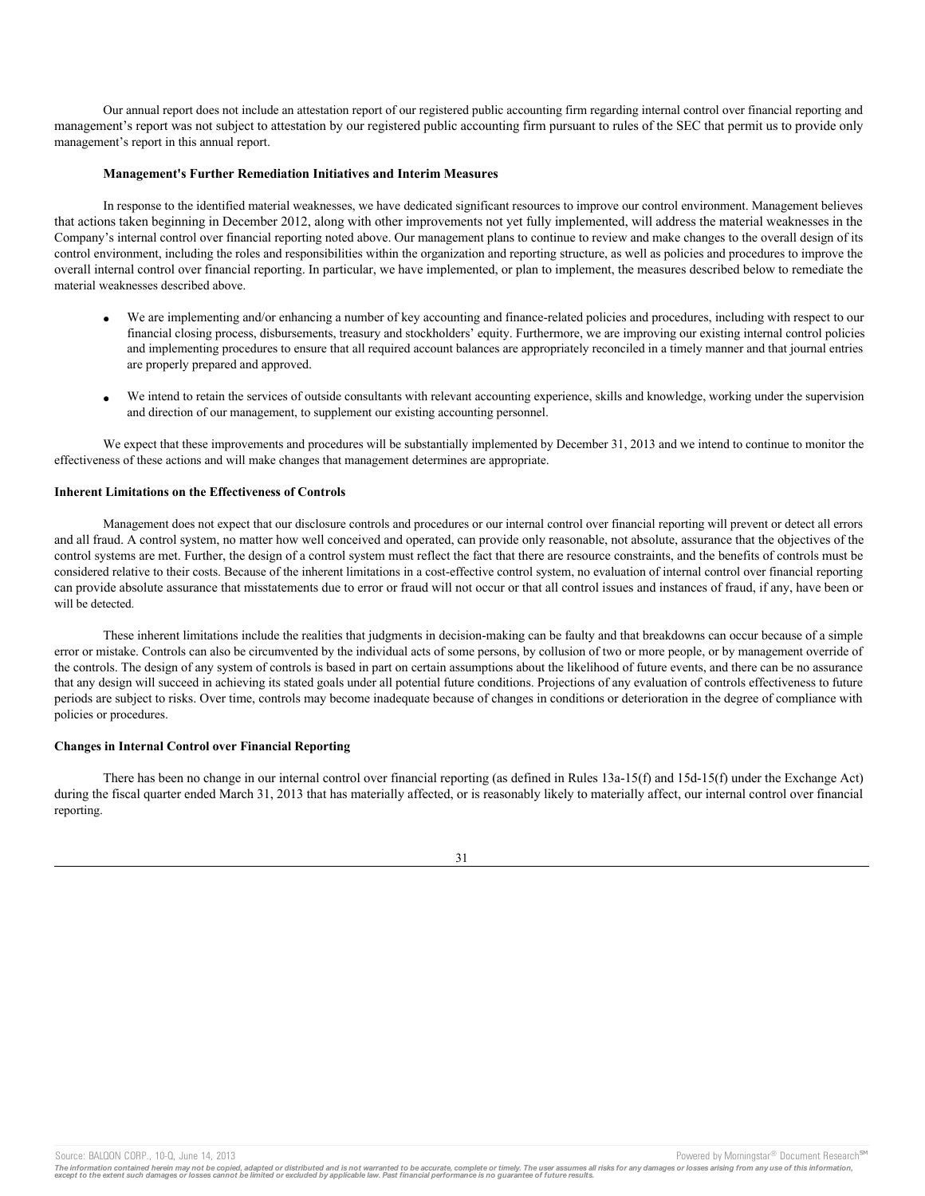Our annual report does not include an attestation report of our registered public accounting firm regarding internal control over financial reporting and management's report was not subject to attestation by our registered public accounting firm pursuant to rules of the SEC that permit us to provide only management's report in this annual report.

**Management's Further Remediation Initiatives and Interim Measures**

In response to the identified material weaknesses, we have dedicated significant resources to improve our control environment. Management believes that actions taken beginning in December 2012, along with other improvements not yet fully implemented, will address the material weaknesses in the Company's internal control over financial reporting noted above. Our management plans to continue to review and make changes to the overall design of its control environment, including the roles and responsibilities within the organization and reporting structure, as well as policies and procedures to improve the overall internal control over financial reporting. In particular, we have implemented, or plan to implement, the measures described below to remediate the material weaknesses described above.

- We are implementing and/or enhancing a number of key accounting and finance-related policies and procedures, including with respect to our financial closing process, disbursements, treasury and stockholders' equity. Furthermore, we are improving our existing internal control policies and implementing procedures to ensure that all required account balances are appropriately reconciled in a timely manner and that journal entries are properly prepared and approved.
- We intend to retain the services of outside consultants with relevant accounting experience, skills and knowledge, working under the supervision and direction of our management, to supplement our existing accounting personnel.

We expect that these improvements and procedures will be substantially implemented by December 31, 2013 and we intend to continue to monitor the effectiveness of these actions and will make changes that management determines are appropriate.

**Inherent Limitations on the Effectiveness of Controls**

Management does not expect that our disclosure controls and procedures or our internal control over financial reporting will prevent or detect all errors and all fraud. A control system, no matter how well conceived and operated, can provide only reasonable, not absolute, assurance that the objectives of the control systems are met. Further, the design of a control system must reflect the fact that there are resource constraints, and the benefits of controls must be considered relative to their costs. Because of the inherent limitations in a cost-effective control system, no evaluation of internal control over financial reporting can provide absolute assurance that misstatements due to error or fraud will not occur or that all control issues and instances of fraud, if any, have been or will be detected.

These inherent limitations include the realities that judgments in decision-making can be faulty and that breakdowns can occur because of a simple error or mistake. Controls can also be circumvented by the individual acts of some persons, by collusion of two or more people, or by management override of the controls. The design of any system of controls is based in part on certain assumptions about the likelihood of future events, and there can be no assurance that any design will succeed in achieving its stated goals under all potential future conditions. Projections of any evaluation of controls effectiveness to future periods are subject to risks. Over time, controls may become inadequate because of changes in conditions or deterioration in the degree of compliance with policies or procedures.

**Changes in Internal Control over Financial Reporting**

There has been no change in our internal control over financial reporting (as defined in Rules 13a-15(f) and 15d-15(f) under the Exchange Act) during the fiscal quarter ended March 31, 2013 that has materially affected, or is reasonably likely to materially affect, our internal control over financial reporting.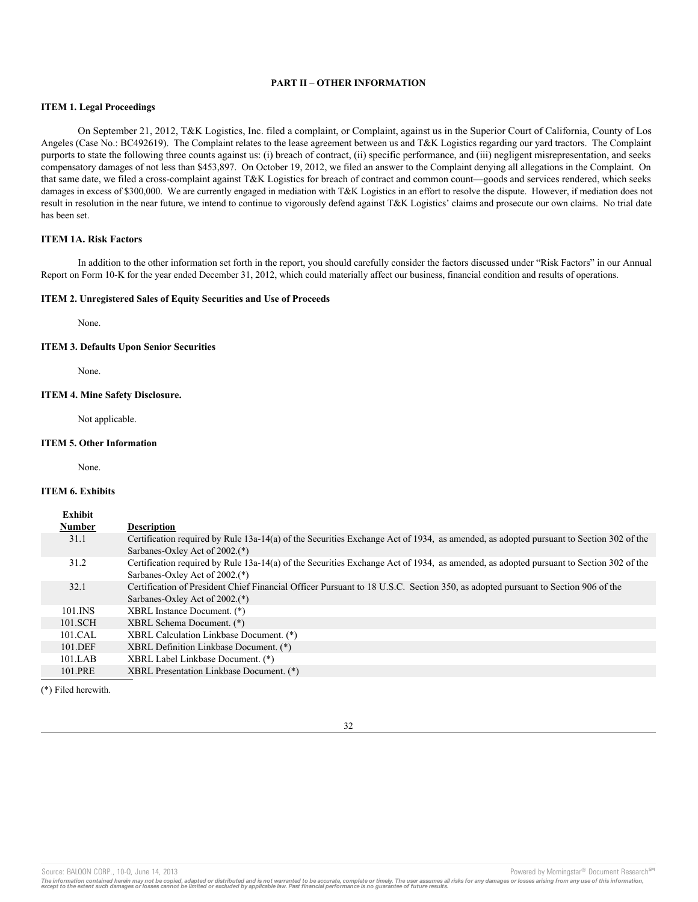## PART II – OTHER INFORMATION

### ITEM 1. Legal Proceedings

On September 21, 2012, T&K Logistics, Inc. filed a complaint, or Complaint, against us in the Superior Court of California, County of Los Angeles (Case No.: BC492619). The Complaint relates to the lease agreement between us and T&K Logistics regarding our yard tractors. The Complaint purports to state the following three counts against us: (i) breach of contract, (ii) specific performance, and (iii) negligent misrepresentation, and seeks compensatory damages of not less than $453,897. On October 19, 2012, we filed an answer to the Complaint denying all allegations in the Complaint. On that same date, we filed a cross-complaint against T&K Logistics for breach of contract and common count—goods and services rendered, which seeks damages in excess of $300,000. We are currently engaged in mediation with T&K Logistics in an effort to resolve the dispute. However, if mediation does not result in resolution in the near future, we intend to continue to vigorously defend against T&K Logistics' claims and prosecute our own claims. No trial date has been set.

### ITEM 1A. Risk Factors

In addition to the other information set forth in the report, you should carefully consider the factors discussed under "Risk Factors" in our Annual Report on Form 10-K for the year ended December 31, 2012, which could materially affect our business, financial condition and results of operations.

### ITEM 2. Unregistered Sales of Equity Securities and Use of Proceeds

None.

### ITEM 3. Defaults Upon Senior Securities

None.

### ITEM 4. Mine Safety Disclosure.

Not applicable.

### ITEM 5. Other Information

None.

### ITEM 6. Exhibits

| Exhibit Number | Description |
|---|---|
| 31.1 | Certification required by Rule 13a-14(a) of the Securities Exchange Act of 1934, as amended, as adopted pursuant to Section 302 of the Sarbanes-Oxley Act of 2002.(*) |
| 31.2 | Certification required by Rule 13a-14(a) of the Securities Exchange Act of 1934, as amended, as adopted pursuant to Section 302 of the Sarbanes-Oxley Act of 2002.(*) |
| 32.1 | Certification of President Chief Financial Officer Pursuant to 18 U.S.C. Section 350, as adopted pursuant to Section 906 of the Sarbanes-Oxley Act of 2002.(*) |
| 101.INS | XBRL Instance Document. (*) |
| 101.SCH | XBRL Schema Document. (*) |
| 101.CAL | XBRL Calculation Linkbase Document. (*) |
| 101.DEF | XBRL Definition Linkbase Document. (*) |
| 101.LAB | XBRL Label Linkbase Document. (*) |
| 101.PRE | XBRL Presentation Linkbase Document. (*) |

(*) Filed herewith.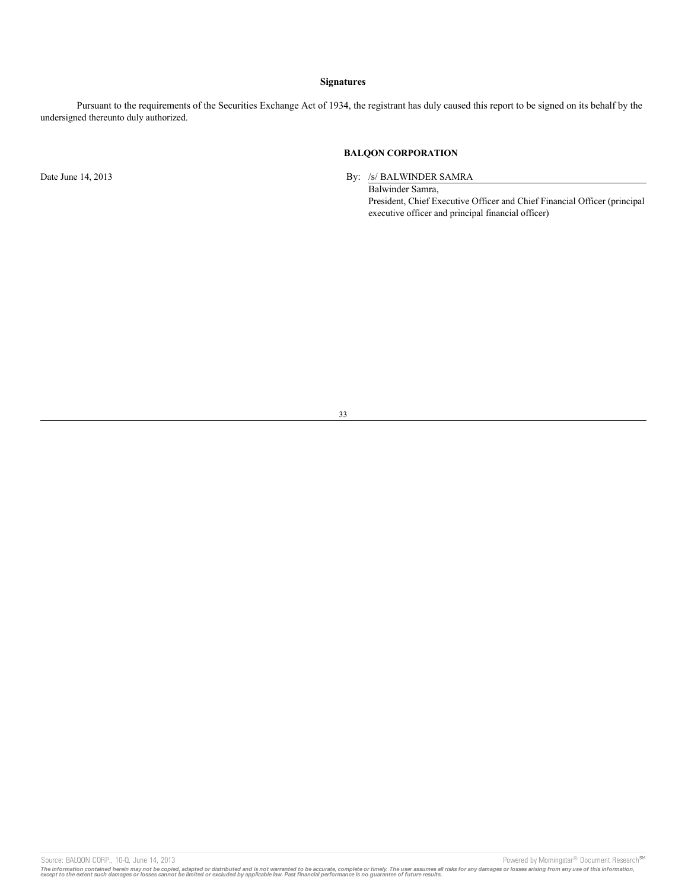## Signatures

Pursuant to the requirements of the Securities Exchange Act of 1934, the registrant has duly caused this report to be signed on its behalf by the undersigned thereunto duly authorized.

**BALQON CORPORATION**

Date June 14, 2013

By: /s/ BALWINDER SAMRA

Balwinder Samra,
President, Chief Executive Officer and Chief Financial Officer (principal executive officer and principal financial officer)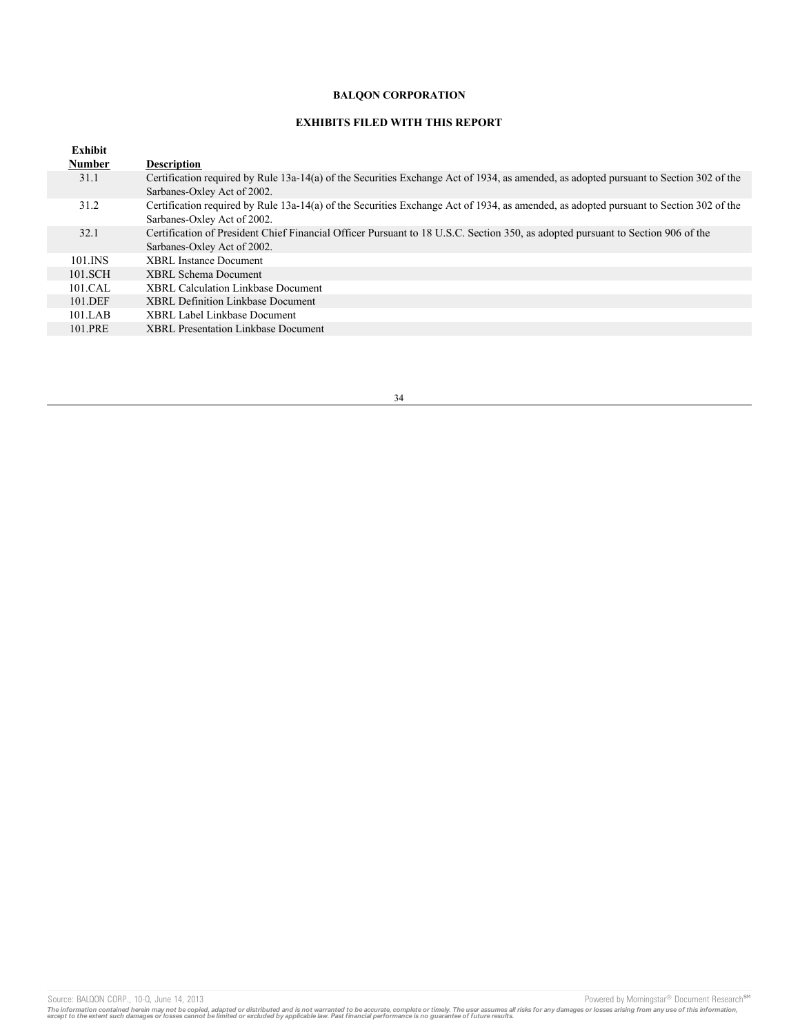**BALQON CORPORATION**

**EXHIBITS FILED WITH THIS REPORT**

| Exhibit Number | Description |
|---|---|
| 31.1 | Certification required by Rule 13a-14(a) of the Securities Exchange Act of 1934, as amended, as adopted pursuant to Section 302 of the Sarbanes-Oxley Act of 2002. |
| 31.2 | Certification required by Rule 13a-14(a) of the Securities Exchange Act of 1934, as amended, as adopted pursuant to Section 302 of the Sarbanes-Oxley Act of 2002. |
| 32.1 | Certification of President Chief Financial Officer Pursuant to 18 U.S.C. Section 350, as adopted pursuant to Section 906 of the Sarbanes-Oxley Act of 2002. |
| 101.INS | XBRL Instance Document |
| 101.SCH | XBRL Schema Document |
| 101.CAL | XBRL Calculation Linkbase Document |
| 101.DEF | XBRL Definition Linkbase Document |
| 101.LAB | XBRL Label Linkbase Document |
| 101.PRE | XBRL Presentation Linkbase Document |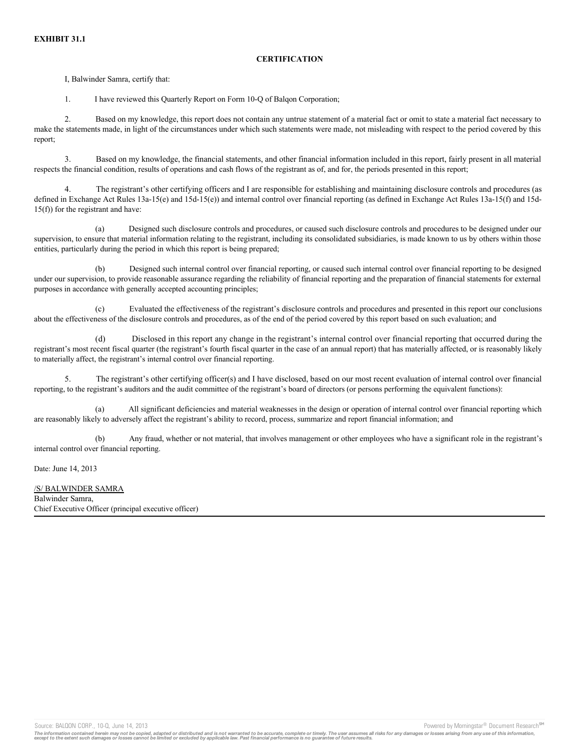**EXHIBIT 31.1**

**CERTIFICATION**

I, Balwinder Samra, certify that:

1. I have reviewed this Quarterly Report on Form 10-Q of Balqon Corporation;

2. Based on my knowledge, this report does not contain any untrue statement of a material fact or omit to state a material fact necessary to make the statements made, in light of the circumstances under which such statements were made, not misleading with respect to the period covered by this report;

3. Based on my knowledge, the financial statements, and other financial information included in this report, fairly present in all material respects the financial condition, results of operations and cash flows of the registrant as of, and for, the periods presented in this report;

4. The registrant's other certifying officers and I are responsible for establishing and maintaining disclosure controls and procedures (as defined in Exchange Act Rules 13a-15(e) and 15d-15(e)) and internal control over financial reporting (as defined in Exchange Act Rules 13a-15(f) and 15d-15(f)) for the registrant and have:

(a) Designed such disclosure controls and procedures, or caused such disclosure controls and procedures to be designed under our supervision, to ensure that material information relating to the registrant, including its consolidated subsidiaries, is made known to us by others within those entities, particularly during the period in which this report is being prepared;

(b) Designed such internal control over financial reporting, or caused such internal control over financial reporting to be designed under our supervision, to provide reasonable assurance regarding the reliability of financial reporting and the preparation of financial statements for external purposes in accordance with generally accepted accounting principles;

(c) Evaluated the effectiveness of the registrant's disclosure controls and procedures and presented in this report our conclusions about the effectiveness of the disclosure controls and procedures, as of the end of the period covered by this report based on such evaluation; and

(d) Disclosed in this report any change in the registrant's internal control over financial reporting that occurred during the registrant's most recent fiscal quarter (the registrant's fourth fiscal quarter in the case of an annual report) that has materially affected, or is reasonably likely to materially affect, the registrant's internal control over financial reporting.

5. The registrant's other certifying officer(s) and I have disclosed, based on our most recent evaluation of internal control over financial reporting, to the registrant's auditors and the audit committee of the registrant's board of directors (or persons performing the equivalent functions):

(a) All significant deficiencies and material weaknesses in the design or operation of internal control over financial reporting which are reasonably likely to adversely affect the registrant's ability to record, process, summarize and report financial information; and

(b) Any fraud, whether or not material, that involves management or other employees who have a significant role in the registrant's internal control over financial reporting.

Date: June 14, 2013

/S/ BALWINDER SAMRA
Balwinder Samra,
Chief Executive Officer (principal executive officer)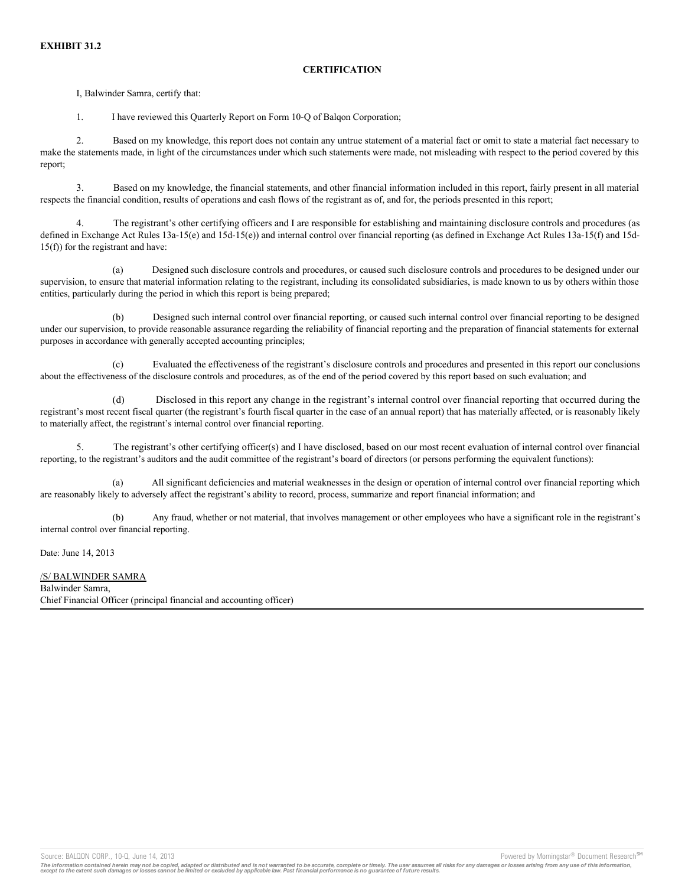**EXHIBIT 31.2**

**CERTIFICATION**

I, Balwinder Samra, certify that:

1. I have reviewed this Quarterly Report on Form 10-Q of Balqon Corporation;

2. Based on my knowledge, this report does not contain any untrue statement of a material fact or omit to state a material fact necessary to make the statements made, in light of the circumstances under which such statements were made, not misleading with respect to the period covered by this report;

3. Based on my knowledge, the financial statements, and other financial information included in this report, fairly present in all material respects the financial condition, results of operations and cash flows of the registrant as of, and for, the periods presented in this report;

4. The registrant's other certifying officers and I are responsible for establishing and maintaining disclosure controls and procedures (as defined in Exchange Act Rules 13a-15(e) and 15d-15(e)) and internal control over financial reporting (as defined in Exchange Act Rules 13a-15(f) and 15d-15(f)) for the registrant and have:

(a) Designed such disclosure controls and procedures, or caused such disclosure controls and procedures to be designed under our supervision, to ensure that material information relating to the registrant, including its consolidated subsidiaries, is made known to us by others within those entities, particularly during the period in which this report is being prepared;

(b) Designed such internal control over financial reporting, or caused such internal control over financial reporting to be designed under our supervision, to provide reasonable assurance regarding the reliability of financial reporting and the preparation of financial statements for external purposes in accordance with generally accepted accounting principles;

(c) Evaluated the effectiveness of the registrant's disclosure controls and procedures and presented in this report our conclusions about the effectiveness of the disclosure controls and procedures, as of the end of the period covered by this report based on such evaluation; and

(d) Disclosed in this report any change in the registrant's internal control over financial reporting that occurred during the registrant's most recent fiscal quarter (the registrant's fourth fiscal quarter in the case of an annual report) that has materially affected, or is reasonably likely to materially affect, the registrant's internal control over financial reporting.

5. The registrant's other certifying officer(s) and I have disclosed, based on our most recent evaluation of internal control over financial reporting, to the registrant's auditors and the audit committee of the registrant's board of directors (or persons performing the equivalent functions):

(a) All significant deficiencies and material weaknesses in the design or operation of internal control over financial reporting which are reasonably likely to adversely affect the registrant's ability to record, process, summarize and report financial information; and

(b) Any fraud, whether or not material, that involves management or other employees who have a significant role in the registrant's internal control over financial reporting.

Date: June 14, 2013

/S/ BALWINDER SAMRA
Balwinder Samra,
Chief Financial Officer (principal financial and accounting officer)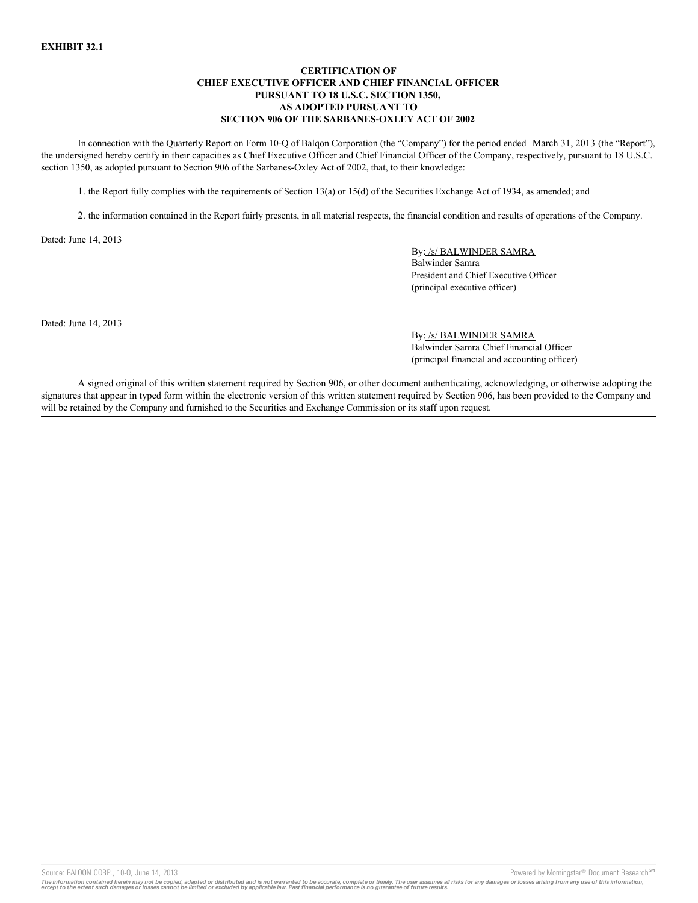**EXHIBIT 32.1**

**CERTIFICATION OF**
**CHIEF EXECUTIVE OFFICER AND CHIEF FINANCIAL OFFICER**
**PURSUANT TO 18 U.S.C. SECTION 1350,**
**AS ADOPTED PURSUANT TO**
**SECTION 906 OF THE SARBANES-OXLEY ACT OF 2002**

In connection with the Quarterly Report on Form 10-Q of Balqon Corporation (the "Company") for the period ended March 31, 2013 (the "Report"), the undersigned hereby certify in their capacities as Chief Executive Officer and Chief Financial Officer of the Company, respectively, pursuant to 18 U.S.C. section 1350, as adopted pursuant to Section 906 of the Sarbanes-Oxley Act of 2002, that, to their knowledge:

1. the Report fully complies with the requirements of Section 13(a) or 15(d) of the Securities Exchange Act of 1934, as amended; and

2. the information contained in the Report fairly presents, in all material respects, the financial condition and results of operations of the Company.

Dated: June 14, 2013

By: /s/ BALWINDER SAMRA
Balwinder Samra
President and Chief Executive Officer
(principal executive officer)

Dated: June 14, 2013

By: /s/ BALWINDER SAMRA
Balwinder Samra Chief Financial Officer
(principal financial and accounting officer)

A signed original of this written statement required by Section 906, or other document authenticating, acknowledging, or otherwise adopting the signatures that appear in typed form within the electronic version of this written statement required by Section 906, has been provided to the Company and will be retained by the Company and furnished to the Securities and Exchange Commission or its staff upon request.